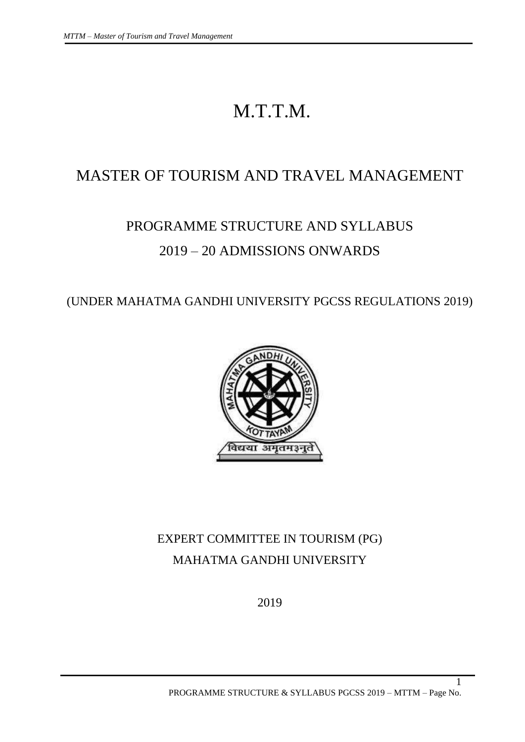# M.T.T.M.

## MASTER OF TOURISM AND TRAVEL MANAGEMENT

## PROGRAMME STRUCTURE AND SYLLABUS

## 2019 – 20 ADMISSIONS ONWARDS

(UNDER MAHATMA GANDHI UNIVERSITY PGCSS REGULATIONS 2019)

EXPERT COMMITTEE IN TOURISM (PG)

MAHATMA GANDHI UNIVERSITY

2019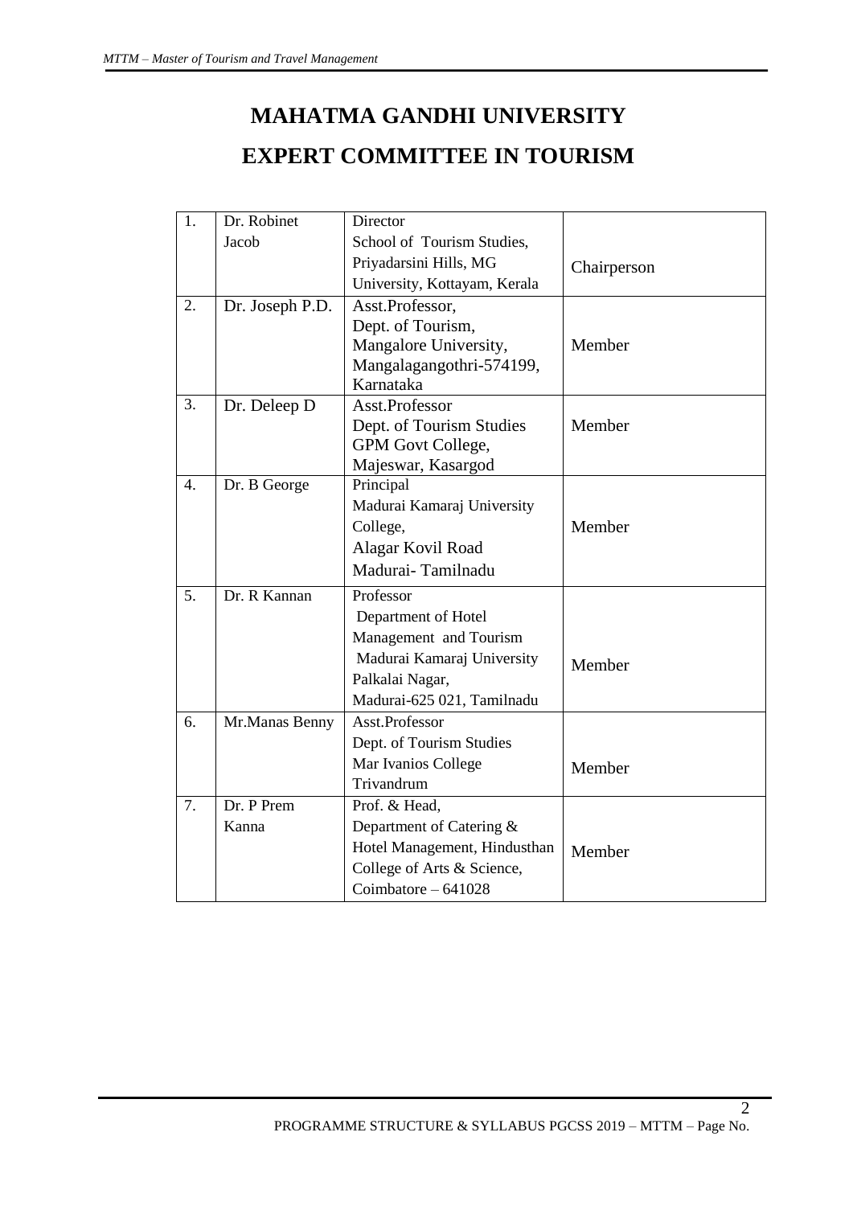# MAHATMA GANDHI UNIVERSITY

# EXPERT COMMITTEE IN TOURISM

| | | | |
|---|---|---|---|
| 1. | Dr. Robinet Jacob | Director School of Tourism Studies, Priyadarsini Hills, MG University, Kottayam, Kerala | Chairperson |
| 2. | Dr. Joseph P.D. | Asst.Professor, Dept. of Tourism, Mangalore University, Mangalagangothri-574199, Karnataka | Member |
| 3. | Dr. Deleep D | Asst.Professor Dept. of Tourism Studies GPM Govt College, Majeswar, Kasargod | Member |
| 4. | Dr. B George | Principal Madurai Kamaraj University College, Alagar Kovil Road Madurai- Tamilnadu | Member |
| 5. | Dr. R Kannan | Professor Department of Hotel Management and Tourism Madurai Kamaraj University Palkalai Nagar, Madurai-625 021, Tamilnadu | Member |
| 6. | Mr.Manas Benny | Asst.Professor Dept. of Tourism Studies Mar Ivanios College Trivandrum | Member |
| 7. | Dr. P Prem Kanna | Prof. & Head, Department of Catering & Hotel Management, Hindusthan College of Arts & Science, Coimbatore – 641028 | Member |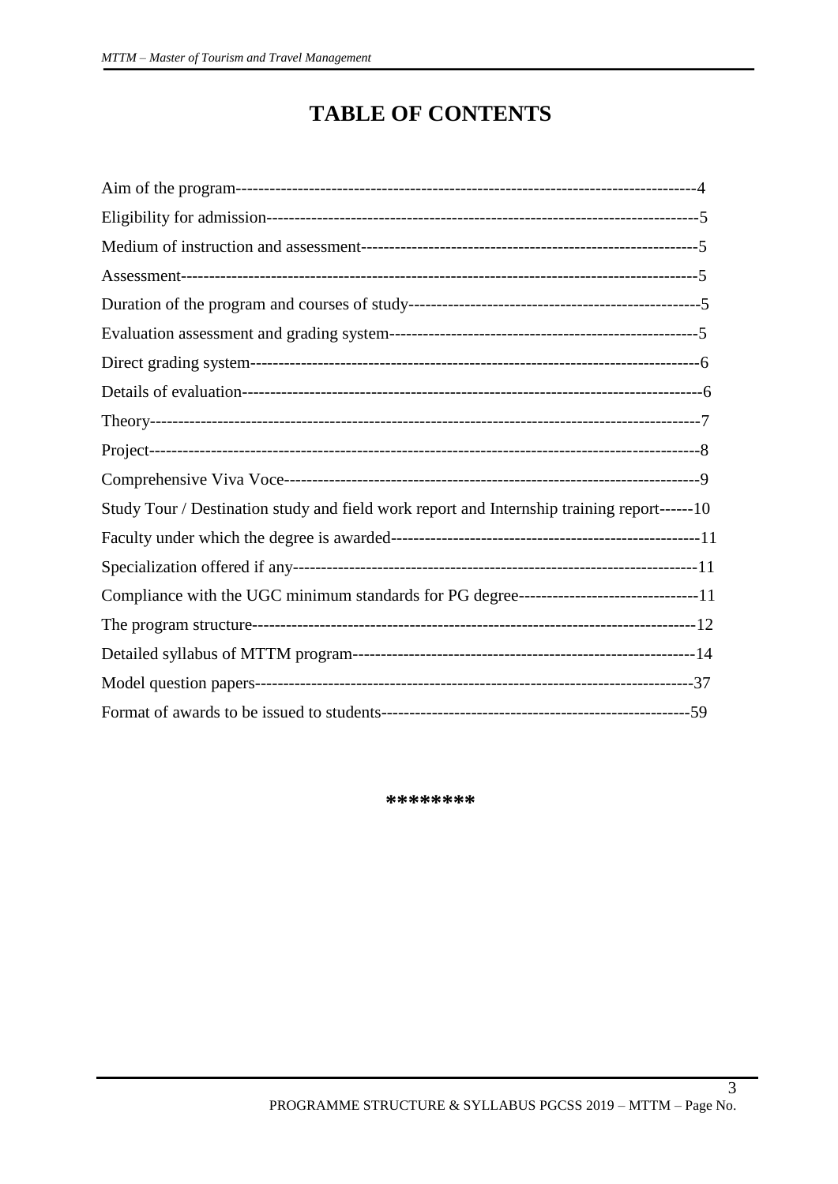# TABLE OF CONTENTS

Aim of the program---------------------------------------------------------------------------------4

Eligibility for admission----------------------------------------------------------------------------5

Medium of instruction and assessment-----------------------------------------------------------5

Assessment---------------------------------------------------------------------------------------------5

Duration of the program and courses of study----------------------------------------------------5

Evaluation assessment and grading system-------------------------------------------------------5

Direct grading system--------------------------------------------------------------------------------6

Details of evaluation----------------------------------------------------------------------------------6

Theory--------------------------------------------------------------------------------------------------7

Project--------------------------------------------------------------------------------------------------8

Comprehensive Viva Voce--------------------------------------------------------------------------9

Study Tour / Destination study and field work report and Internship training report------10

Faculty under which the degree is awarded-----------------------------------------------------11

Specialization offered if any-----------------------------------------------------------------------11

Compliance with the UGC minimum standards for PG degree--------------------------------11

The program structure------------------------------------------------------------------------------12

Detailed syllabus of MTTM program------------------------------------------------------------14

Model question papers------------------------------------------------------------------------------37

Format of awards to be issued to students-------------------------------------------------------59

********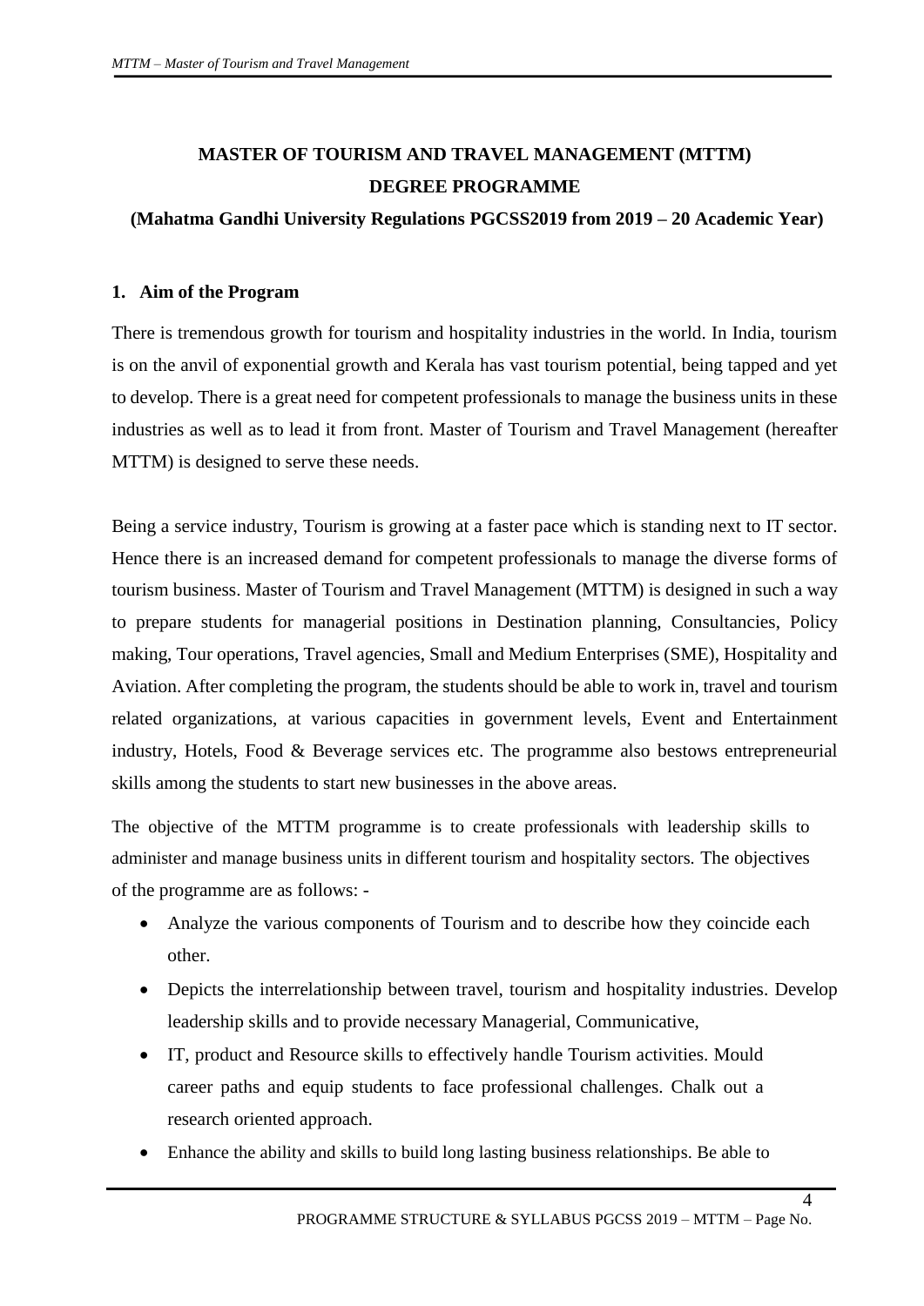# MASTER OF TOURISM AND TRAVEL MANAGEMENT (MTTM) DEGREE PROGRAMME

**(Mahatma Gandhi University Regulations PGCSS2019 from 2019 – 20 Academic Year)**

## 1. Aim of the Program

There is tremendous growth for tourism and hospitality industries in the world. In India, tourism is on the anvil of exponential growth and Kerala has vast tourism potential, being tapped and yet to develop. There is a great need for competent professionals to manage the business units in these industries as well as to lead it from front. Master of Tourism and Travel Management (hereafter MTTM) is designed to serve these needs.

Being a service industry, Tourism is growing at a faster pace which is standing next to IT sector. Hence there is an increased demand for competent professionals to manage the diverse forms of tourism business. Master of Tourism and Travel Management (MTTM) is designed in such a way to prepare students for managerial positions in Destination planning, Consultancies, Policy making, Tour operations, Travel agencies, Small and Medium Enterprises (SME), Hospitality and Aviation. After completing the program, the students should be able to work in, travel and tourism related organizations, at various capacities in government levels, Event and Entertainment industry, Hotels, Food & Beverage services etc. The programme also bestows entrepreneurial skills among the students to start new businesses in the above areas.

The objective of the MTTM programme is to create professionals with leadership skills to administer and manage business units in different tourism and hospitality sectors. The objectives of the programme are as follows: -

- Analyze the various components of Tourism and to describe how they coincide each other.
- Depicts the interrelationship between travel, tourism and hospitality industries. Develop leadership skills and to provide necessary Managerial, Communicative,
- IT, product and Resource skills to effectively handle Tourism activities. Mould career paths and equip students to face professional challenges. Chalk out a research oriented approach.
- Enhance the ability and skills to build long lasting business relationships. Be able to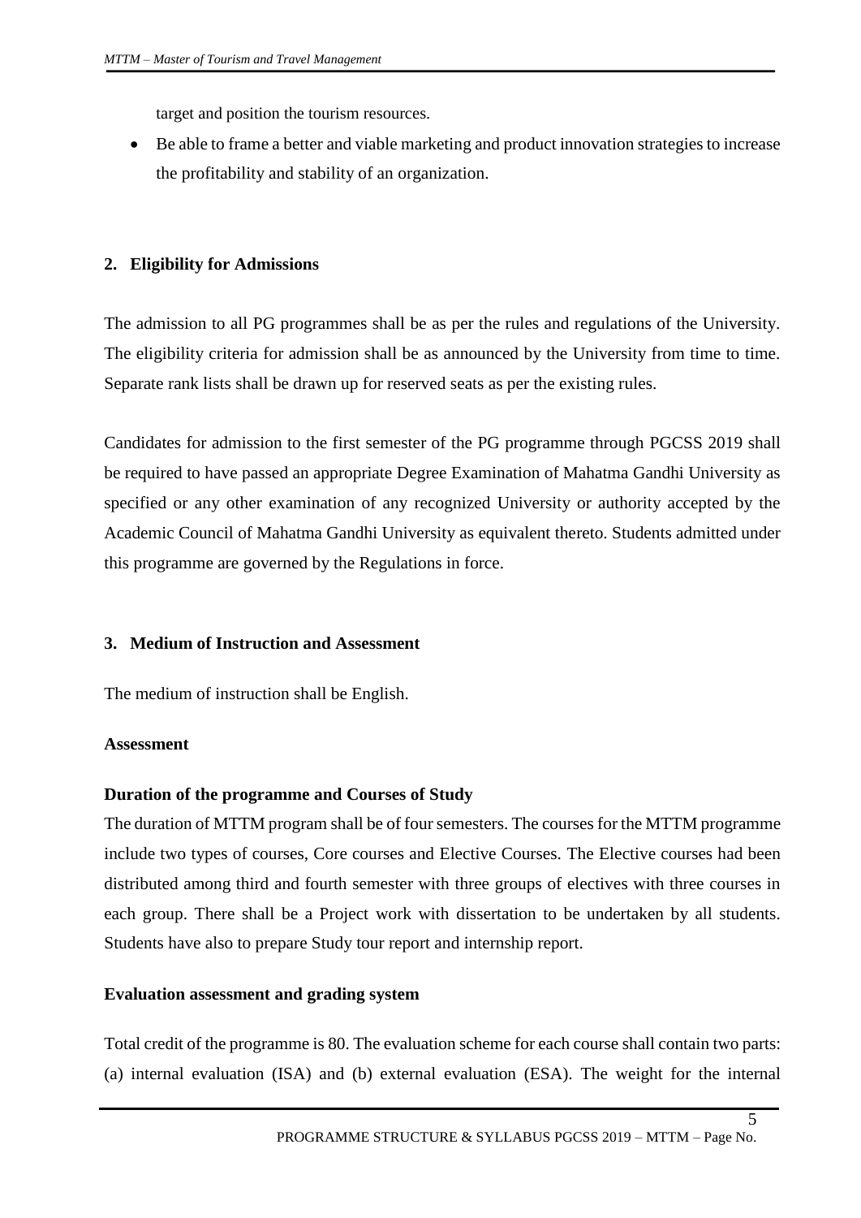target and position the tourism resources.

- Be able to frame a better and viable marketing and product innovation strategies to increase the profitability and stability of an organization.

## 2. Eligibility for Admissions

The admission to all PG programmes shall be as per the rules and regulations of the University. The eligibility criteria for admission shall be as announced by the University from time to time. Separate rank lists shall be drawn up for reserved seats as per the existing rules.

Candidates for admission to the first semester of the PG programme through PGCSS 2019 shall be required to have passed an appropriate Degree Examination of Mahatma Gandhi University as specified or any other examination of any recognized University or authority accepted by the Academic Council of Mahatma Gandhi University as equivalent thereto. Students admitted under this programme are governed by the Regulations in force.

## 3. Medium of Instruction and Assessment

The medium of instruction shall be English.

**Assessment**

**Duration of the programme and Courses of Study**

The duration of MTTM program shall be of four semesters. The courses for the MTTM programme include two types of courses, Core courses and Elective Courses. The Elective courses had been distributed among third and fourth semester with three groups of electives with three courses in each group. There shall be a Project work with dissertation to be undertaken by all students. Students have also to prepare Study tour report and internship report.

**Evaluation assessment and grading system**

Total credit of the programme is 80. The evaluation scheme for each course shall contain two parts: (a) internal evaluation (ISA) and (b) external evaluation (ESA). The weight for the internal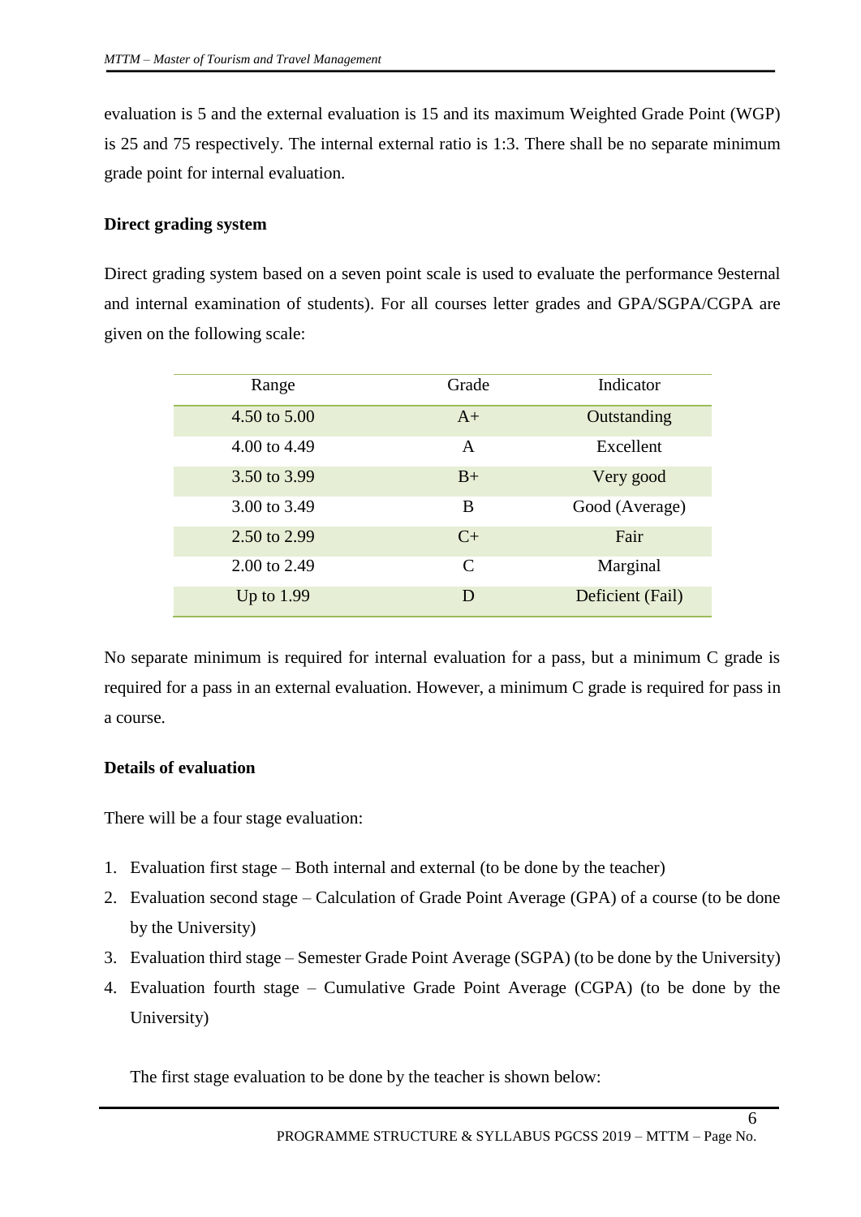evaluation is 5 and the external evaluation is 15 and its maximum Weighted Grade Point (WGP) is 25 and 75 respectively. The internal external ratio is 1:3. There shall be no separate minimum grade point for internal evaluation.

**Direct grading system**

Direct grading system based on a seven point scale is used to evaluate the performance 9esternal and internal examination of students). For all courses letter grades and GPA/SGPA/CGPA are given on the following scale:

| Range | Grade | Indicator |
|---|---|---|
| 4.50 to 5.00 | A+ | Outstanding |
| 4.00 to 4.49 | A | Excellent |
| 3.50 to 3.99 | B+ | Very good |
| 3.00 to 3.49 | B | Good (Average) |
| 2.50 to 2.99 | C+ | Fair |
| 2.00 to 2.49 | C | Marginal |
| Up to 1.99 | D | Deficient (Fail) |

No separate minimum is required for internal evaluation for a pass, but a minimum C grade is required for a pass in an external evaluation. However, a minimum C grade is required for pass in a course.

**Details of evaluation**

There will be a four stage evaluation:

1. Evaluation first stage – Both internal and external (to be done by the teacher)
2. Evaluation second stage – Calculation of Grade Point Average (GPA) of a course (to be done by the University)
3. Evaluation third stage – Semester Grade Point Average (SGPA) (to be done by the University)
4. Evaluation fourth stage – Cumulative Grade Point Average (CGPA) (to be done by the University)

The first stage evaluation to be done by the teacher is shown below: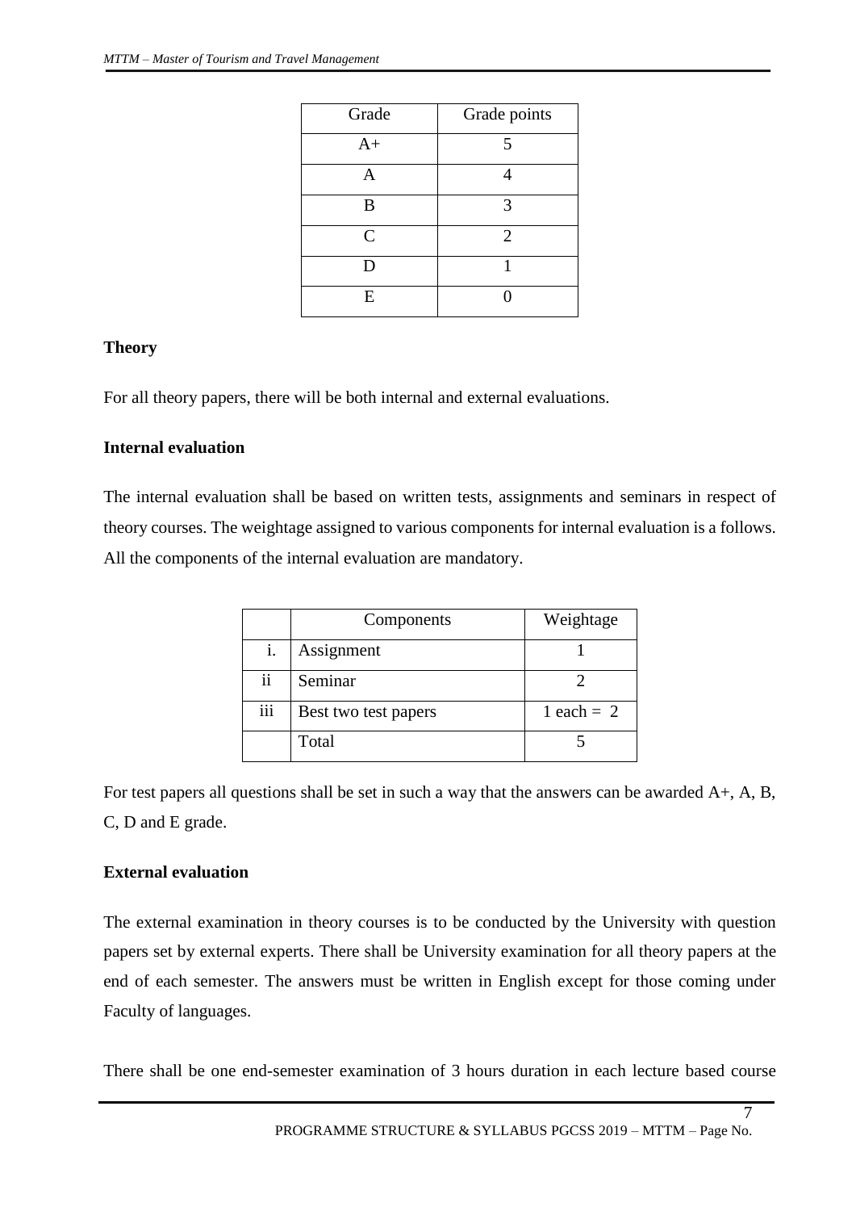| Grade | Grade points |
|---|---|
| A+ | 5 |
| A | 4 |
| B | 3 |
| C | 2 |
| D | 1 |
| E | 0 |

**Theory**

For all theory papers, there will be both internal and external evaluations.

**Internal evaluation**

The internal evaluation shall be based on written tests, assignments and seminars in respect of theory courses. The weightage assigned to various components for internal evaluation is a follows. All the components of the internal evaluation are mandatory.

| | Components | Weightage |
|---|---|---|
| i. | Assignment | 1 |
| ii | Seminar | 2 |
| iii | Best two test papers | 1 each = 2 |
| | Total | 5 |

For test papers all questions shall be set in such a way that the answers can be awarded A+, A, B, C, D and E grade.

**External evaluation**

The external examination in theory courses is to be conducted by the University with question papers set by external experts. There shall be University examination for all theory papers at the end of each semester. The answers must be written in English except for those coming under Faculty of languages.

There shall be one end-semester examination of 3 hours duration in each lecture based course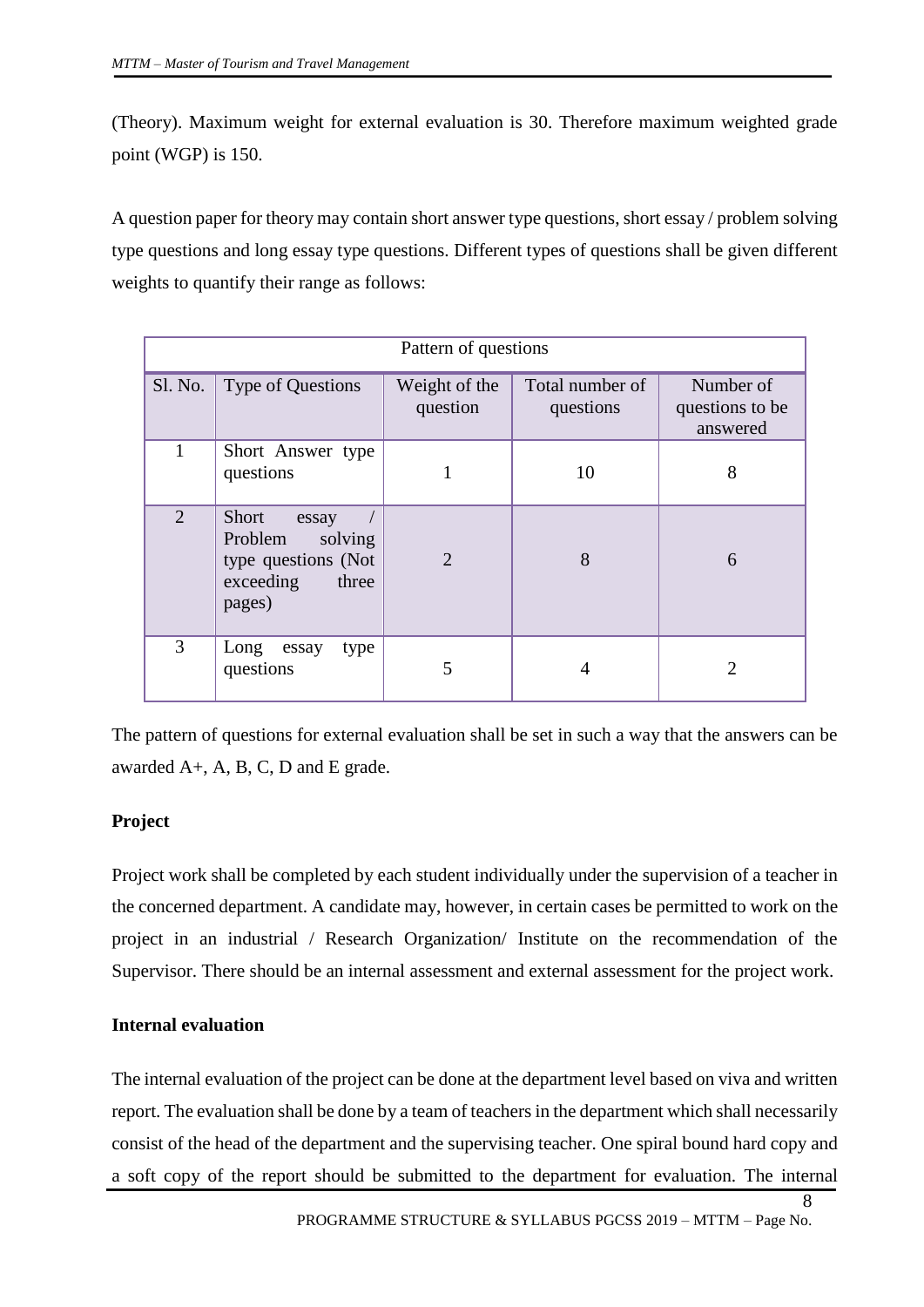(Theory). Maximum weight for external evaluation is 30. Therefore maximum weighted grade point (WGP) is 150.

A question paper for theory may contain short answer type questions, short essay / problem solving type questions and long essay type questions. Different types of questions shall be given different weights to quantify their range as follows:

| Pattern of questions | | | | |
|---|---|---|---|---|
| Sl. No. | Type of Questions | Weight of the question | Total number of questions | Number of questions to be answered |
| 1 | Short Answer type questions | 1 | 10 | 8 |
| 2 | Short essay / Problem solving type questions (Not exceeding three pages) | 2 | 8 | 6 |
| 3 | Long essay type questions | 5 | 4 | 2 |

The pattern of questions for external evaluation shall be set in such a way that the answers can be awarded A+, A, B, C, D and E grade.

**Project**

Project work shall be completed by each student individually under the supervision of a teacher in the concerned department. A candidate may, however, in certain cases be permitted to work on the project in an industrial / Research Organization/ Institute on the recommendation of the Supervisor. There should be an internal assessment and external assessment for the project work.

**Internal evaluation**

The internal evaluation of the project can be done at the department level based on viva and written report. The evaluation shall be done by a team of teachers in the department which shall necessarily consist of the head of the department and the supervising teacher. One spiral bound hard copy and a soft copy of the report should be submitted to the department for evaluation. The internal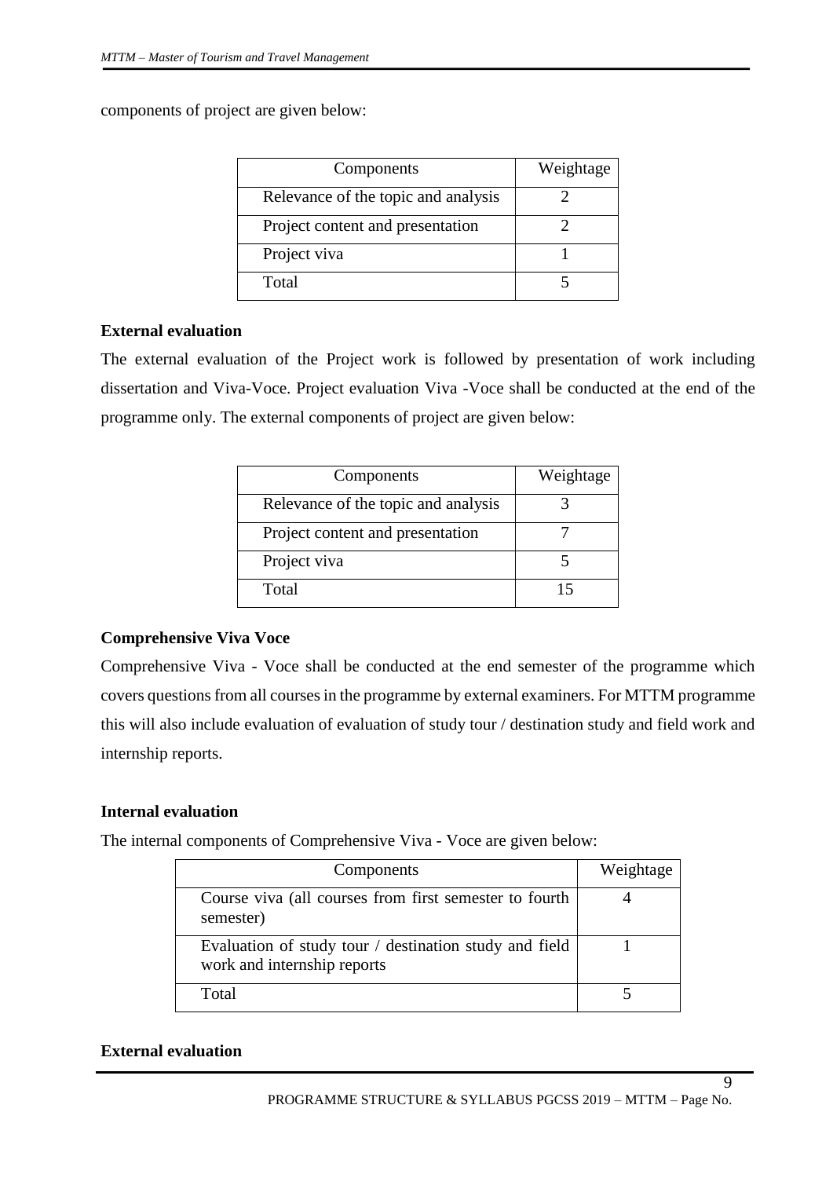components of project are given below:

| Components | Weightage |
|---|---|
| Relevance of the topic and analysis | 2 |
| Project content and presentation | 2 |
| Project viva | 1 |
| Total | 5 |

**External evaluation**

The external evaluation of the Project work is followed by presentation of work including dissertation and Viva-Voce. Project evaluation Viva -Voce shall be conducted at the end of the programme only. The external components of project are given below:

| Components | Weightage |
|---|---|
| Relevance of the topic and analysis | 3 |
| Project content and presentation | 7 |
| Project viva | 5 |
| Total | 15 |

**Comprehensive Viva Voce**

Comprehensive Viva - Voce shall be conducted at the end semester of the programme which covers questions from all courses in the programme by external examiners. For MTTM programme this will also include evaluation of evaluation of study tour / destination study and field work and internship reports.

**Internal evaluation**

The internal components of Comprehensive Viva - Voce are given below:

| Components | Weightage |
|---|---|
| Course viva (all courses from first semester to fourth semester) | 4 |
| Evaluation of study tour / destination study and field work and internship reports | 1 |
| Total | 5 |

**External evaluation**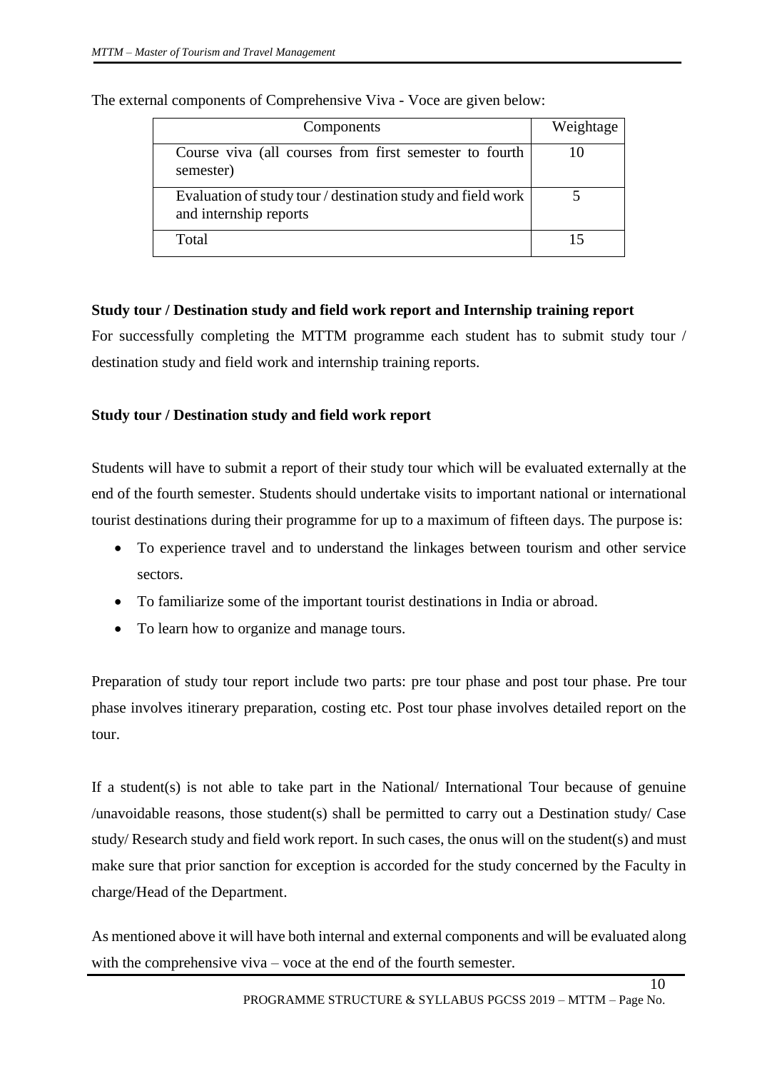The external components of Comprehensive Viva - Voce are given below:

| Components | Weightage |
|---|---|
| Course viva (all courses from first semester to fourth semester) | 10 |
| Evaluation of study tour / destination study and field work and internship reports | 5 |
| Total | 15 |

**Study tour / Destination study and field work report and Internship training report**

For successfully completing the MTTM programme each student has to submit study tour / destination study and field work and internship training reports.

**Study tour / Destination study and field work report**

Students will have to submit a report of their study tour which will be evaluated externally at the end of the fourth semester. Students should undertake visits to important national or international tourist destinations during their programme for up to a maximum of fifteen days. The purpose is:

- To experience travel and to understand the linkages between tourism and other service sectors.
- To familiarize some of the important tourist destinations in India or abroad.
- To learn how to organize and manage tours.

Preparation of study tour report include two parts: pre tour phase and post tour phase. Pre tour phase involves itinerary preparation, costing etc. Post tour phase involves detailed report on the tour.

If a student(s) is not able to take part in the National/ International Tour because of genuine /unavoidable reasons, those student(s) shall be permitted to carry out a Destination study/ Case study/ Research study and field work report. In such cases, the onus will on the student(s) and must make sure that prior sanction for exception is accorded for the study concerned by the Faculty in charge/Head of the Department.

As mentioned above it will have both internal and external components and will be evaluated along with the comprehensive viva – voce at the end of the fourth semester.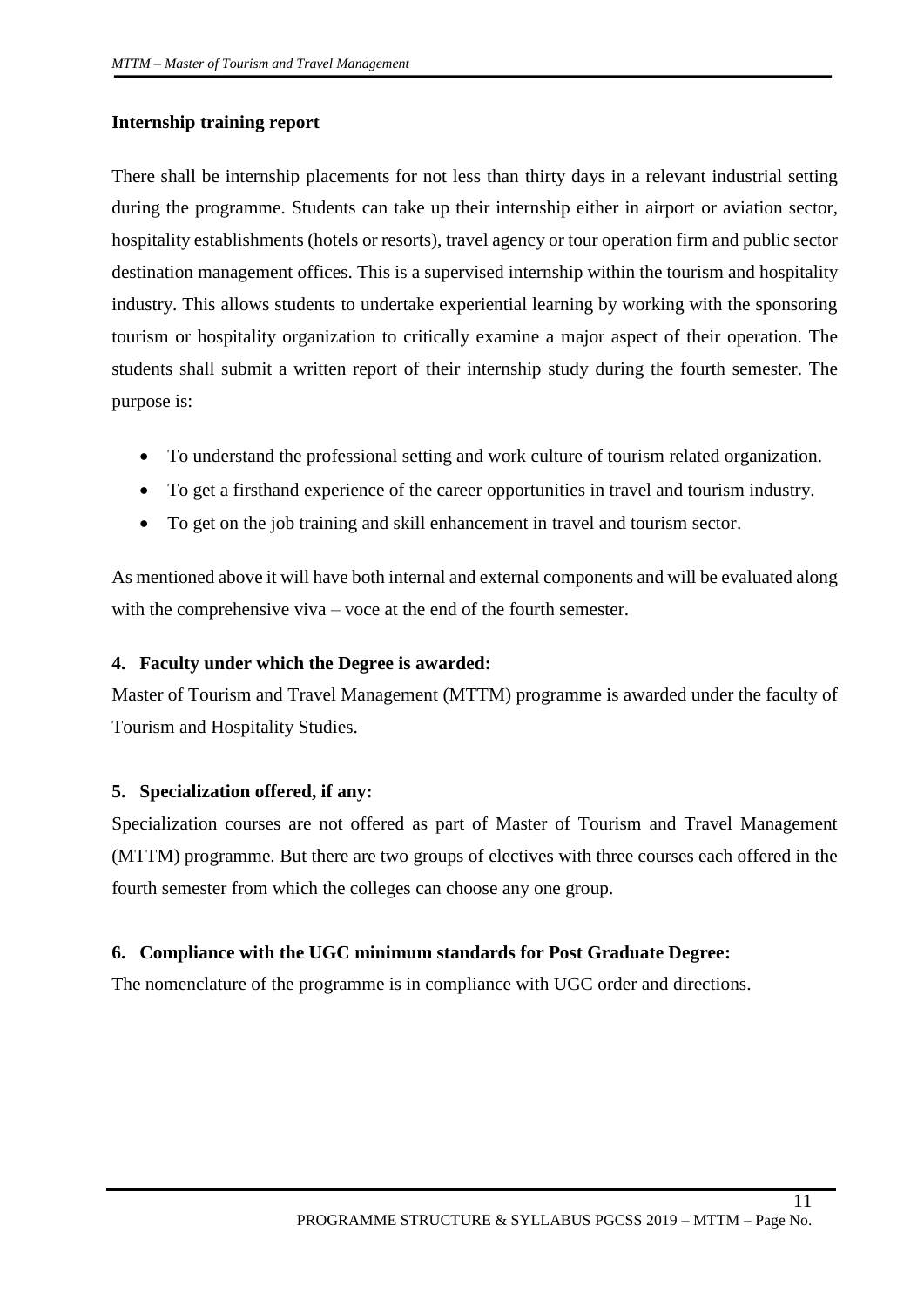**Internship training report**

There shall be internship placements for not less than thirty days in a relevant industrial setting during the programme. Students can take up their internship either in airport or aviation sector, hospitality establishments (hotels or resorts), travel agency or tour operation firm and public sector destination management offices. This is a supervised internship within the tourism and hospitality industry. This allows students to undertake experiential learning by working with the sponsoring tourism or hospitality organization to critically examine a major aspect of their operation. The students shall submit a written report of their internship study during the fourth semester. The purpose is:

- To understand the professional setting and work culture of tourism related organization.
- To get a firsthand experience of the career opportunities in travel and tourism industry.
- To get on the job training and skill enhancement in travel and tourism sector.

As mentioned above it will have both internal and external components and will be evaluated along with the comprehensive viva – voce at the end of the fourth semester.

**4. Faculty under which the Degree is awarded:**

Master of Tourism and Travel Management (MTTM) programme is awarded under the faculty of Tourism and Hospitality Studies.

**5. Specialization offered, if any:**

Specialization courses are not offered as part of Master of Tourism and Travel Management (MTTM) programme. But there are two groups of electives with three courses each offered in the fourth semester from which the colleges can choose any one group.

**6. Compliance with the UGC minimum standards for Post Graduate Degree:**

The nomenclature of the programme is in compliance with UGC order and directions.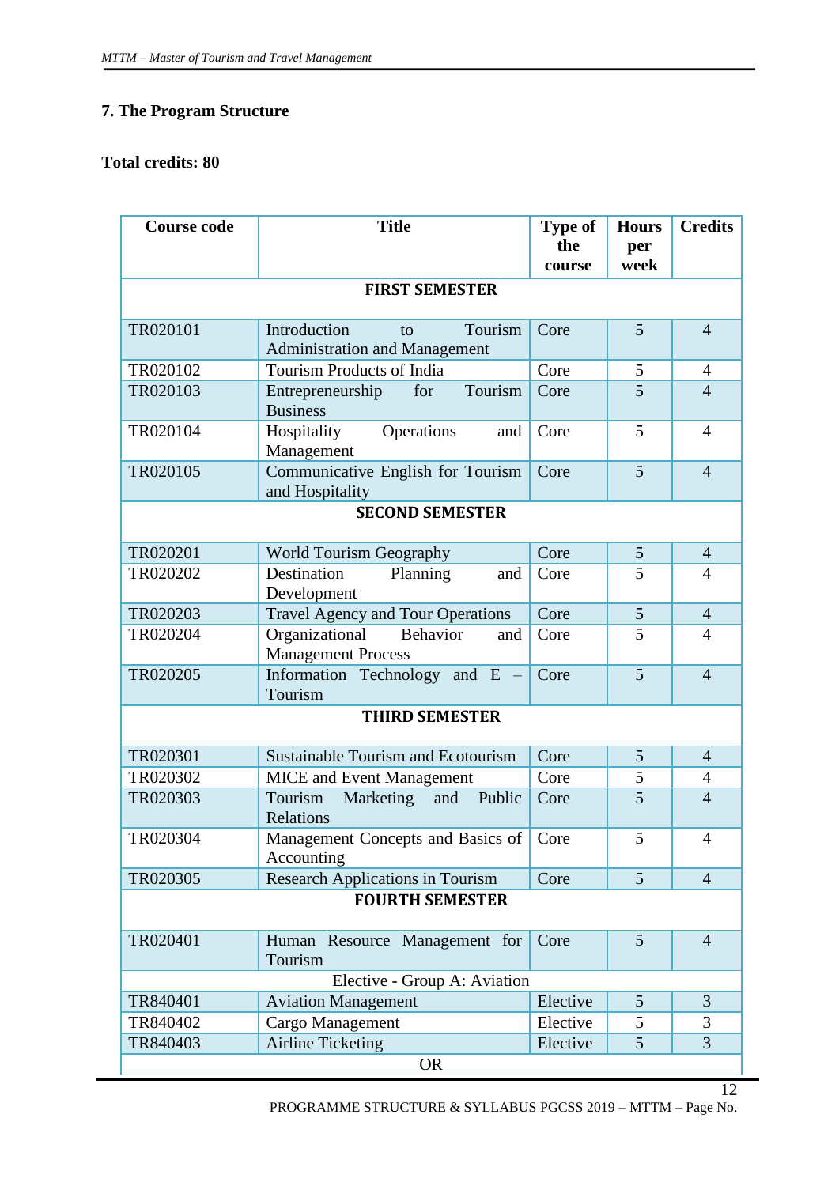## 7. The Program Structure

**Total credits: 80**

| Course code | Title | Type of the course | Hours per week | Credits |
|---|---|---|---|---|
| **FIRST SEMESTER** | | | | |
| TR020101 | Introduction to Tourism Administration and Management | Core | 5 | 4 |
| TR020102 | Tourism Products of India | Core | 5 | 4 |
| TR020103 | Entrepreneurship for Tourism Business | Core | 5 | 4 |
| TR020104 | Hospitality Operations and Management | Core | 5 | 4 |
| TR020105 | Communicative English for Tourism and Hospitality | Core | 5 | 4 |
| **SECOND SEMESTER** | | | | |
| TR020201 | World Tourism Geography | Core | 5 | 4 |
| TR020202 | Destination Planning and Development | Core | 5 | 4 |
| TR020203 | Travel Agency and Tour Operations | Core | 5 | 4 |
| TR020204 | Organizational Behavior and Management Process | Core | 5 | 4 |
| TR020205 | Information Technology and E – Tourism | Core | 5 | 4 |
| **THIRD SEMESTER** | | | | |
| TR020301 | Sustainable Tourism and Ecotourism | Core | 5 | 4 |
| TR020302 | MICE and Event Management | Core | 5 | 4 |
| TR020303 | Tourism Marketing and Public Relations | Core | 5 | 4 |
| TR020304 | Management Concepts and Basics of Accounting | Core | 5 | 4 |
| TR020305 | Research Applications in Tourism | Core | 5 | 4 |
| **FOURTH SEMESTER** | | | | |
| TR020401 | Human Resource Management for Tourism | Core | 5 | 4 |
| Elective - Group A: Aviation | | | | |
| TR840401 | Aviation Management | Elective | 5 | 3 |
| TR840402 | Cargo Management | Elective | 5 | 3 |
| TR840403 | Airline Ticketing | Elective | 5 | 3 |
| OR | | | | |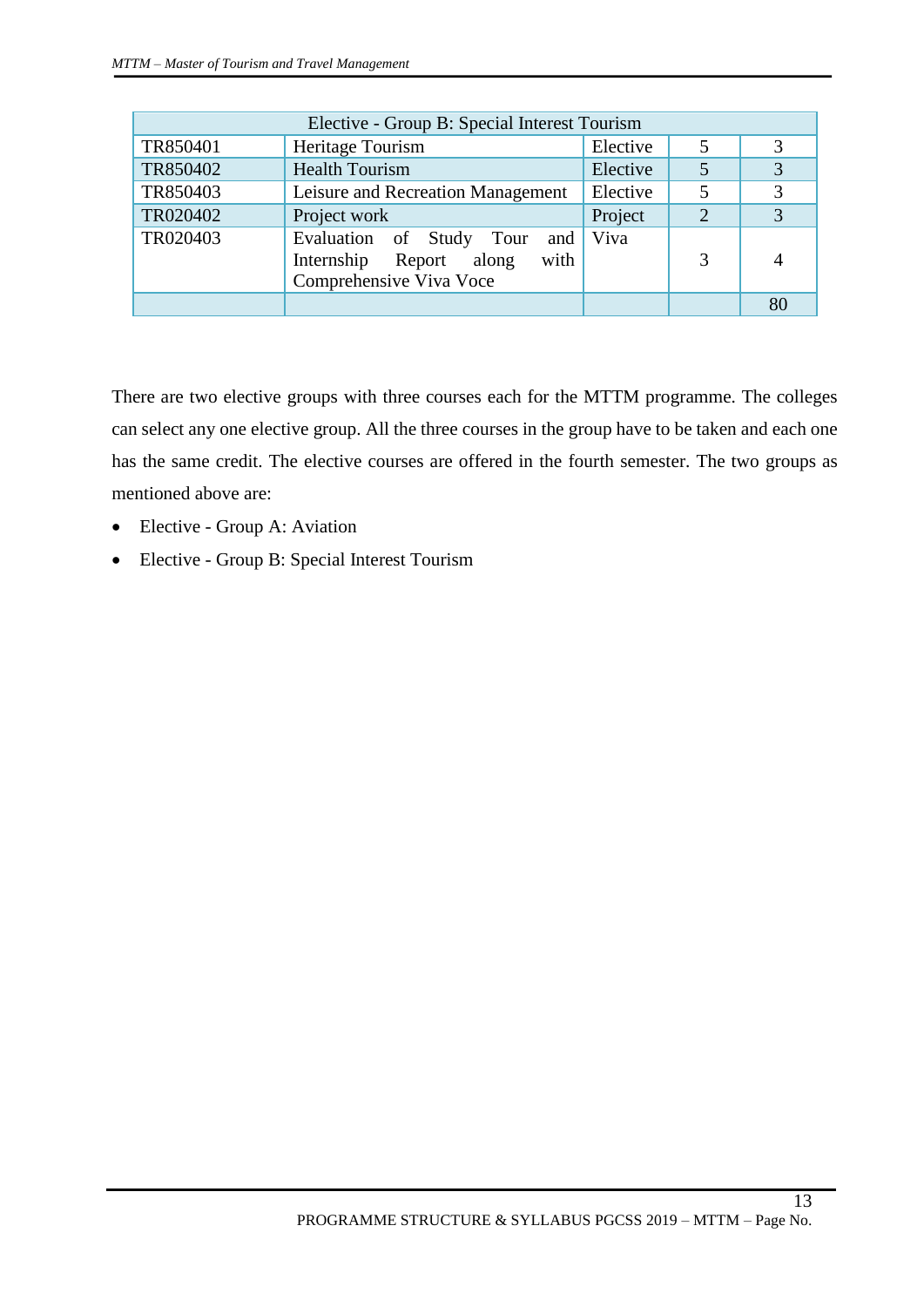| Elective - Group B: Special Interest Tourism | | | | |
|---|---|---|---|---|
| TR850401 | Heritage Tourism | Elective | 5 | 3 |
| TR850402 | Health Tourism | Elective | 5 | 3 |
| TR850403 | Leisure and Recreation Management | Elective | 5 | 3 |
| TR020402 | Project work | Project | 2 | 3 |
| TR020403 | Evaluation of Study Tour and Internship Report along with Comprehensive Viva Voce | Viva | 3 | 4 |
| | | | | 80 |

There are two elective groups with three courses each for the MTTM programme. The colleges can select any one elective group. All the three courses in the group have to be taken and each one has the same credit. The elective courses are offered in the fourth semester. The two groups as mentioned above are:

- Elective - Group A: Aviation
- Elective - Group B: Special Interest Tourism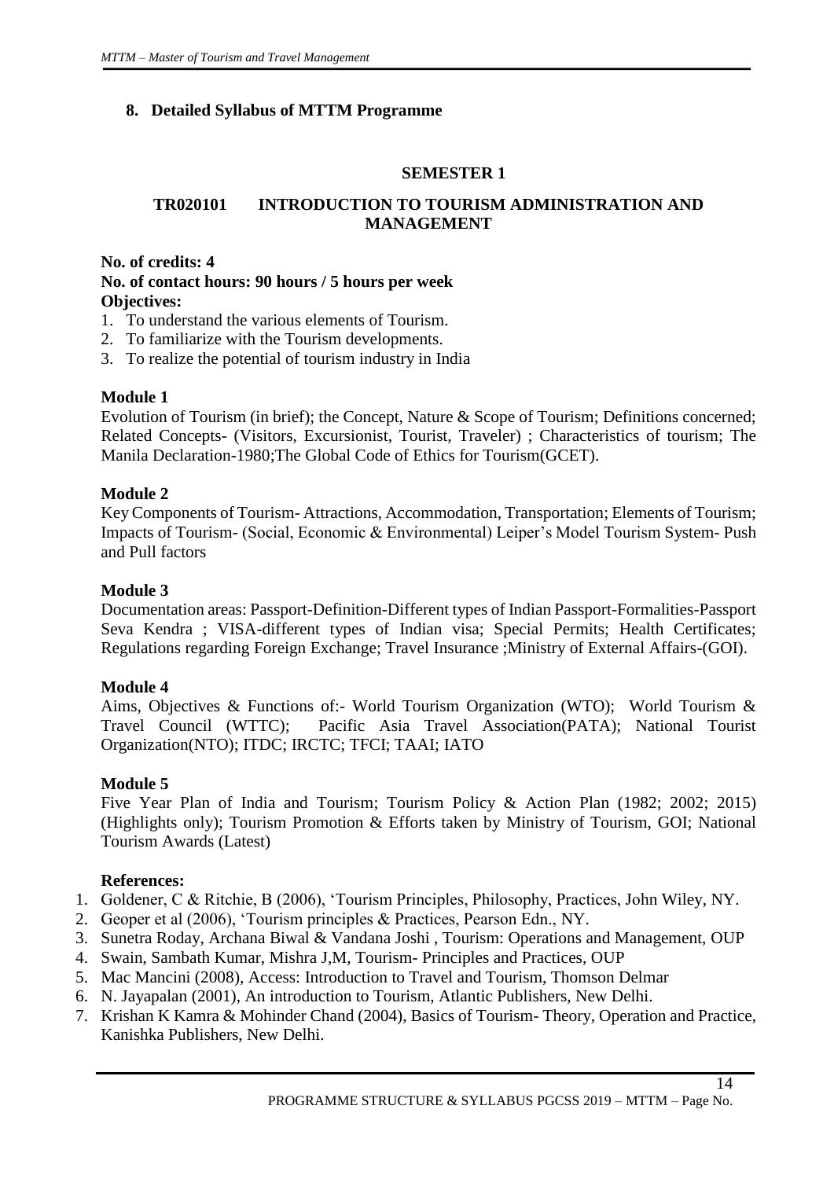## 8. Detailed Syllabus of MTTM Programme

### SEMESTER 1

### TR020101 INTRODUCTION TO TOURISM ADMINISTRATION AND MANAGEMENT

**No. of credits: 4**
**No. of contact hours: 90 hours / 5 hours per week**
**Objectives:**

1. To understand the various elements of Tourism.
2. To familiarize with the Tourism developments.
3. To realize the potential of tourism industry in India

**Module 1**

Evolution of Tourism (in brief); the Concept, Nature & Scope of Tourism; Definitions concerned; Related Concepts- (Visitors, Excursionist, Tourist, Traveler) ; Characteristics of tourism; The Manila Declaration-1980;The Global Code of Ethics for Tourism(GCET).

**Module 2**

Key Components of Tourism- Attractions, Accommodation, Transportation; Elements of Tourism; Impacts of Tourism- (Social, Economic & Environmental) Leiper's Model Tourism System- Push and Pull factors

**Module 3**

Documentation areas: Passport-Definition-Different types of Indian Passport-Formalities-Passport Seva Kendra ; VISA-different types of Indian visa; Special Permits; Health Certificates; Regulations regarding Foreign Exchange; Travel Insurance ;Ministry of External Affairs-(GOI).

**Module 4**

Aims, Objectives & Functions of:- World Tourism Organization (WTO); World Tourism & Travel Council (WTTC); Pacific Asia Travel Association(PATA); National Tourist Organization(NTO); ITDC; IRCTC; TFCI; TAAI; IATO

**Module 5**

Five Year Plan of India and Tourism; Tourism Policy & Action Plan (1982; 2002; 2015) (Highlights only); Tourism Promotion & Efforts taken by Ministry of Tourism, GOI; National Tourism Awards (Latest)

**References:**

1. Goldener, C & Ritchie, B (2006), 'Tourism Principles, Philosophy, Practices, John Wiley, NY.
2. Geoper et al (2006), 'Tourism principles & Practices, Pearson Edn., NY.
3. Sunetra Roday, Archana Biwal & Vandana Joshi , Tourism: Operations and Management, OUP
4. Swain, Sambath Kumar, Mishra J,M, Tourism- Principles and Practices, OUP
5. Mac Mancini (2008), Access: Introduction to Travel and Tourism, Thomson Delmar
6. N. Jayapalan (2001), An introduction to Tourism, Atlantic Publishers, New Delhi.
7. Krishan K Kamra & Mohinder Chand (2004), Basics of Tourism- Theory, Operation and Practice, Kanishka Publishers, New Delhi.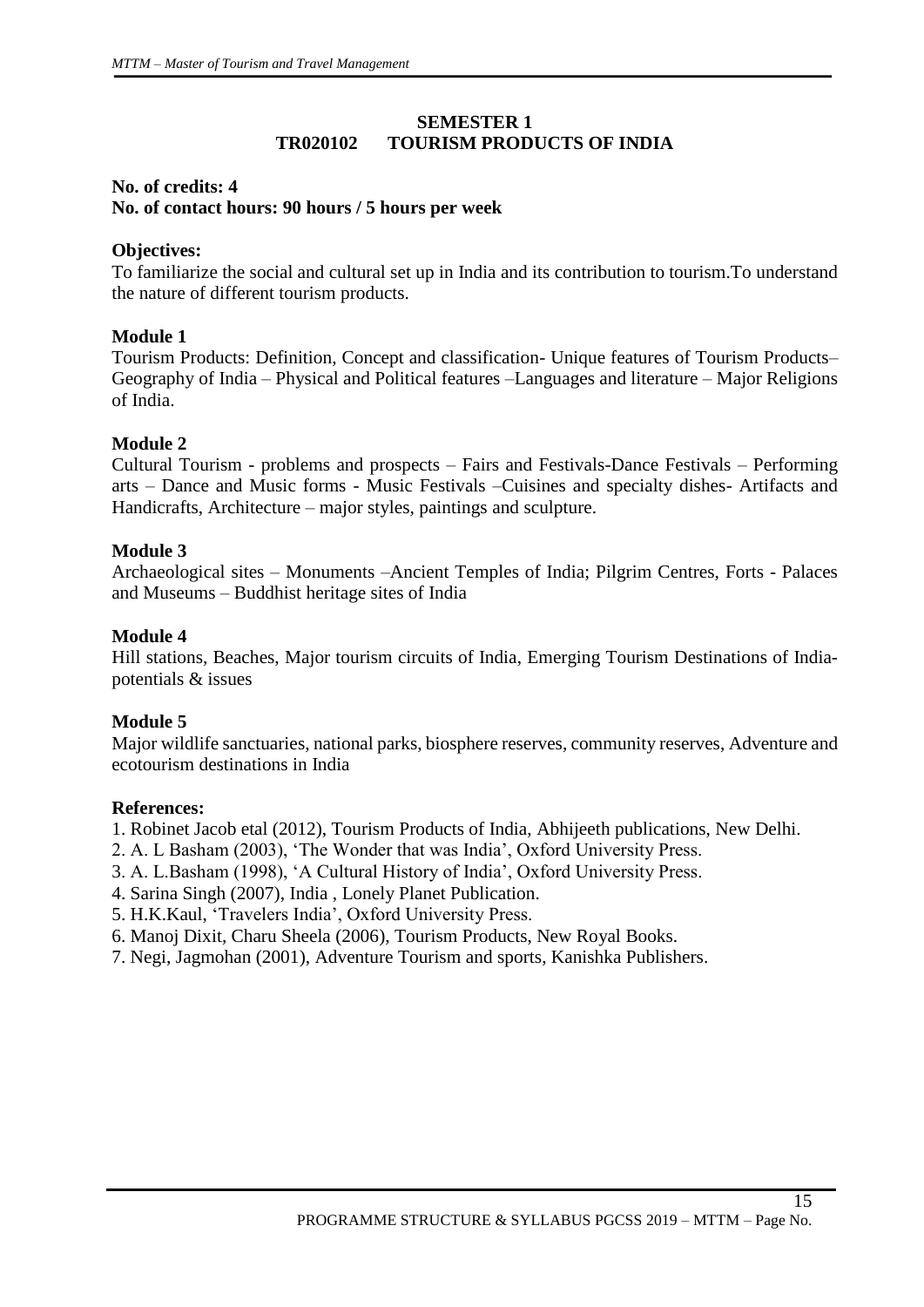## SEMESTER 1
## TR020102 TOURISM PRODUCTS OF INDIA

**No. of credits: 4**
**No. of contact hours: 90 hours / 5 hours per week**

**Objectives:**
To familiarize the social and cultural set up in India and its contribution to tourism.To understand the nature of different tourism products.

**Module 1**
Tourism Products: Definition, Concept and classification- Unique features of Tourism Products– Geography of India – Physical and Political features –Languages and literature – Major Religions of India.

**Module 2**
Cultural Tourism - problems and prospects – Fairs and Festivals-Dance Festivals – Performing arts – Dance and Music forms - Music Festivals –Cuisines and specialty dishes- Artifacts and Handicrafts, Architecture – major styles, paintings and sculpture.

**Module 3**
Archaeological sites – Monuments –Ancient Temples of India; Pilgrim Centres, Forts - Palaces and Museums – Buddhist heritage sites of India

**Module 4**
Hill stations, Beaches, Major tourism circuits of India, Emerging Tourism Destinations of India- potentials & issues

**Module 5**
Major wildlife sanctuaries, national parks, biosphere reserves, community reserves, Adventure and ecotourism destinations in India

**References:**
1. Robinet Jacob etal (2012), Tourism Products of India, Abhijeeth publications, New Delhi.
2. A. L Basham (2003), 'The Wonder that was India', Oxford University Press.
3. A. L.Basham (1998), 'A Cultural History of India', Oxford University Press.
4. Sarina Singh (2007), India , Lonely Planet Publication.
5. H.K.Kaul, 'Travelers India', Oxford University Press.
6. Manoj Dixit, Charu Sheela (2006), Tourism Products, New Royal Books.
7. Negi, Jagmohan (2001), Adventure Tourism and sports, Kanishka Publishers.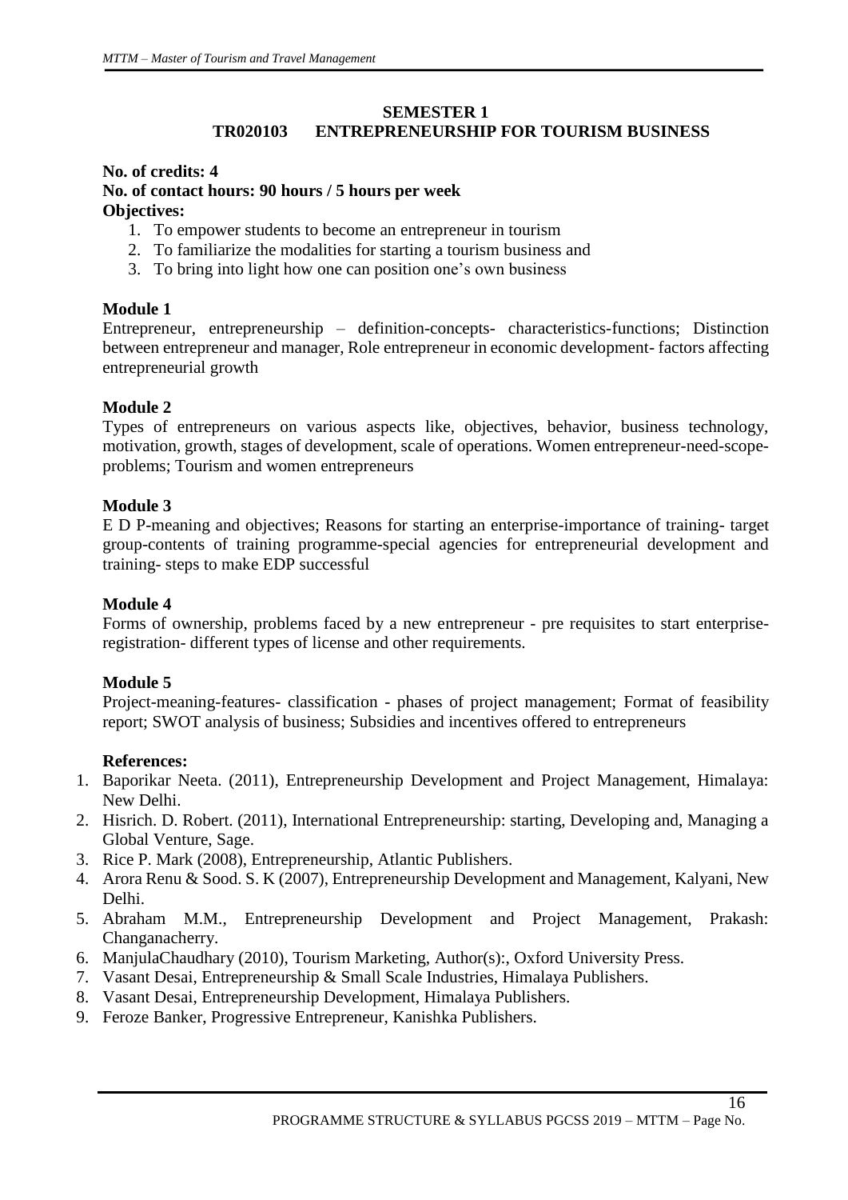## SEMESTER 1

## TR020103 ENTREPRENEURSHIP FOR TOURISM BUSINESS

**No. of credits: 4**

**No. of contact hours: 90 hours / 5 hours per week**

**Objectives:**

1. To empower students to become an entrepreneur in tourism
2. To familiarize the modalities for starting a tourism business and
3. To bring into light how one can position one's own business

### Module 1

Entrepreneur, entrepreneurship – definition-concepts- characteristics-functions; Distinction between entrepreneur and manager, Role entrepreneur in economic development- factors affecting entrepreneurial growth

### Module 2

Types of entrepreneurs on various aspects like, objectives, behavior, business technology, motivation, growth, stages of development, scale of operations. Women entrepreneur-need-scope-problems; Tourism and women entrepreneurs

### Module 3

E D P-meaning and objectives; Reasons for starting an enterprise-importance of training- target group-contents of training programme-special agencies for entrepreneurial development and training- steps to make EDP successful

### Module 4

Forms of ownership, problems faced by a new entrepreneur - pre requisites to start enterprise-registration- different types of license and other requirements.

### Module 5

Project-meaning-features- classification - phases of project management; Format of feasibility report; SWOT analysis of business; Subsidies and incentives offered to entrepreneurs

**References:**

1. Baporikar Neeta. (2011), Entrepreneurship Development and Project Management, Himalaya: New Delhi.
2. Hisrich. D. Robert. (2011), International Entrepreneurship: starting, Developing and, Managing a Global Venture, Sage.
3. Rice P. Mark (2008), Entrepreneurship, Atlantic Publishers.
4. Arora Renu & Sood. S. K (2007), Entrepreneurship Development and Management, Kalyani, New Delhi.
5. Abraham M.M., Entrepreneurship Development and Project Management, Prakash: Changanacherry.
6. ManjulaChaudhary (2010), Tourism Marketing, Author(s):, Oxford University Press.
7. Vasant Desai, Entrepreneurship & Small Scale Industries, Himalaya Publishers.
8. Vasant Desai, Entrepreneurship Development, Himalaya Publishers.
9. Feroze Banker, Progressive Entrepreneur, Kanishka Publishers.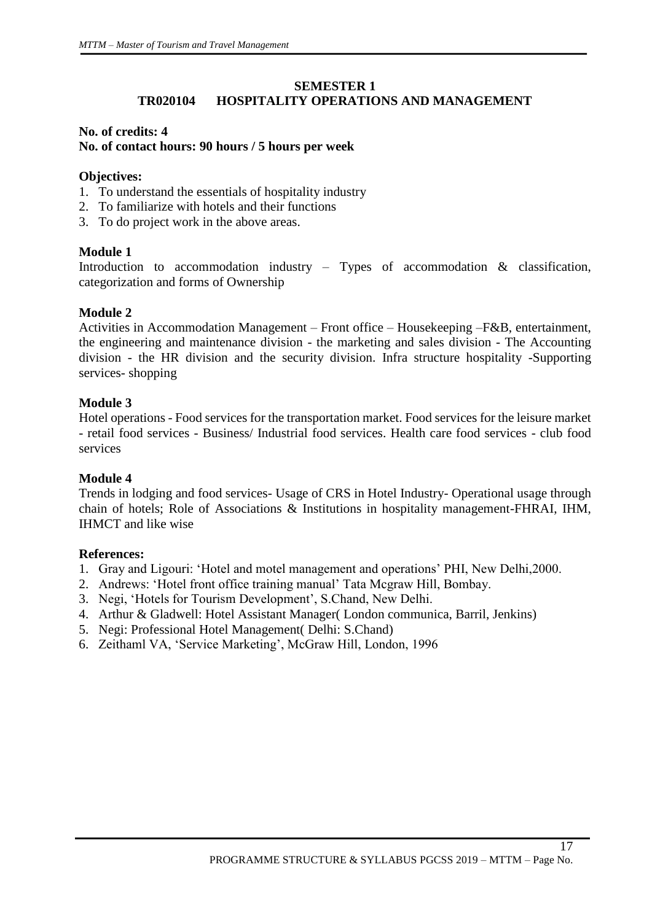## SEMESTER 1

## TR020104 HOSPITALITY OPERATIONS AND MANAGEMENT

**No. of credits: 4**
**No. of contact hours: 90 hours / 5 hours per week**

### Objectives:

1. To understand the essentials of hospitality industry
2. To familiarize with hotels and their functions
3. To do project work in the above areas.

### Module 1

Introduction to accommodation industry – Types of accommodation & classification, categorization and forms of Ownership

### Module 2

Activities in Accommodation Management – Front office – Housekeeping –F&B, entertainment, the engineering and maintenance division - the marketing and sales division - The Accounting division - the HR division and the security division. Infra structure hospitality -Supporting services- shopping

### Module 3

Hotel operations - Food services for the transportation market. Food services for the leisure market - retail food services - Business/ Industrial food services. Health care food services - club food services

### Module 4

Trends in lodging and food services- Usage of CRS in Hotel Industry- Operational usage through chain of hotels; Role of Associations & Institutions in hospitality management-FHRAI, IHM, IHMCT and like wise

### References:

1. Gray and Ligouri: 'Hotel and motel management and operations' PHI, New Delhi,2000.
2. Andrews: 'Hotel front office training manual' Tata Mcgraw Hill, Bombay.
3. Negi, 'Hotels for Tourism Development', S.Chand, New Delhi.
4. Arthur & Gladwell: Hotel Assistant Manager( London communica, Barril, Jenkins)
5. Negi: Professional Hotel Management( Delhi: S.Chand)
6. Zeithaml VA, 'Service Marketing', McGraw Hill, London, 1996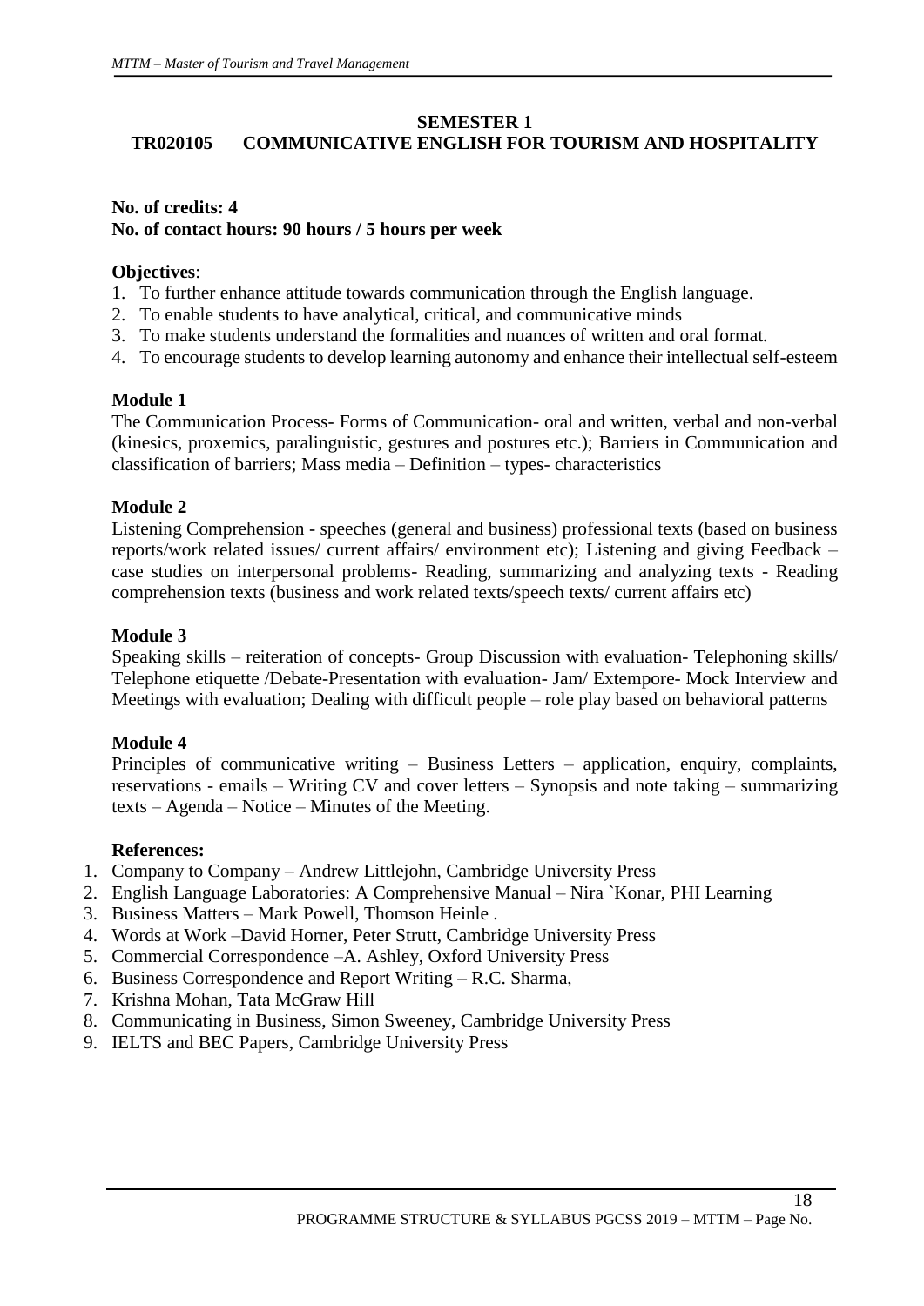## SEMESTER 1

## TR020105 COMMUNICATIVE ENGLISH FOR TOURISM AND HOSPITALITY

**No. of credits: 4**
**No. of contact hours: 90 hours / 5 hours per week**

**Objectives**:

1. To further enhance attitude towards communication through the English language.
2. To enable students to have analytical, critical, and communicative minds
3. To make students understand the formalities and nuances of written and oral format.
4. To encourage students to develop learning autonomy and enhance their intellectual self-esteem

### Module 1

The Communication Process- Forms of Communication- oral and written, verbal and non-verbal (kinesics, proxemics, paralinguistic, gestures and postures etc.); Barriers in Communication and classification of barriers; Mass media – Definition – types- characteristics

### Module 2

Listening Comprehension - speeches (general and business) professional texts (based on business reports/work related issues/ current affairs/ environment etc); Listening and giving Feedback – case studies on interpersonal problems- Reading, summarizing and analyzing texts - Reading comprehension texts (business and work related texts/speech texts/ current affairs etc)

### Module 3

Speaking skills – reiteration of concepts- Group Discussion with evaluation- Telephoning skills/ Telephone etiquette /Debate-Presentation with evaluation- Jam/ Extempore- Mock Interview and Meetings with evaluation; Dealing with difficult people – role play based on behavioral patterns

### Module 4

Principles of communicative writing – Business Letters – application, enquiry, complaints, reservations - emails – Writing CV and cover letters – Synopsis and note taking – summarizing texts – Agenda – Notice – Minutes of the Meeting.

**References:**

1. Company to Company – Andrew Littlejohn, Cambridge University Press
2. English Language Laboratories: A Comprehensive Manual – Nira `Konar, PHI Learning
3. Business Matters – Mark Powell, Thomson Heinle .
4. Words at Work –David Horner, Peter Strutt, Cambridge University Press
5. Commercial Correspondence –A. Ashley, Oxford University Press
6. Business Correspondence and Report Writing – R.C. Sharma,
7. Krishna Mohan, Tata McGraw Hill
8. Communicating in Business, Simon Sweeney, Cambridge University Press
9. IELTS and BEC Papers, Cambridge University Press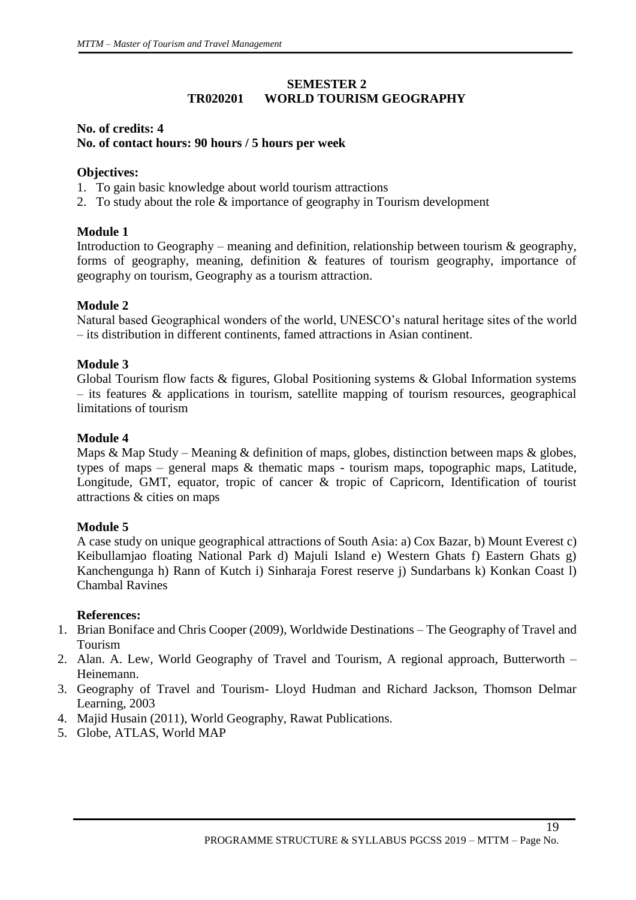## SEMESTER 2
## TR020201 WORLD TOURISM GEOGRAPHY

**No. of credits: 4**
**No. of contact hours: 90 hours / 5 hours per week**

### Objectives:

1. To gain basic knowledge about world tourism attractions
2. To study about the role & importance of geography in Tourism development

### Module 1

Introduction to Geography – meaning and definition, relationship between tourism & geography, forms of geography, meaning, definition & features of tourism geography, importance of geography on tourism, Geography as a tourism attraction.

### Module 2

Natural based Geographical wonders of the world, UNESCO's natural heritage sites of the world – its distribution in different continents, famed attractions in Asian continent.

### Module 3

Global Tourism flow facts & figures, Global Positioning systems & Global Information systems – its features & applications in tourism, satellite mapping of tourism resources, geographical limitations of tourism

### Module 4

Maps & Map Study – Meaning & definition of maps, globes, distinction between maps & globes, types of maps – general maps & thematic maps - tourism maps, topographic maps, Latitude, Longitude, GMT, equator, tropic of cancer & tropic of Capricorn, Identification of tourist attractions & cities on maps

### Module 5

A case study on unique geographical attractions of South Asia: a) Cox Bazar, b) Mount Everest c) Keibullamjao floating National Park d) Majuli Island e) Western Ghats f) Eastern Ghats g) Kanchengunga h) Rann of Kutch i) Sinharaja Forest reserve j) Sundarbans k) Konkan Coast l) Chambal Ravines

### References:

1. Brian Boniface and Chris Cooper (2009), Worldwide Destinations – The Geography of Travel and Tourism
2. Alan. A. Lew, World Geography of Travel and Tourism, A regional approach, Butterworth – Heinemann.
3. Geography of Travel and Tourism- Lloyd Hudman and Richard Jackson, Thomson Delmar Learning, 2003
4. Majid Husain (2011), World Geography, Rawat Publications.
5. Globe, ATLAS, World MAP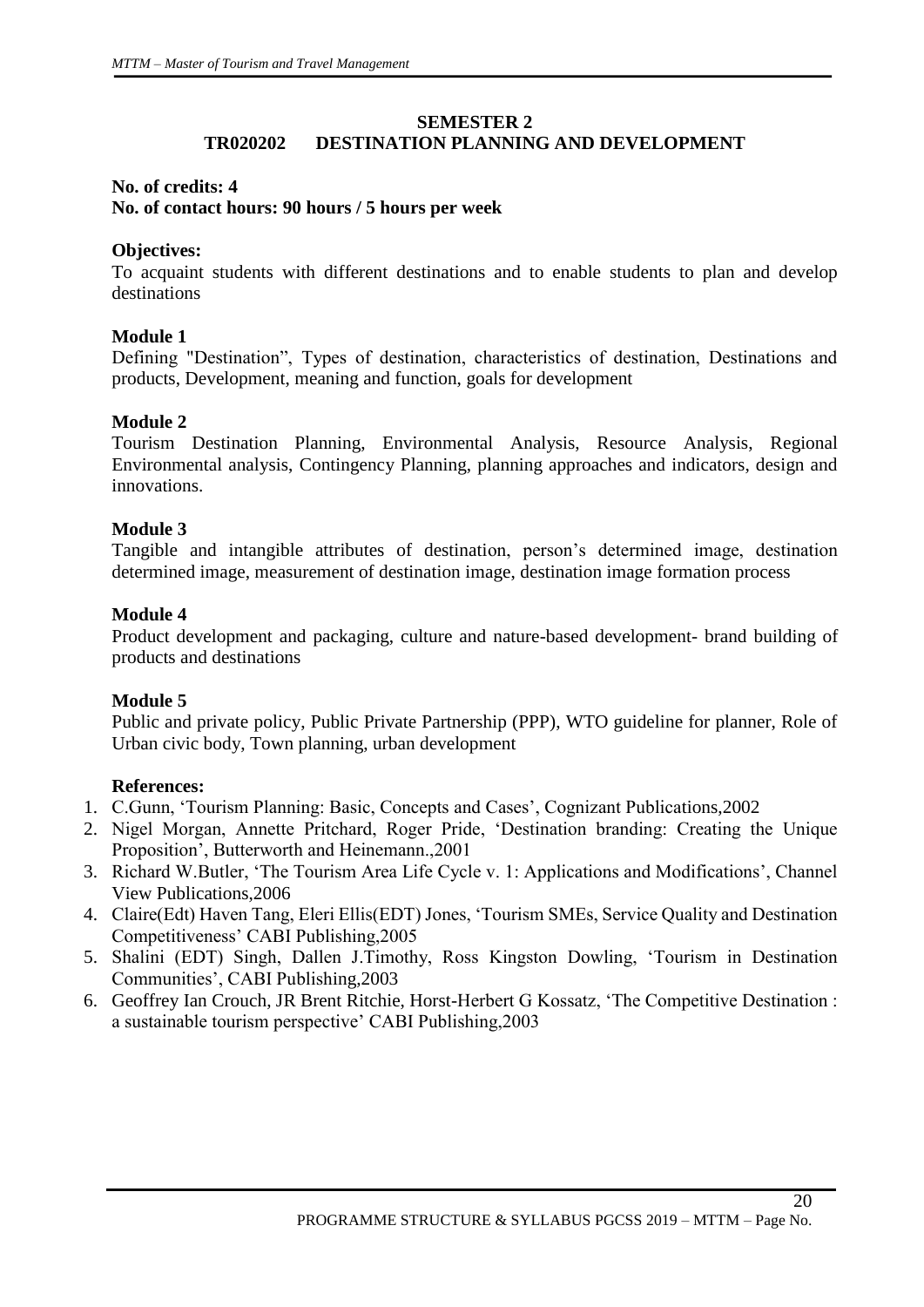## SEMESTER 2
## TR020202 DESTINATION PLANNING AND DEVELOPMENT

**No. of credits: 4**
**No. of contact hours: 90 hours / 5 hours per week**

**Objectives:**
To acquaint students with different destinations and to enable students to plan and develop destinations

**Module 1**
Defining "Destination", Types of destination, characteristics of destination, Destinations and products, Development, meaning and function, goals for development

**Module 2**
Tourism Destination Planning, Environmental Analysis, Resource Analysis, Regional Environmental analysis, Contingency Planning, planning approaches and indicators, design and innovations.

**Module 3**
Tangible and intangible attributes of destination, person's determined image, destination determined image, measurement of destination image, destination image formation process

**Module 4**
Product development and packaging, culture and nature-based development- brand building of products and destinations

**Module 5**
Public and private policy, Public Private Partnership (PPP), WTO guideline for planner, Role of Urban civic body, Town planning, urban development

**References:**
1. C.Gunn, 'Tourism Planning: Basic, Concepts and Cases', Cognizant Publications,2002
2. Nigel Morgan, Annette Pritchard, Roger Pride, 'Destination branding: Creating the Unique Proposition', Butterworth and Heinemann.,2001
3. Richard W.Butler, 'The Tourism Area Life Cycle v. 1: Applications and Modifications', Channel View Publications,2006
4. Claire(Edt) Haven Tang, Eleri Ellis(EDT) Jones, 'Tourism SMEs, Service Quality and Destination Competitiveness' CABI Publishing,2005
5. Shalini (EDT) Singh, Dallen J.Timothy, Ross Kingston Dowling, 'Tourism in Destination Communities', CABI Publishing,2003
6. Geoffrey Ian Crouch, JR Brent Ritchie, Horst-Herbert G Kossatz, 'The Competitive Destination : a sustainable tourism perspective' CABI Publishing,2003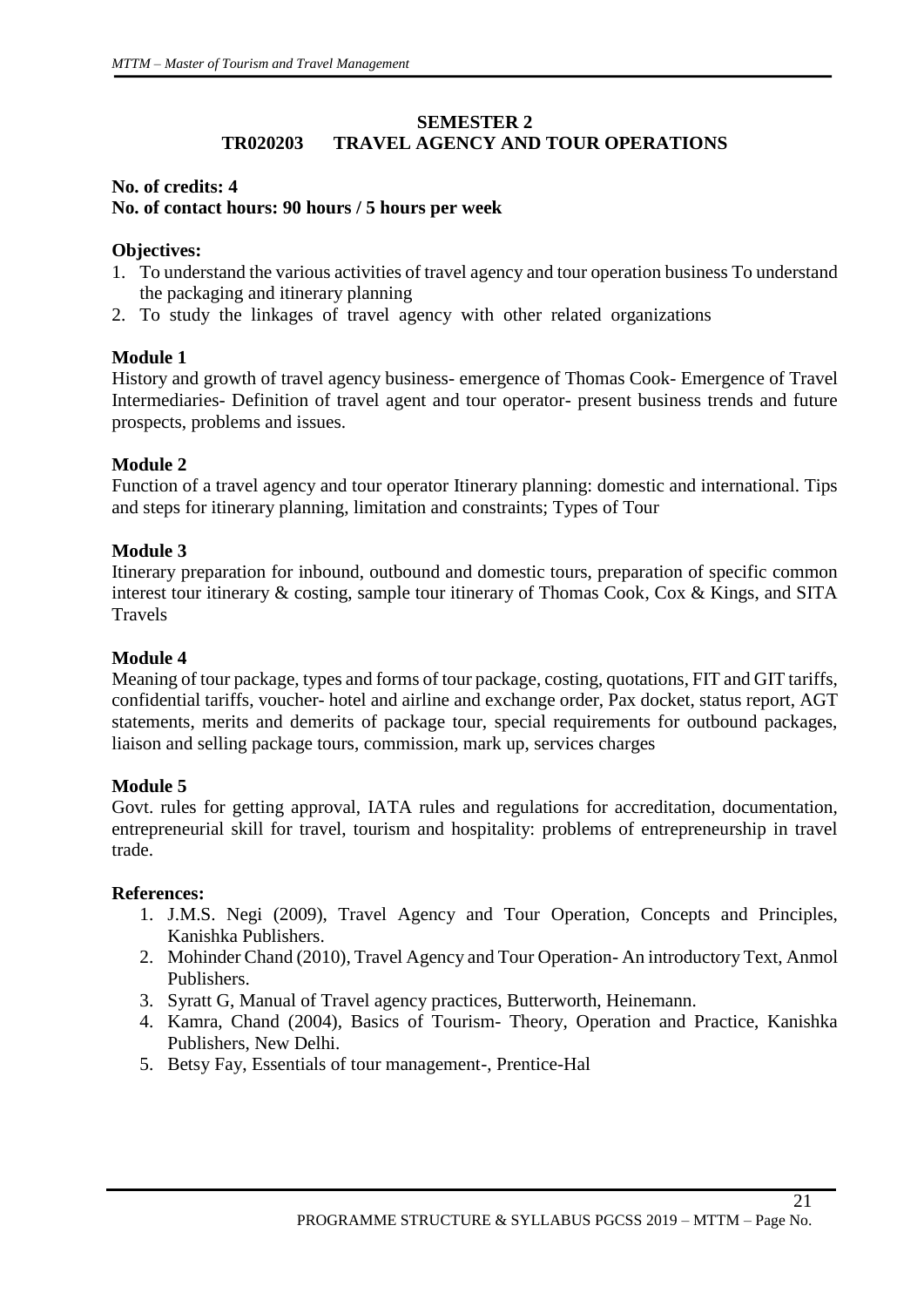## SEMESTER 2

## TR020203 TRAVEL AGENCY AND TOUR OPERATIONS

**No. of credits: 4**
**No. of contact hours: 90 hours / 5 hours per week**

**Objectives:**

1. To understand the various activities of travel agency and tour operation business To understand the packaging and itinerary planning
2. To study the linkages of travel agency with other related organizations

**Module 1**

History and growth of travel agency business- emergence of Thomas Cook- Emergence of Travel Intermediaries- Definition of travel agent and tour operator- present business trends and future prospects, problems and issues.

**Module 2**

Function of a travel agency and tour operator Itinerary planning: domestic and international. Tips and steps for itinerary planning, limitation and constraints; Types of Tour

**Module 3**

Itinerary preparation for inbound, outbound and domestic tours, preparation of specific common interest tour itinerary & costing, sample tour itinerary of Thomas Cook, Cox & Kings, and SITA Travels

**Module 4**

Meaning of tour package, types and forms of tour package, costing, quotations, FIT and GIT tariffs, confidential tariffs, voucher- hotel and airline and exchange order, Pax docket, status report, AGT statements, merits and demerits of package tour, special requirements for outbound packages, liaison and selling package tours, commission, mark up, services charges

**Module 5**

Govt. rules for getting approval, IATA rules and regulations for accreditation, documentation, entrepreneurial skill for travel, tourism and hospitality: problems of entrepreneurship in travel trade.

**References:**

1. J.M.S. Negi (2009), Travel Agency and Tour Operation, Concepts and Principles, Kanishka Publishers.
2. Mohinder Chand (2010), Travel Agency and Tour Operation- An introductory Text, Anmol Publishers.
3. Syratt G, Manual of Travel agency practices, Butterworth, Heinemann.
4. Kamra, Chand (2004), Basics of Tourism- Theory, Operation and Practice, Kanishka Publishers, New Delhi.
5. Betsy Fay, Essentials of tour management-, Prentice-Hal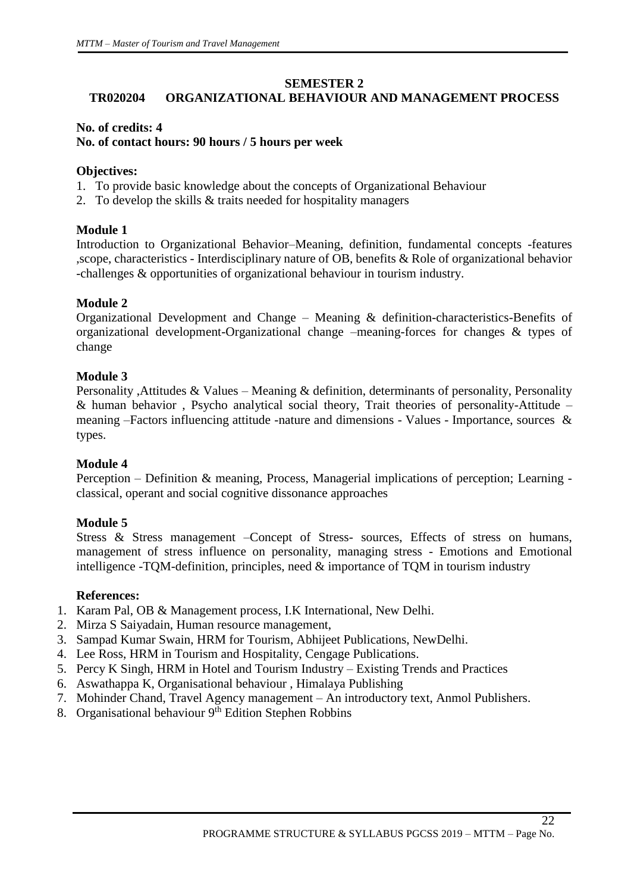## SEMESTER 2

## TR020204 ORGANIZATIONAL BEHAVIOUR AND MANAGEMENT PROCESS

**No. of credits: 4**
**No. of contact hours: 90 hours / 5 hours per week**

**Objectives:**

1. To provide basic knowledge about the concepts of Organizational Behaviour
2. To develop the skills & traits needed for hospitality managers

**Module 1**

Introduction to Organizational Behavior–Meaning, definition, fundamental concepts -features ,scope, characteristics - Interdisciplinary nature of OB, benefits & Role of organizational behavior -challenges & opportunities of organizational behaviour in tourism industry.

**Module 2**

Organizational Development and Change – Meaning & definition-characteristics-Benefits of organizational development-Organizational change –meaning-forces for changes & types of change

**Module 3**

Personality ,Attitudes & Values – Meaning & definition, determinants of personality, Personality & human behavior , Psycho analytical social theory, Trait theories of personality-Attitude – meaning –Factors influencing attitude -nature and dimensions - Values - Importance, sources & types.

**Module 4**

Perception – Definition & meaning, Process, Managerial implications of perception; Learning - classical, operant and social cognitive dissonance approaches

**Module 5**

Stress & Stress management –Concept of Stress- sources, Effects of stress on humans, management of stress influence on personality, managing stress - Emotions and Emotional intelligence -TQM-definition, principles, need & importance of TQM in tourism industry

**References:**

1. Karam Pal, OB & Management process, I.K International, New Delhi.
2. Mirza S Saiyadain, Human resource management,
3. Sampad Kumar Swain, HRM for Tourism, Abhijeet Publications, NewDelhi.
4. Lee Ross, HRM in Tourism and Hospitality, Cengage Publications.
5. Percy K Singh, HRM in Hotel and Tourism Industry – Existing Trends and Practices
6. Aswathappa K, Organisational behaviour , Himalaya Publishing
7. Mohinder Chand, Travel Agency management – An introductory text, Anmol Publishers.
8. Organisational behaviour 9th Edition Stephen Robbins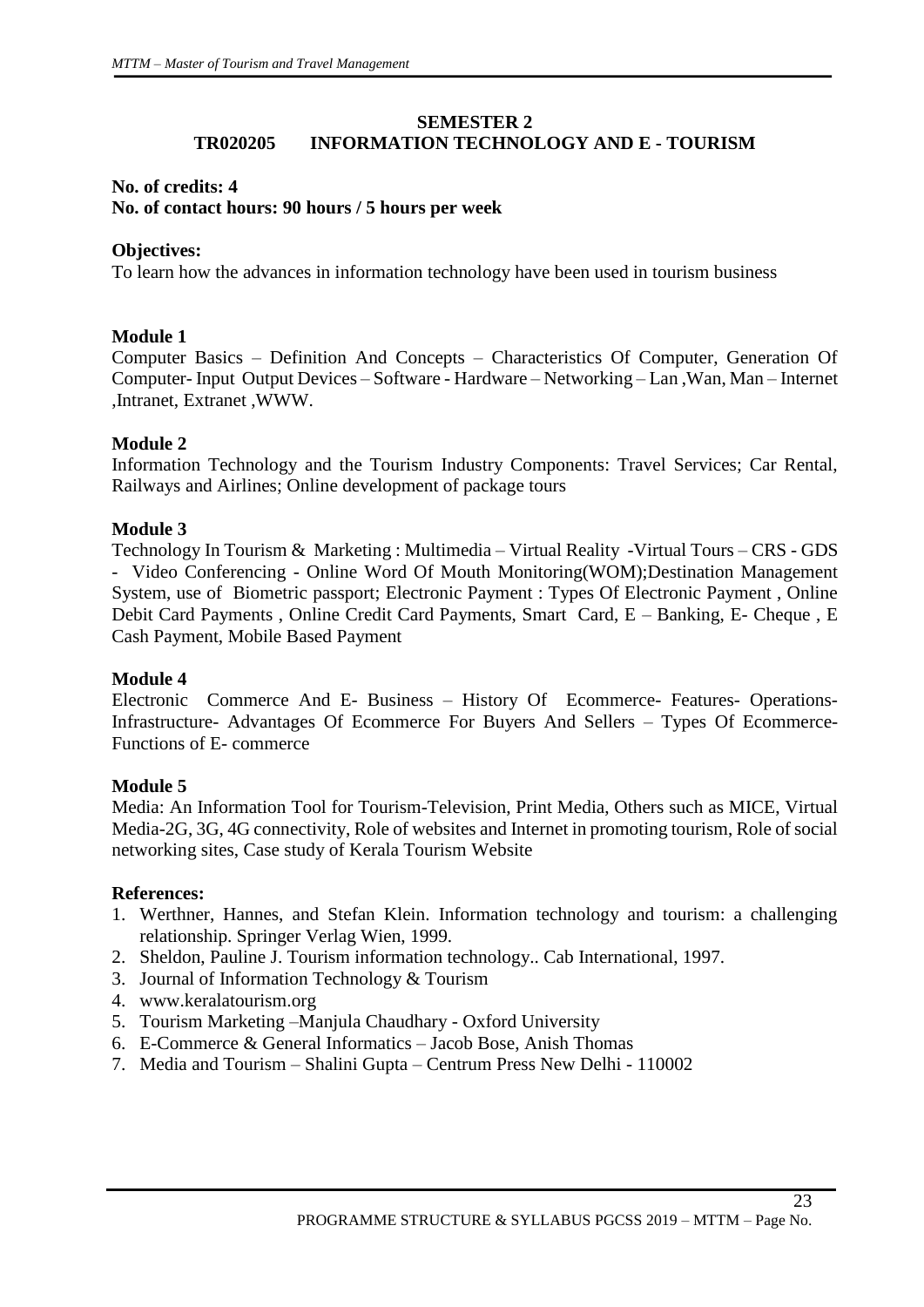## SEMESTER 2

## TR020205 INFORMATION TECHNOLOGY AND E - TOURISM

**No. of credits: 4**
**No. of contact hours: 90 hours / 5 hours per week**

**Objectives:**

To learn how the advances in information technology have been used in tourism business

**Module 1**

Computer Basics – Definition And Concepts – Characteristics Of Computer, Generation Of Computer- Input Output Devices – Software - Hardware – Networking – Lan ,Wan, Man – Internet ,Intranet, Extranet ,WWW.

**Module 2**

Information Technology and the Tourism Industry Components: Travel Services; Car Rental, Railways and Airlines; Online development of package tours

**Module 3**

Technology In Tourism & Marketing : Multimedia – Virtual Reality -Virtual Tours – CRS - GDS - Video Conferencing - Online Word Of Mouth Monitoring(WOM);Destination Management System, use of Biometric passport; Electronic Payment : Types Of Electronic Payment , Online Debit Card Payments , Online Credit Card Payments, Smart Card, E – Banking, E- Cheque , E Cash Payment, Mobile Based Payment

**Module 4**

Electronic Commerce And E- Business – History Of Ecommerce- Features- Operations- Infrastructure- Advantages Of Ecommerce For Buyers And Sellers – Types Of Ecommerce- Functions of E- commerce

**Module 5**

Media: An Information Tool for Tourism-Television, Print Media, Others such as MICE, Virtual Media-2G, 3G, 4G connectivity, Role of websites and Internet in promoting tourism, Role of social networking sites, Case study of Kerala Tourism Website

**References:**

1. Werthner, Hannes, and Stefan Klein. Information technology and tourism: a challenging relationship. Springer Verlag Wien, 1999.
2. Sheldon, Pauline J. Tourism information technology.. Cab International, 1997.
3. Journal of Information Technology & Tourism
4. www.keralatourism.org
5. Tourism Marketing –Manjula Chaudhary - Oxford University
6. E-Commerce & General Informatics – Jacob Bose, Anish Thomas
7. Media and Tourism – Shalini Gupta – Centrum Press New Delhi - 110002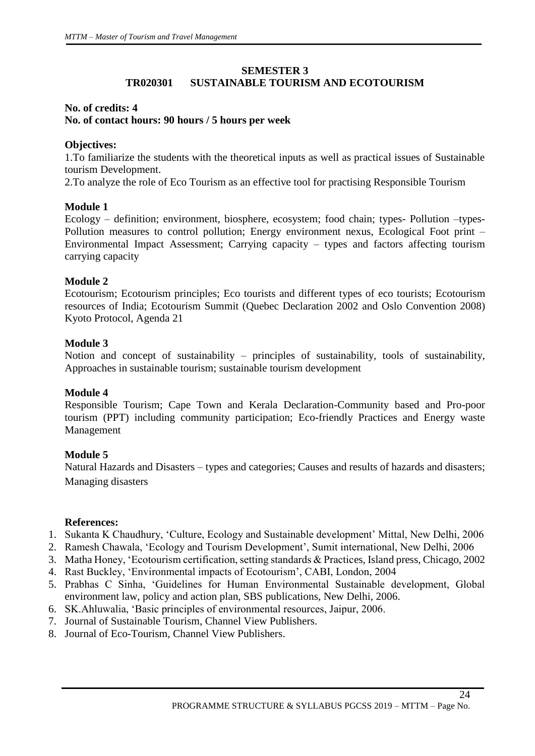## SEMESTER 3
## TR020301 SUSTAINABLE TOURISM AND ECOTOURISM

**No. of credits: 4**
**No. of contact hours: 90 hours / 5 hours per week**

**Objectives:**

1.To familiarize the students with the theoretical inputs as well as practical issues of Sustainable tourism Development.

2.To analyze the role of Eco Tourism as an effective tool for practising Responsible Tourism

**Module 1**

Ecology – definition; environment, biosphere, ecosystem; food chain; types- Pollution –types- Pollution measures to control pollution; Energy environment nexus, Ecological Foot print – Environmental Impact Assessment; Carrying capacity – types and factors affecting tourism carrying capacity

**Module 2**

Ecotourism; Ecotourism principles; Eco tourists and different types of eco tourists; Ecotourism resources of India; Ecotourism Summit (Quebec Declaration 2002 and Oslo Convention 2008) Kyoto Protocol, Agenda 21

**Module 3**

Notion and concept of sustainability – principles of sustainability, tools of sustainability, Approaches in sustainable tourism; sustainable tourism development

**Module 4**

Responsible Tourism; Cape Town and Kerala Declaration-Community based and Pro-poor tourism (PPT) including community participation; Eco-friendly Practices and Energy waste Management

**Module 5**

Natural Hazards and Disasters – types and categories; Causes and results of hazards and disasters; Managing disasters

**References:**

1. Sukanta K Chaudhury, 'Culture, Ecology and Sustainable development' Mittal, New Delhi, 2006
2. Ramesh Chawala, 'Ecology and Tourism Development', Sumit international, New Delhi, 2006
3. Matha Honey, 'Ecotourism certification, setting standards & Practices, Island press, Chicago, 2002
4. Rast Buckley, 'Environmental impacts of Ecotourism', CABI, London, 2004
5. Prabhas C Sinha, 'Guidelines for Human Environmental Sustainable development, Global environment law, policy and action plan, SBS publications, New Delhi, 2006.
6. SK.Ahluwalia, 'Basic principles of environmental resources, Jaipur, 2006.
7. Journal of Sustainable Tourism, Channel View Publishers.
8. Journal of Eco-Tourism, Channel View Publishers.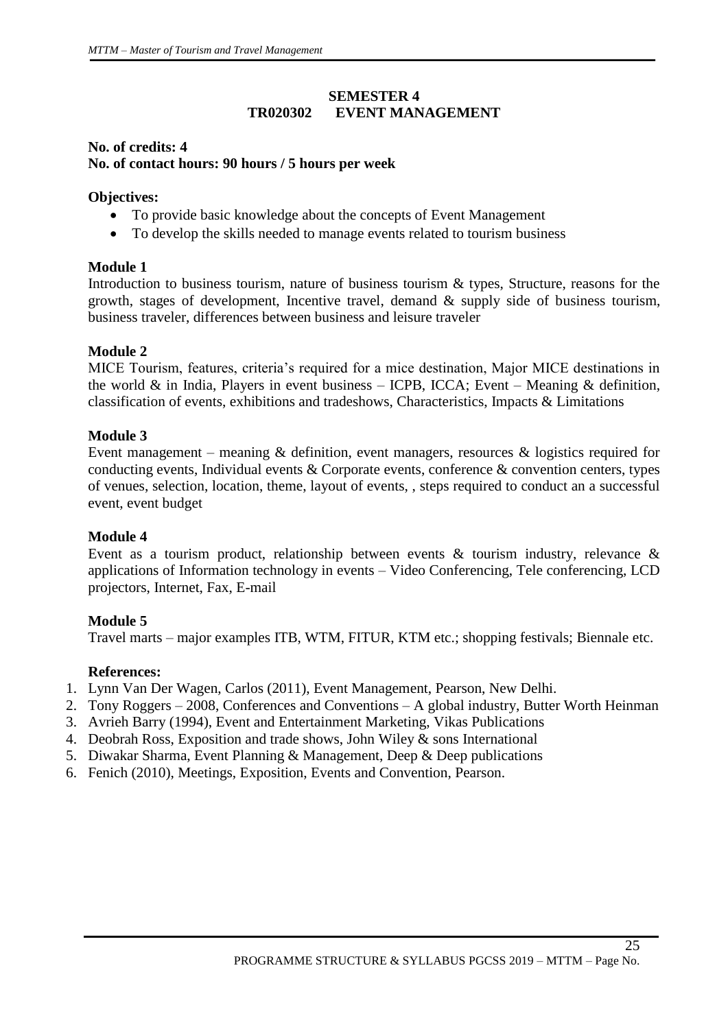## SEMESTER 4
## TR020302 EVENT MANAGEMENT

**No. of credits: 4**
**No. of contact hours: 90 hours / 5 hours per week**

**Objectives:**

- To provide basic knowledge about the concepts of Event Management
- To develop the skills needed to manage events related to tourism business

**Module 1**

Introduction to business tourism, nature of business tourism & types, Structure, reasons for the growth, stages of development, Incentive travel, demand & supply side of business tourism, business traveler, differences between business and leisure traveler

**Module 2**

MICE Tourism, features, criteria's required for a mice destination, Major MICE destinations in the world & in India, Players in event business – ICPB, ICCA; Event – Meaning & definition, classification of events, exhibitions and tradeshows, Characteristics, Impacts & Limitations

**Module 3**

Event management – meaning & definition, event managers, resources & logistics required for conducting events, Individual events & Corporate events, conference & convention centers, types of venues, selection, location, theme, layout of events, , steps required to conduct an a successful event, event budget

**Module 4**

Event as a tourism product, relationship between events & tourism industry, relevance & applications of Information technology in events – Video Conferencing, Tele conferencing, LCD projectors, Internet, Fax, E-mail

**Module 5**

Travel marts – major examples ITB, WTM, FITUR, KTM etc.; shopping festivals; Biennale etc.

**References:**

1. Lynn Van Der Wagen, Carlos (2011), Event Management, Pearson, New Delhi.
2. Tony Roggers – 2008, Conferences and Conventions – A global industry, Butter Worth Heinman
3. Avrieh Barry (1994), Event and Entertainment Marketing, Vikas Publications
4. Deobrah Ross, Exposition and trade shows, John Wiley & sons International
5. Diwakar Sharma, Event Planning & Management, Deep & Deep publications
6. Fenich (2010), Meetings, Exposition, Events and Convention, Pearson.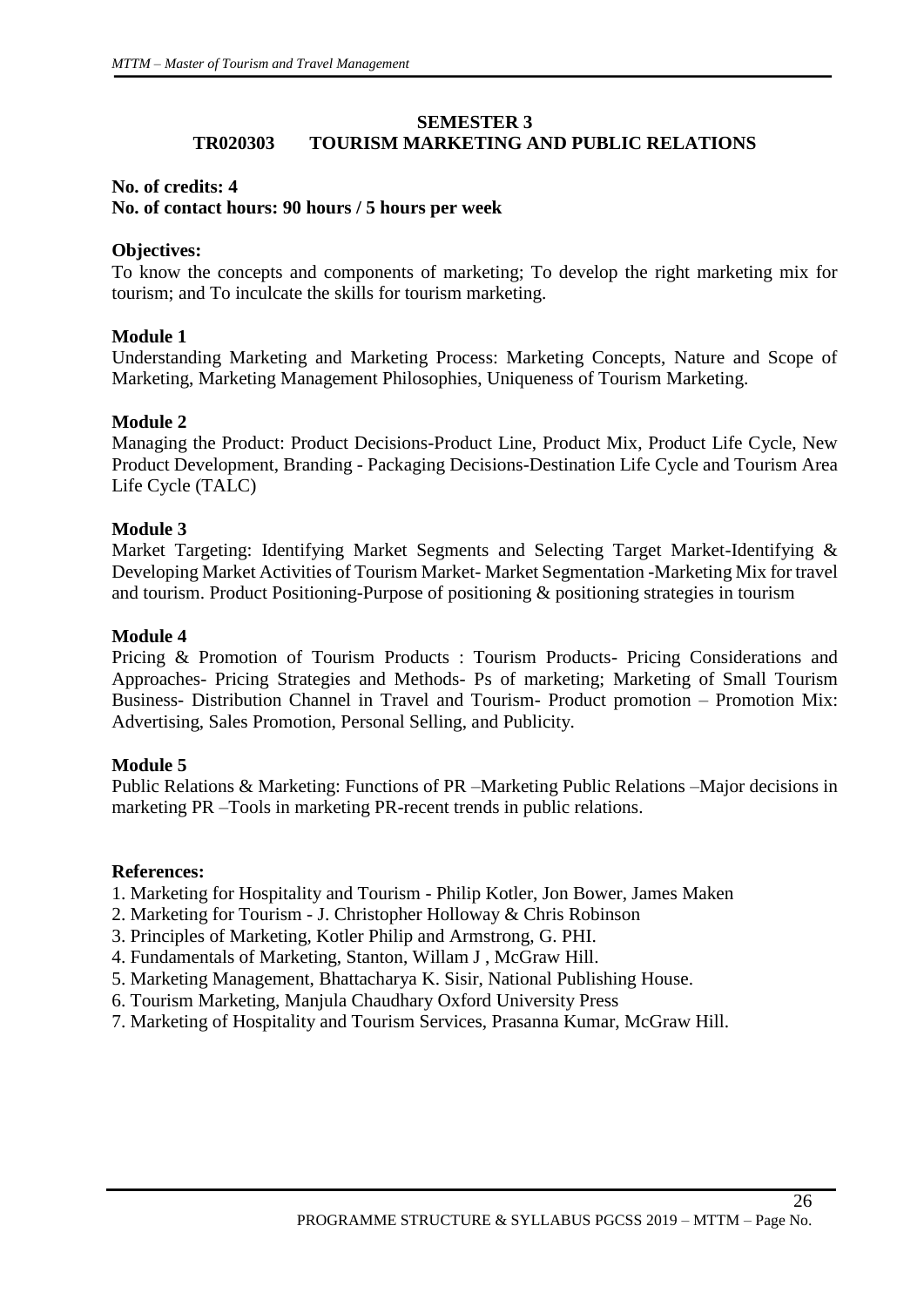## SEMESTER 3

## TR020303 TOURISM MARKETING AND PUBLIC RELATIONS

**No. of credits: 4**
**No. of contact hours: 90 hours / 5 hours per week**

**Objectives:**
To know the concepts and components of marketing; To develop the right marketing mix for tourism; and To inculcate the skills for tourism marketing.

**Module 1**
Understanding Marketing and Marketing Process: Marketing Concepts, Nature and Scope of Marketing, Marketing Management Philosophies, Uniqueness of Tourism Marketing.

**Module 2**
Managing the Product: Product Decisions-Product Line, Product Mix, Product Life Cycle, New Product Development, Branding - Packaging Decisions-Destination Life Cycle and Tourism Area Life Cycle (TALC)

**Module 3**
Market Targeting: Identifying Market Segments and Selecting Target Market-Identifying & Developing Market Activities of Tourism Market- Market Segmentation -Marketing Mix for travel and tourism. Product Positioning-Purpose of positioning & positioning strategies in tourism

**Module 4**
Pricing & Promotion of Tourism Products : Tourism Products- Pricing Considerations and Approaches- Pricing Strategies and Methods- Ps of marketing; Marketing of Small Tourism Business- Distribution Channel in Travel and Tourism- Product promotion – Promotion Mix: Advertising, Sales Promotion, Personal Selling, and Publicity.

**Module 5**
Public Relations & Marketing: Functions of PR –Marketing Public Relations –Major decisions in marketing PR –Tools in marketing PR-recent trends in public relations.

**References:**
1. Marketing for Hospitality and Tourism - Philip Kotler, Jon Bower, James Maken
2. Marketing for Tourism - J. Christopher Holloway & Chris Robinson
3. Principles of Marketing, Kotler Philip and Armstrong, G. PHI.
4. Fundamentals of Marketing, Stanton, Willam J , McGraw Hill.
5. Marketing Management, Bhattacharya K. Sisir, National Publishing House.
6. Tourism Marketing, Manjula Chaudhary Oxford University Press
7. Marketing of Hospitality and Tourism Services, Prasanna Kumar, McGraw Hill.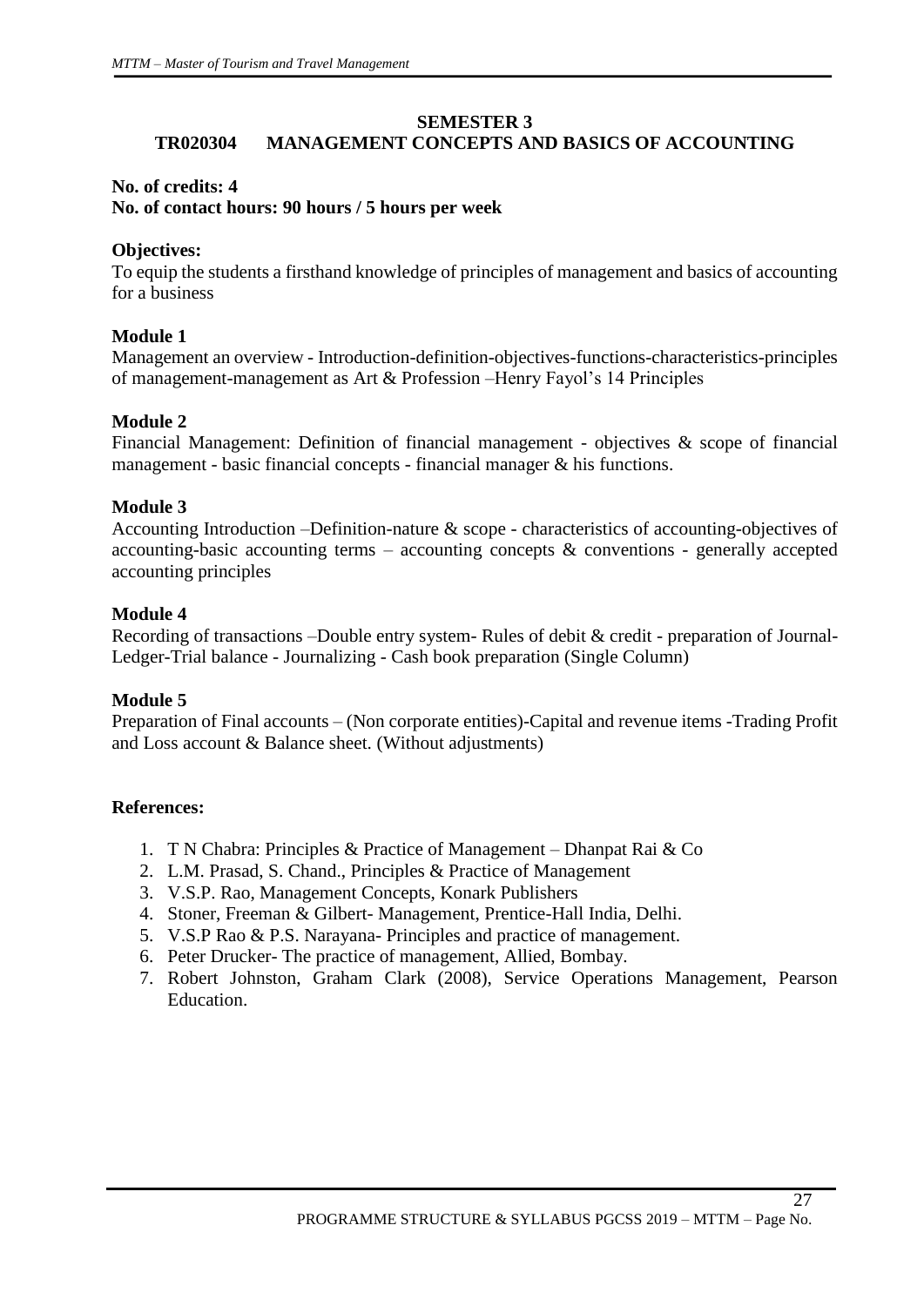## SEMESTER 3

## TR020304 MANAGEMENT CONCEPTS AND BASICS OF ACCOUNTING

**No. of credits: 4**
**No. of contact hours: 90 hours / 5 hours per week**

**Objectives:**
To equip the students a firsthand knowledge of principles of management and basics of accounting for a business

**Module 1**
Management an overview - Introduction-definition-objectives-functions-characteristics-principles of management-management as Art & Profession –Henry Fayol's 14 Principles

**Module 2**
Financial Management: Definition of financial management - objectives & scope of financial management - basic financial concepts - financial manager & his functions.

**Module 3**
Accounting Introduction –Definition-nature & scope - characteristics of accounting-objectives of accounting-basic accounting terms – accounting concepts & conventions - generally accepted accounting principles

**Module 4**
Recording of transactions –Double entry system- Rules of debit & credit - preparation of Journal-Ledger-Trial balance - Journalizing - Cash book preparation (Single Column)

**Module 5**
Preparation of Final accounts – (Non corporate entities)-Capital and revenue items -Trading Profit and Loss account & Balance sheet. (Without adjustments)

**References:**

1. T N Chabra: Principles & Practice of Management – Dhanpat Rai & Co
2. L.M. Prasad, S. Chand., Principles & Practice of Management
3. V.S.P. Rao, Management Concepts, Konark Publishers
4. Stoner, Freeman & Gilbert- Management, Prentice-Hall India, Delhi.
5. V.S.P Rao & P.S. Narayana- Principles and practice of management.
6. Peter Drucker- The practice of management, Allied, Bombay.
7. Robert Johnston, Graham Clark (2008), Service Operations Management, Pearson Education.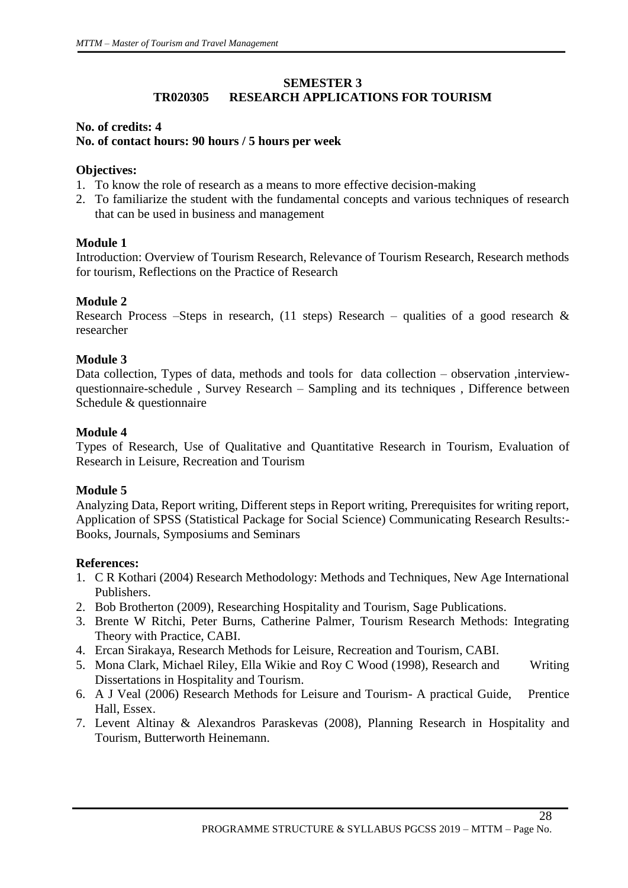## SEMESTER 3

## TR020305 RESEARCH APPLICATIONS FOR TOURISM

**No. of credits: 4**
**No. of contact hours: 90 hours / 5 hours per week**

**Objectives:**

1. To know the role of research as a means to more effective decision-making
2. To familiarize the student with the fundamental concepts and various techniques of research that can be used in business and management

**Module 1**

Introduction: Overview of Tourism Research, Relevance of Tourism Research, Research methods for tourism, Reflections on the Practice of Research

**Module 2**

Research Process –Steps in research, (11 steps) Research – qualities of a good research & researcher

**Module 3**

Data collection, Types of data, methods and tools for data collection – observation ,interview-questionnaire-schedule , Survey Research – Sampling and its techniques , Difference between Schedule & questionnaire

**Module 4**

Types of Research, Use of Qualitative and Quantitative Research in Tourism, Evaluation of Research in Leisure, Recreation and Tourism

**Module 5**

Analyzing Data, Report writing, Different steps in Report writing, Prerequisites for writing report, Application of SPSS (Statistical Package for Social Science) Communicating Research Results:- Books, Journals, Symposiums and Seminars

**References:**

1. C R Kothari (2004) Research Methodology: Methods and Techniques, New Age International Publishers.
2. Bob Brotherton (2009), Researching Hospitality and Tourism, Sage Publications.
3. Brente W Ritchi, Peter Burns, Catherine Palmer, Tourism Research Methods: Integrating Theory with Practice, CABI.
4. Ercan Sirakaya, Research Methods for Leisure, Recreation and Tourism, CABI.
5. Mona Clark, Michael Riley, Ella Wikie and Roy C Wood (1998), Research and Writing Dissertations in Hospitality and Tourism.
6. A J Veal (2006) Research Methods for Leisure and Tourism- A practical Guide, Prentice Hall, Essex.
7. Levent Altinay & Alexandros Paraskevas (2008), Planning Research in Hospitality and Tourism, Butterworth Heinemann.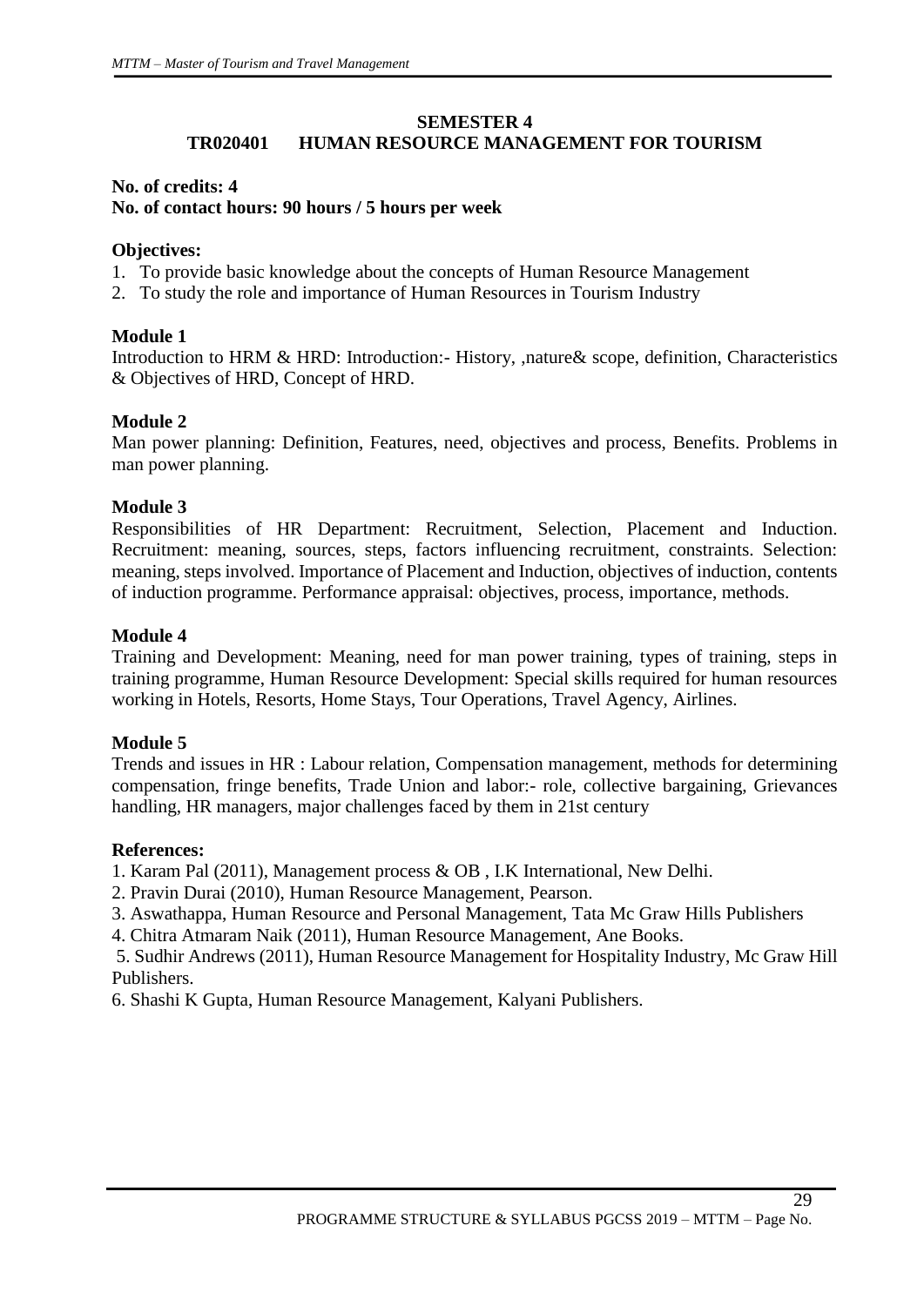## SEMESTER 4

## TR020401 HUMAN RESOURCE MANAGEMENT FOR TOURISM

**No. of credits: 4**
**No. of contact hours: 90 hours / 5 hours per week**

**Objectives:**

1. To provide basic knowledge about the concepts of Human Resource Management
2. To study the role and importance of Human Resources in Tourism Industry

**Module 1**

Introduction to HRM & HRD: Introduction:- History, ,nature& scope, definition, Characteristics & Objectives of HRD, Concept of HRD.

**Module 2**

Man power planning: Definition, Features, need, objectives and process, Benefits. Problems in man power planning.

**Module 3**

Responsibilities of HR Department: Recruitment, Selection, Placement and Induction. Recruitment: meaning, sources, steps, factors influencing recruitment, constraints. Selection: meaning, steps involved. Importance of Placement and Induction, objectives of induction, contents of induction programme. Performance appraisal: objectives, process, importance, methods.

**Module 4**

Training and Development: Meaning, need for man power training, types of training, steps in training programme, Human Resource Development: Special skills required for human resources working in Hotels, Resorts, Home Stays, Tour Operations, Travel Agency, Airlines.

**Module 5**

Trends and issues in HR : Labour relation, Compensation management, methods for determining compensation, fringe benefits, Trade Union and labor:- role, collective bargaining, Grievances handling, HR managers, major challenges faced by them in 21st century

**References:**

1. Karam Pal (2011), Management process & OB , I.K International, New Delhi.
2. Pravin Durai (2010), Human Resource Management, Pearson.
3. Aswathappa, Human Resource and Personal Management, Tata Mc Graw Hills Publishers
4. Chitra Atmaram Naik (2011), Human Resource Management, Ane Books.
5. Sudhir Andrews (2011), Human Resource Management for Hospitality Industry, Mc Graw Hill Publishers.
6. Shashi K Gupta, Human Resource Management, Kalyani Publishers.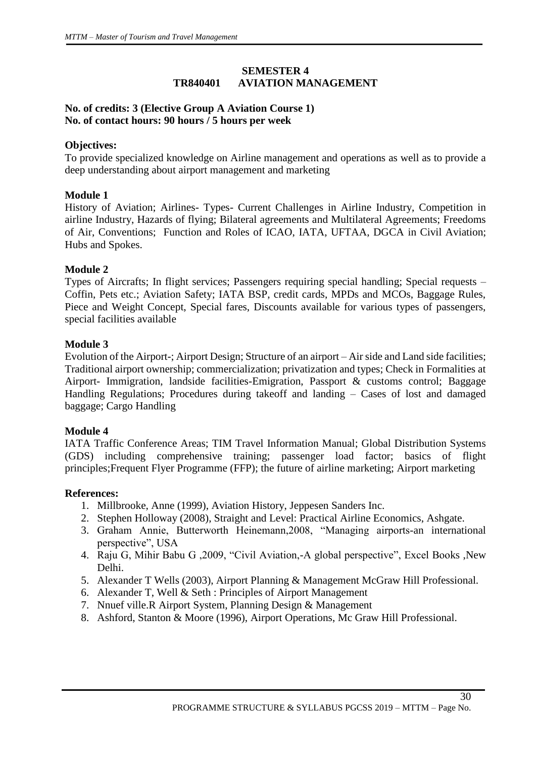## SEMESTER 4
## TR840401 AVIATION MANAGEMENT

**No. of credits: 3 (Elective Group A Aviation Course 1)**
**No. of contact hours: 90 hours / 5 hours per week**

**Objectives:**

To provide specialized knowledge on Airline management and operations as well as to provide a deep understanding about airport management and marketing

**Module 1**

History of Aviation; Airlines- Types- Current Challenges in Airline Industry, Competition in airline Industry, Hazards of flying; Bilateral agreements and Multilateral Agreements; Freedoms of Air, Conventions; Function and Roles of ICAO, IATA, UFTAA, DGCA in Civil Aviation; Hubs and Spokes.

**Module 2**

Types of Aircrafts; In flight services; Passengers requiring special handling; Special requests – Coffin, Pets etc.; Aviation Safety; IATA BSP, credit cards, MPDs and MCOs, Baggage Rules, Piece and Weight Concept, Special fares, Discounts available for various types of passengers, special facilities available

**Module 3**

Evolution of the Airport-; Airport Design; Structure of an airport – Air side and Land side facilities; Traditional airport ownership; commercialization; privatization and types; Check in Formalities at Airport- Immigration, landside facilities-Emigration, Passport & customs control; Baggage Handling Regulations; Procedures during takeoff and landing – Cases of lost and damaged baggage; Cargo Handling

**Module 4**

IATA Traffic Conference Areas; TIM Travel Information Manual; Global Distribution Systems (GDS) including comprehensive training; passenger load factor; basics of flight principles;Frequent Flyer Programme (FFP); the future of airline marketing; Airport marketing

**References:**

1. Millbrooke, Anne (1999), Aviation History, Jeppesen Sanders Inc.
2. Stephen Holloway (2008), Straight and Level: Practical Airline Economics, Ashgate.
3. Graham Annie, Butterworth Heinemann,2008, "Managing airports-an international perspective", USA
4. Raju G, Mihir Babu G ,2009, "Civil Aviation,-A global perspective", Excel Books ,New Delhi.
5. Alexander T Wells (2003), Airport Planning & Management McGraw Hill Professional.
6. Alexander T, Well & Seth : Principles of Airport Management
7. Nnuef ville.R Airport System, Planning Design & Management
8. Ashford, Stanton & Moore (1996), Airport Operations, Mc Graw Hill Professional.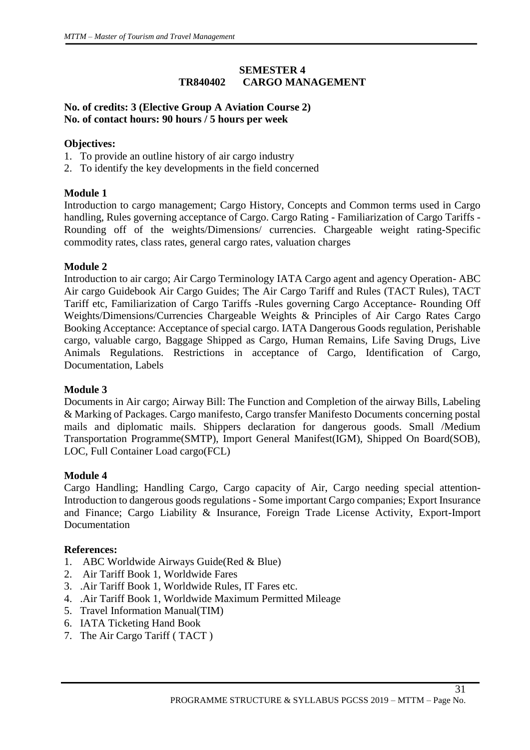## SEMESTER 4
## TR840402 CARGO MANAGEMENT

**No. of credits: 3 (Elective Group A Aviation Course 2)**
**No. of contact hours: 90 hours / 5 hours per week**

### Objectives:

1. To provide an outline history of air cargo industry
2. To identify the key developments in the field concerned

### Module 1

Introduction to cargo management; Cargo History, Concepts and Common terms used in Cargo handling, Rules governing acceptance of Cargo. Cargo Rating - Familiarization of Cargo Tariffs - Rounding off of the weights/Dimensions/ currencies. Chargeable weight rating-Specific commodity rates, class rates, general cargo rates, valuation charges

### Module 2

Introduction to air cargo; Air Cargo Terminology IATA Cargo agent and agency Operation- ABC Air cargo Guidebook Air Cargo Guides; The Air Cargo Tariff and Rules (TACT Rules), TACT Tariff etc, Familiarization of Cargo Tariffs -Rules governing Cargo Acceptance- Rounding Off Weights/Dimensions/Currencies Chargeable Weights & Principles of Air Cargo Rates Cargo Booking Acceptance: Acceptance of special cargo. IATA Dangerous Goods regulation, Perishable cargo, valuable cargo, Baggage Shipped as Cargo, Human Remains, Life Saving Drugs, Live Animals Regulations. Restrictions in acceptance of Cargo, Identification of Cargo, Documentation, Labels

### Module 3

Documents in Air cargo; Airway Bill: The Function and Completion of the airway Bills, Labeling & Marking of Packages. Cargo manifesto, Cargo transfer Manifesto Documents concerning postal mails and diplomatic mails. Shippers declaration for dangerous goods. Small /Medium Transportation Programme(SMTP), Import General Manifest(IGM), Shipped On Board(SOB), LOC, Full Container Load cargo(FCL)

### Module 4

Cargo Handling; Handling Cargo, Cargo capacity of Air, Cargo needing special attention-Introduction to dangerous goods regulations - Some important Cargo companies; Export Insurance and Finance; Cargo Liability & Insurance, Foreign Trade License Activity, Export-Import Documentation

### References:

1. ABC Worldwide Airways Guide(Red & Blue)
2. Air Tariff Book 1, Worldwide Fares
3. .Air Tariff Book 1, Worldwide Rules, IT Fares etc.
4. .Air Tariff Book 1, Worldwide Maximum Permitted Mileage
5. Travel Information Manual(TIM)
6. IATA Ticketing Hand Book
7. The Air Cargo Tariff ( TACT )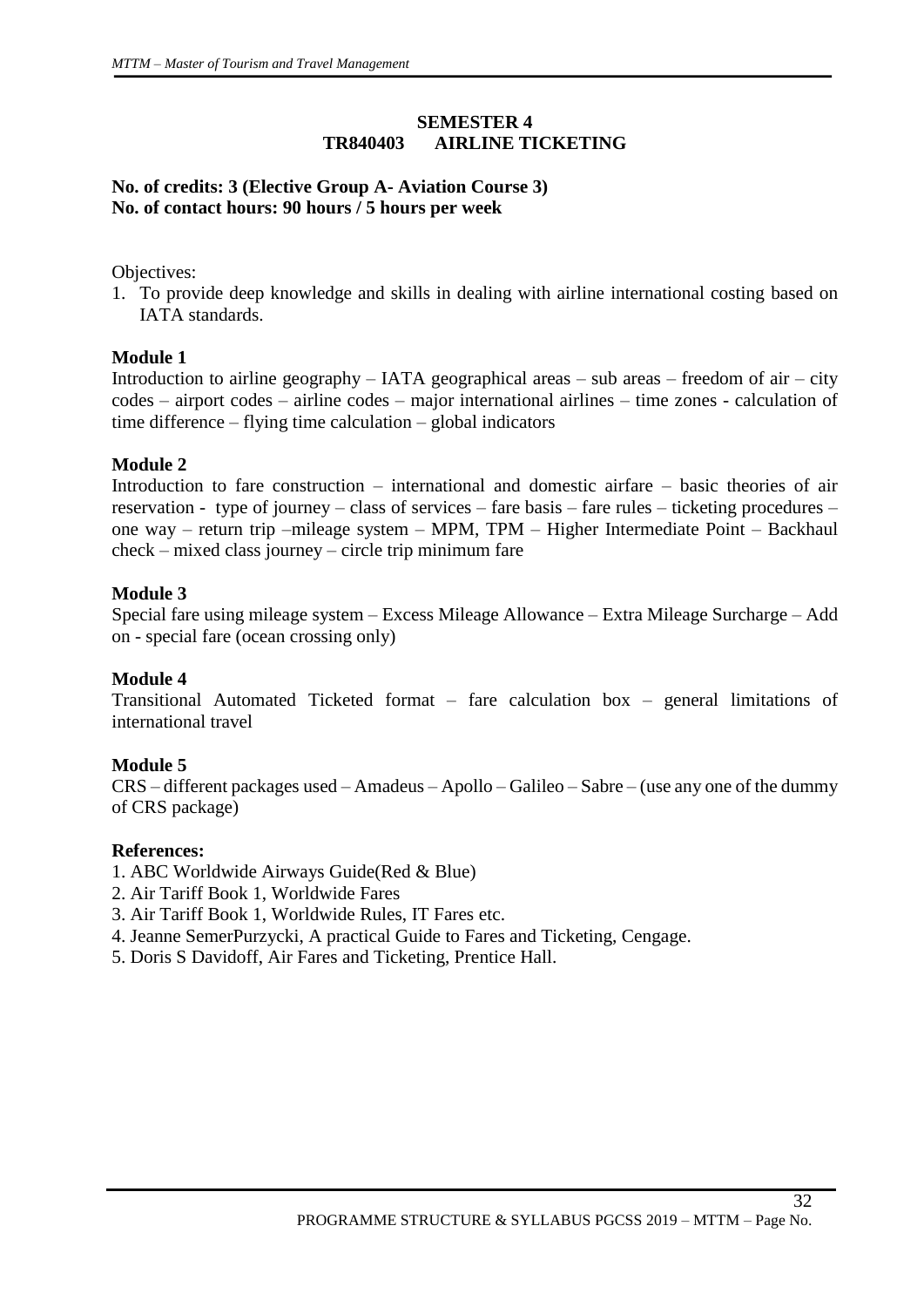## SEMESTER 4
## TR840403 AIRLINE TICKETING

**No. of credits: 3 (Elective Group A- Aviation Course 3)**
**No. of contact hours: 90 hours / 5 hours per week**

Objectives:

1. To provide deep knowledge and skills in dealing with airline international costing based on IATA standards.

### Module 1

Introduction to airline geography – IATA geographical areas – sub areas – freedom of air – city codes – airport codes – airline codes – major international airlines – time zones - calculation of time difference – flying time calculation – global indicators

### Module 2

Introduction to fare construction – international and domestic airfare – basic theories of air reservation - type of journey – class of services – fare basis – fare rules – ticketing procedures – one way – return trip –mileage system – MPM, TPM – Higher Intermediate Point – Backhaul check – mixed class journey – circle trip minimum fare

### Module 3

Special fare using mileage system – Excess Mileage Allowance – Extra Mileage Surcharge – Add on - special fare (ocean crossing only)

### Module 4

Transitional Automated Ticketed format – fare calculation box – general limitations of international travel

### Module 5

CRS – different packages used – Amadeus – Apollo – Galileo – Sabre – (use any one of the dummy of CRS package)

**References:**

1. ABC Worldwide Airways Guide(Red & Blue)
2. Air Tariff Book 1, Worldwide Fares
3. Air Tariff Book 1, Worldwide Rules, IT Fares etc.
4. Jeanne SemerPurzycki, A practical Guide to Fares and Ticketing, Cengage.
5. Doris S Davidoff, Air Fares and Ticketing, Prentice Hall.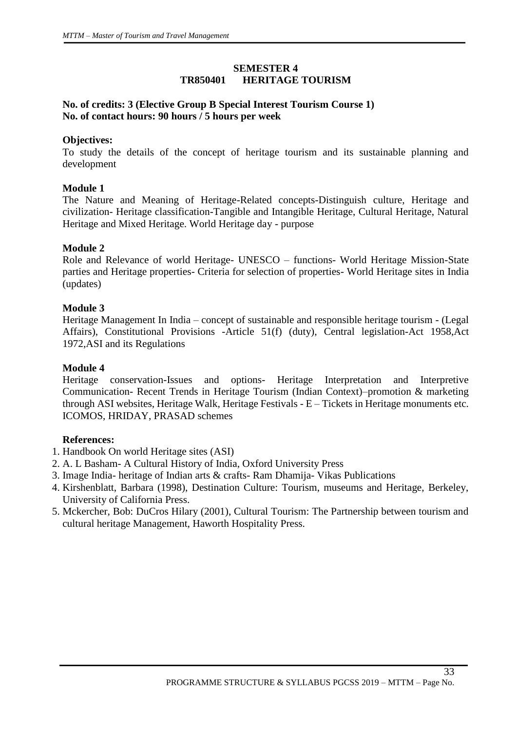## SEMESTER 4
## TR850401 HERITAGE TOURISM

**No. of credits: 3 (Elective Group B Special Interest Tourism Course 1)**
**No. of contact hours: 90 hours / 5 hours per week**

**Objectives:**
To study the details of the concept of heritage tourism and its sustainable planning and development

**Module 1**
The Nature and Meaning of Heritage-Related concepts-Distinguish culture, Heritage and civilization- Heritage classification-Tangible and Intangible Heritage, Cultural Heritage, Natural Heritage and Mixed Heritage. World Heritage day - purpose

**Module 2**
Role and Relevance of world Heritage- UNESCO – functions- World Heritage Mission-State parties and Heritage properties- Criteria for selection of properties- World Heritage sites in India (updates)

**Module 3**
Heritage Management In India – concept of sustainable and responsible heritage tourism - (Legal Affairs), Constitutional Provisions -Article 51(f) (duty), Central legislation-Act 1958,Act 1972,ASI and its Regulations

**Module 4**
Heritage conservation-Issues and options- Heritage Interpretation and Interpretive Communication- Recent Trends in Heritage Tourism (Indian Context)–promotion & marketing through ASI websites, Heritage Walk, Heritage Festivals - E – Tickets in Heritage monuments etc. ICOMOS, HRIDAY, PRASAD schemes

**References:**
1. Handbook On world Heritage sites (ASI)
2. A. L Basham- A Cultural History of India, Oxford University Press
3. Image India- heritage of Indian arts & crafts- Ram Dhamija- Vikas Publications
4. Kirshenblatt, Barbara (1998), Destination Culture: Tourism, museums and Heritage, Berkeley, University of California Press.
5. Mckercher, Bob: DuCros Hilary (2001), Cultural Tourism: The Partnership between tourism and cultural heritage Management, Haworth Hospitality Press.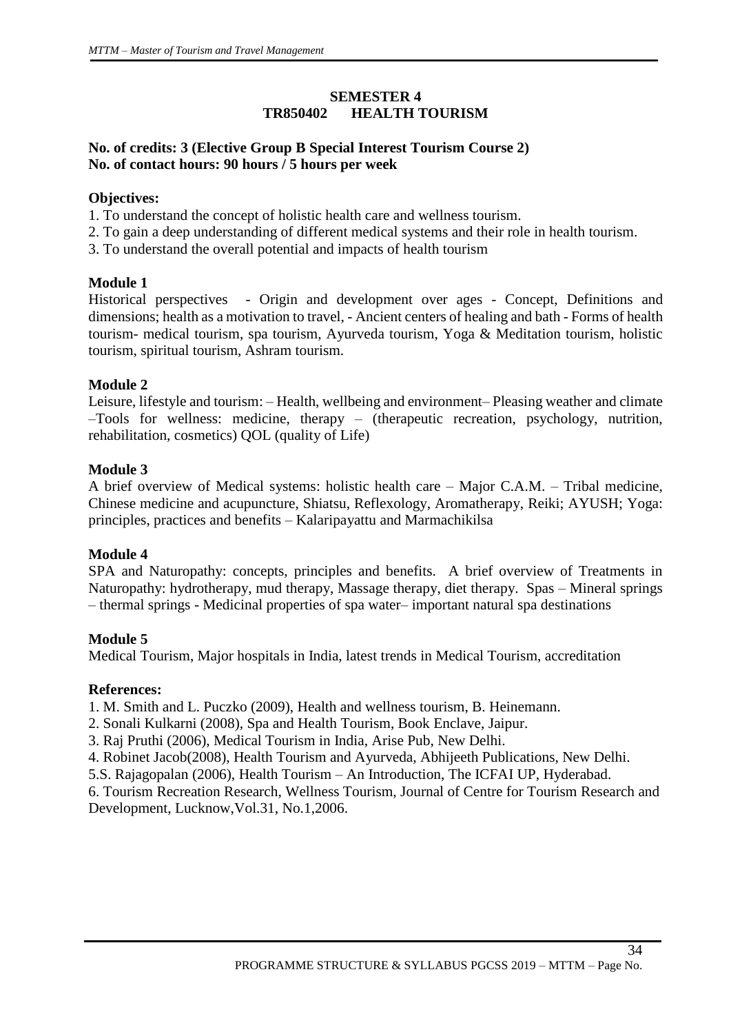## SEMESTER 4
## TR850402 HEALTH TOURISM

**No. of credits: 3 (Elective Group B Special Interest Tourism Course 2)**
**No. of contact hours: 90 hours / 5 hours per week**

**Objectives:**

1. To understand the concept of holistic health care and wellness tourism.
2. To gain a deep understanding of different medical systems and their role in health tourism.
3. To understand the overall potential and impacts of health tourism

**Module 1**

Historical perspectives - Origin and development over ages - Concept, Definitions and dimensions; health as a motivation to travel, - Ancient centers of healing and bath - Forms of health tourism- medical tourism, spa tourism, Ayurveda tourism, Yoga & Meditation tourism, holistic tourism, spiritual tourism, Ashram tourism.

**Module 2**

Leisure, lifestyle and tourism: – Health, wellbeing and environment– Pleasing weather and climate –Tools for wellness: medicine, therapy – (therapeutic recreation, psychology, nutrition, rehabilitation, cosmetics) QOL (quality of Life)

**Module 3**

A brief overview of Medical systems: holistic health care – Major C.A.M. – Tribal medicine, Chinese medicine and acupuncture, Shiatsu, Reflexology, Aromatherapy, Reiki; AYUSH; Yoga: principles, practices and benefits – Kalaripayattu and Marmachikilsa

**Module 4**

SPA and Naturopathy: concepts, principles and benefits. A brief overview of Treatments in Naturopathy: hydrotherapy, mud therapy, Massage therapy, diet therapy. Spas – Mineral springs – thermal springs - Medicinal properties of spa water– important natural spa destinations

**Module 5**

Medical Tourism, Major hospitals in India, latest trends in Medical Tourism, accreditation

**References:**

1. M. Smith and L. Puczko (2009), Health and wellness tourism, B. Heinemann.
2. Sonali Kulkarni (2008), Spa and Health Tourism, Book Enclave, Jaipur.
3. Raj Pruthi (2006), Medical Tourism in India, Arise Pub, New Delhi.
4. Robinet Jacob(2008), Health Tourism and Ayurveda, Abhijeeth Publications, New Delhi.
5. S. Rajagopalan (2006), Health Tourism – An Introduction, The ICFAI UP, Hyderabad.
6. Tourism Recreation Research, Wellness Tourism, Journal of Centre for Tourism Research and Development, Lucknow,Vol.31, No.1,2006.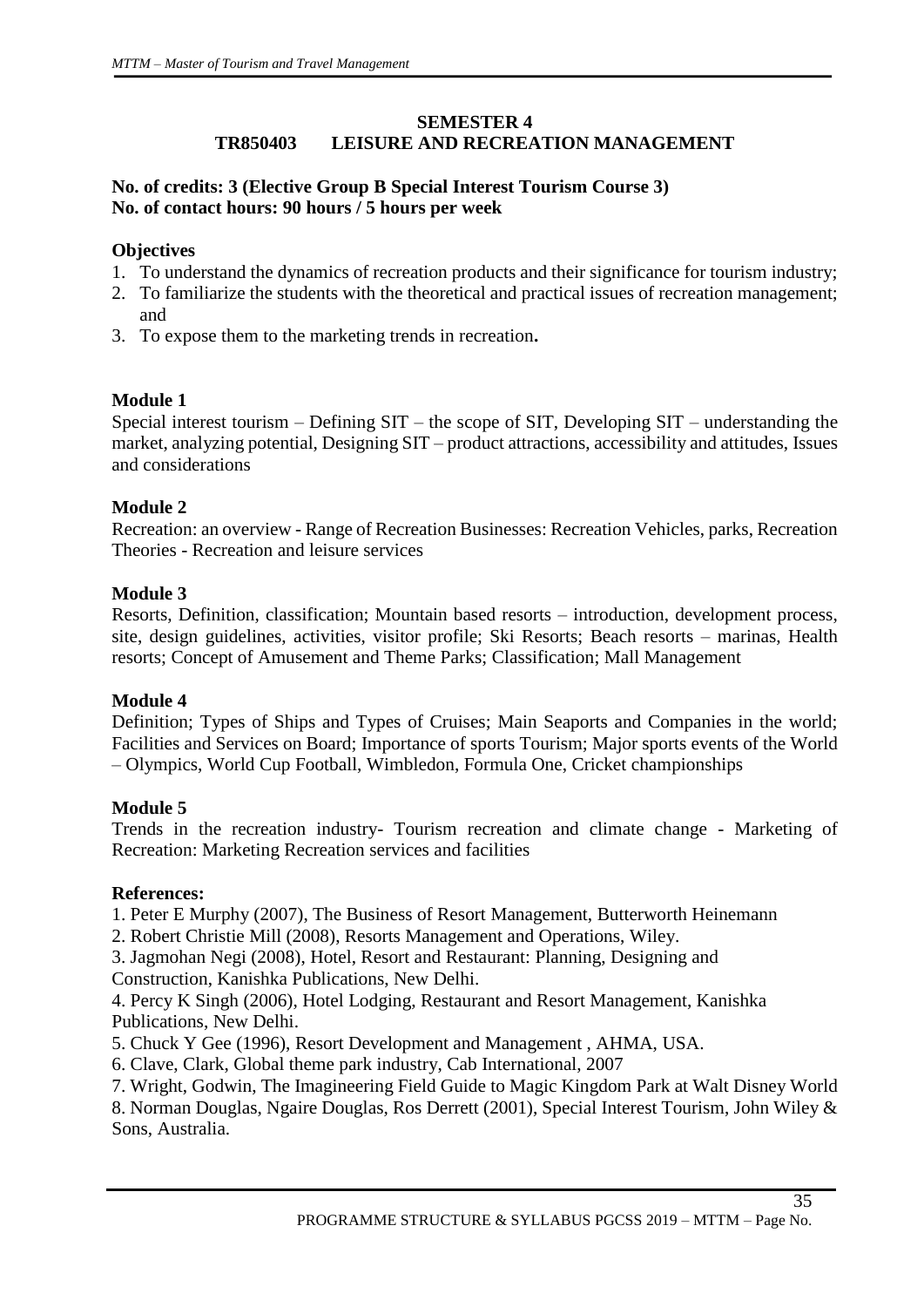## SEMESTER 4

## TR850403 LEISURE AND RECREATION MANAGEMENT

**No. of credits: 3 (Elective Group B Special Interest Tourism Course 3)**
**No. of contact hours: 90 hours / 5 hours per week**

### Objectives

1. To understand the dynamics of recreation products and their significance for tourism industry;
2. To familiarize the students with the theoretical and practical issues of recreation management; and
3. To expose them to the marketing trends in recreation**.**

### Module 1

Special interest tourism – Defining SIT – the scope of SIT, Developing SIT – understanding the market, analyzing potential, Designing SIT – product attractions, accessibility and attitudes, Issues and considerations

### Module 2

Recreation: an overview - Range of Recreation Businesses: Recreation Vehicles, parks, Recreation Theories - Recreation and leisure services

### Module 3

Resorts, Definition, classification; Mountain based resorts – introduction, development process, site, design guidelines, activities, visitor profile; Ski Resorts; Beach resorts – marinas, Health resorts; Concept of Amusement and Theme Parks; Classification; Mall Management

### Module 4

Definition; Types of Ships and Types of Cruises; Main Seaports and Companies in the world; Facilities and Services on Board; Importance of sports Tourism; Major sports events of the World – Olympics, World Cup Football, Wimbledon, Formula One, Cricket championships

### Module 5

Trends in the recreation industry- Tourism recreation and climate change - Marketing of Recreation: Marketing Recreation services and facilities

### References:

1. Peter E Murphy (2007), The Business of Resort Management, Butterworth Heinemann
2. Robert Christie Mill (2008), Resorts Management and Operations, Wiley.
3. Jagmohan Negi (2008), Hotel, Resort and Restaurant: Planning, Designing and Construction, Kanishka Publications, New Delhi.
4. Percy K Singh (2006), Hotel Lodging, Restaurant and Resort Management, Kanishka Publications, New Delhi.
5. Chuck Y Gee (1996), Resort Development and Management , AHMA, USA.
6. Clave, Clark, Global theme park industry, Cab International, 2007
7. Wright, Godwin, The Imagineering Field Guide to Magic Kingdom Park at Walt Disney World
8. Norman Douglas, Ngaire Douglas, Ros Derrett (2001), Special Interest Tourism, John Wiley & Sons, Australia.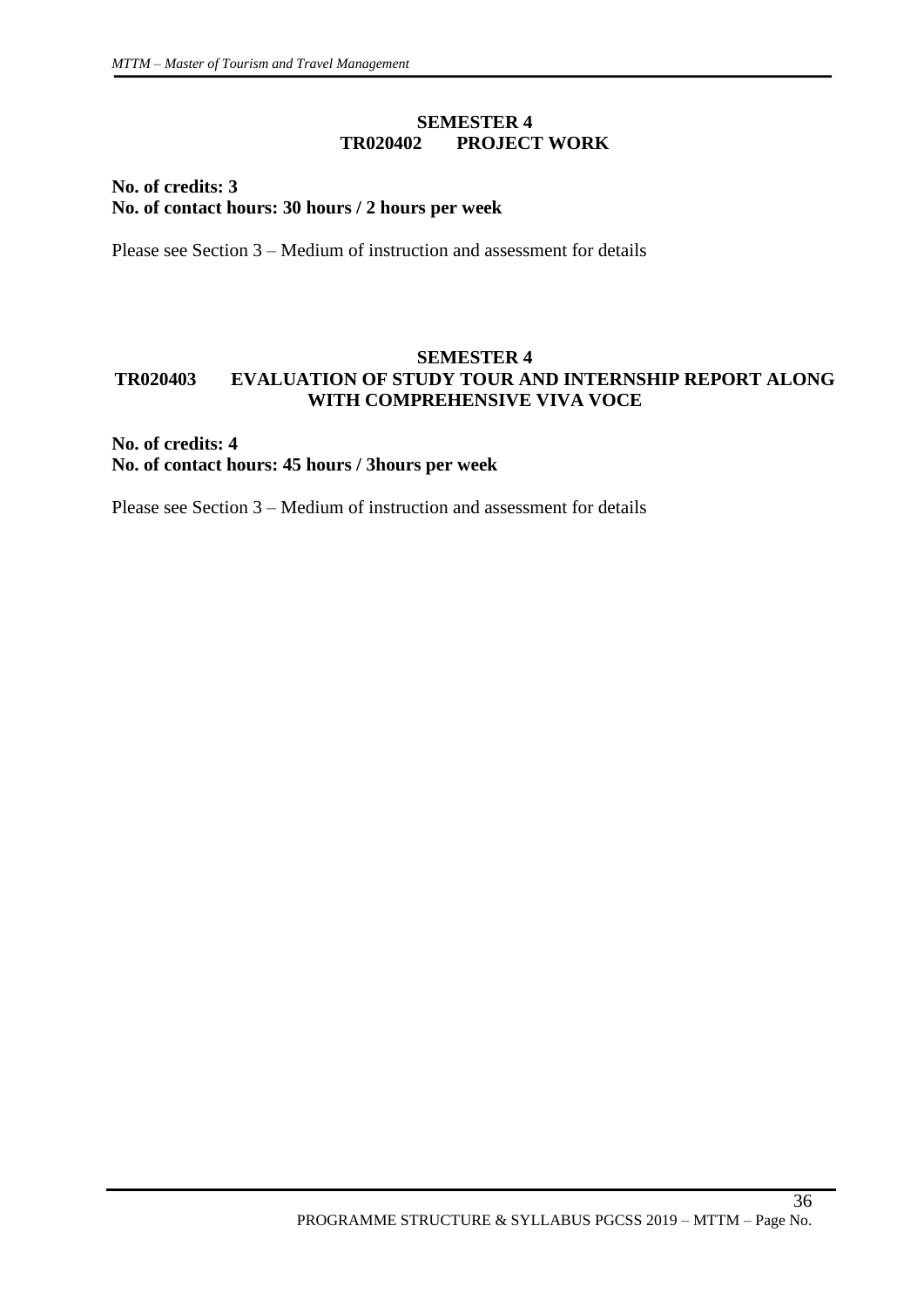## SEMESTER 4
## TR020402 PROJECT WORK

**No. of credits: 3**
**No. of contact hours: 30 hours / 2 hours per week**

Please see Section 3 – Medium of instruction and assessment for details

## SEMESTER 4
## TR020403 EVALUATION OF STUDY TOUR AND INTERNSHIP REPORT ALONG WITH COMPREHENSIVE VIVA VOCE

**No. of credits: 4**
**No. of contact hours: 45 hours / 3hours per week**

Please see Section 3 – Medium of instruction and assessment for details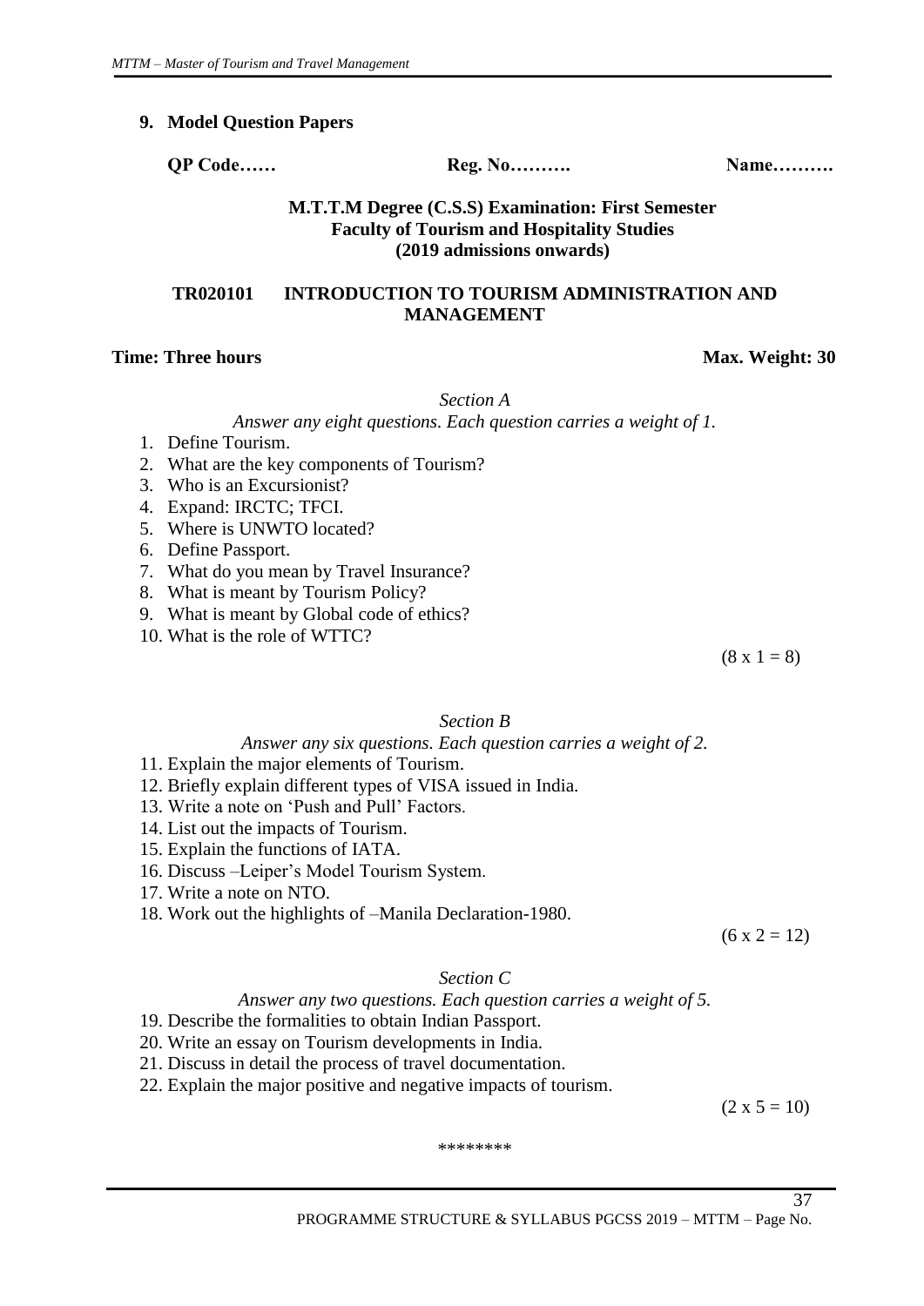## 9. Model Question Papers

**QP Code……** **Reg. No……….** **Name……….**

**M.T.T.M Degree (C.S.S) Examination: First Semester**
**Faculty of Tourism and Hospitality Studies**
**(2019 admissions onwards)**

**TR020101 INTRODUCTION TO TOURISM ADMINISTRATION AND MANAGEMENT**

**Time: Three hours** **Max. Weight: 30**

*Section A*

*Answer any eight questions. Each question carries a weight of 1.*

1. Define Tourism.
2. What are the key components of Tourism?
3. Who is an Excursionist?
4. Expand: IRCTC; TFCI.
5. Where is UNWTO located?
6. Define Passport.
7. What do you mean by Travel Insurance?
8. What is meant by Tourism Policy?
9. What is meant by Global code of ethics?
10. What is the role of WTTC?

(8 x 1 = 8)

*Section B*

*Answer any six questions. Each question carries a weight of 2.*

11. Explain the major elements of Tourism.
12. Briefly explain different types of VISA issued in India.
13. Write a note on 'Push and Pull' Factors.
14. List out the impacts of Tourism.
15. Explain the functions of IATA.
16. Discuss –Leiper's Model Tourism System.
17. Write a note on NTO.
18. Work out the highlights of –Manila Declaration-1980.

(6 x 2 = 12)

*Section C*

*Answer any two questions. Each question carries a weight of 5.*

19. Describe the formalities to obtain Indian Passport.
20. Write an essay on Tourism developments in India.
21. Discuss in detail the process of travel documentation.
22. Explain the major positive and negative impacts of tourism.

(2 x 5 = 10)

*******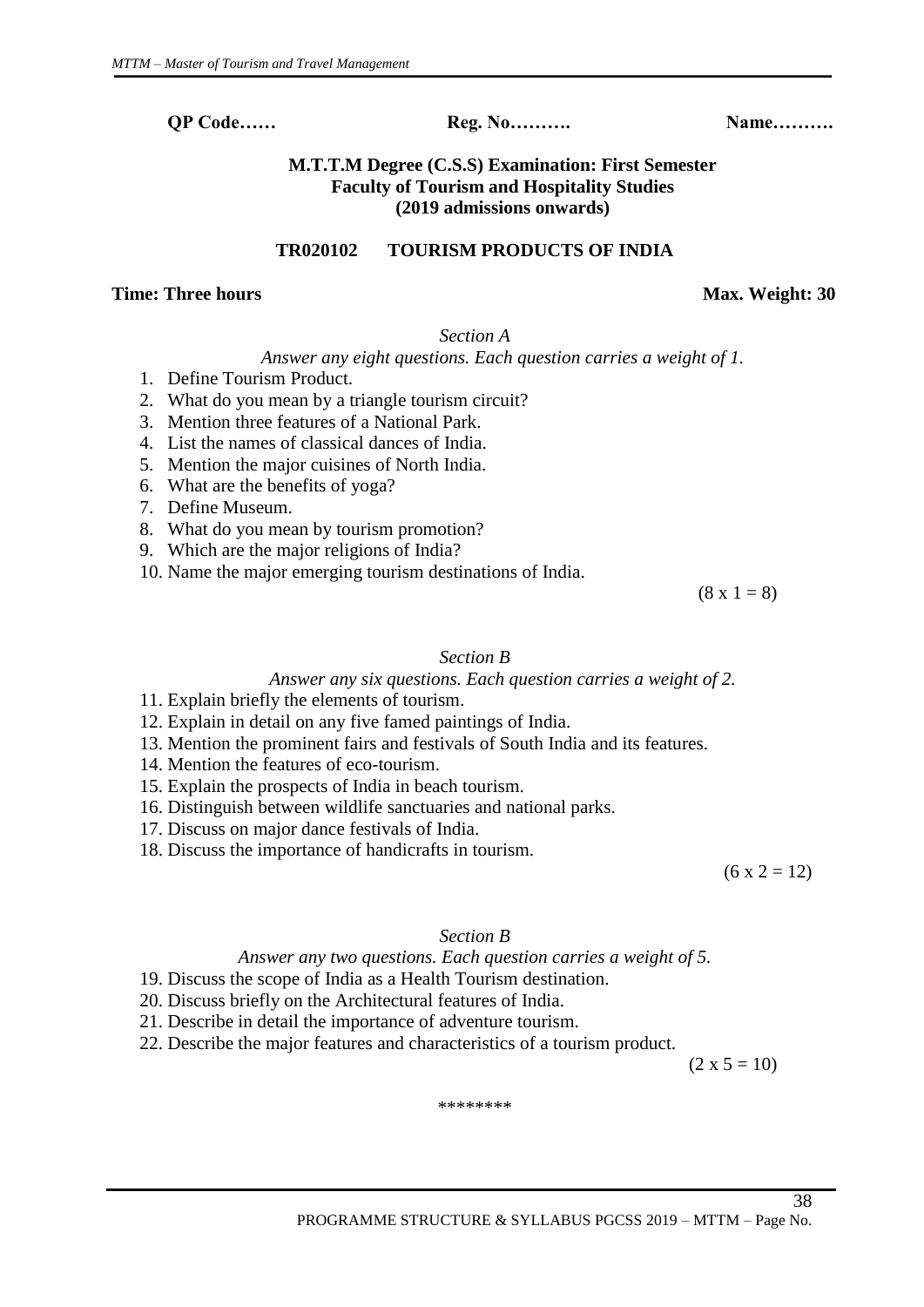**QP Code……  Reg. No……….  Name……….**

**M.T.T.M Degree (C.S.S) Examination: First Semester**
**Faculty of Tourism and Hospitality Studies**
**(2019 admissions onwards)**

**TR020102  TOURISM PRODUCTS OF INDIA**

**Time: Three hours**  **Max. Weight: 30**

*Section A*

*Answer any eight questions. Each question carries a weight of 1.*

1. Define Tourism Product.
2. What do you mean by a triangle tourism circuit?
3. Mention three features of a National Park.
4. List the names of classical dances of India.
5. Mention the major cuisines of North India.
6. What are the benefits of yoga?
7. Define Museum.
8. What do you mean by tourism promotion?
9. Which are the major religions of India?
10. Name the major emerging tourism destinations of India.

(8 x 1 = 8)

*Section B*

*Answer any six questions. Each question carries a weight of 2.*

11. Explain briefly the elements of tourism.
12. Explain in detail on any five famed paintings of India.
13. Mention the prominent fairs and festivals of South India and its features.
14. Mention the features of eco-tourism.
15. Explain the prospects of India in beach tourism.
16. Distinguish between wildlife sanctuaries and national parks.
17. Discuss on major dance festivals of India.
18. Discuss the importance of handicrafts in tourism.

(6 x 2 = 12)

*Section B*

*Answer any two questions. Each question carries a weight of 5.*

19. Discuss the scope of India as a Health Tourism destination.
20. Discuss briefly on the Architectural features of India.
21. Describe in detail the importance of adventure tourism.
22. Describe the major features and characteristics of a tourism product.

(2 x 5 = 10)

\*\*\*\*\*\*\*\*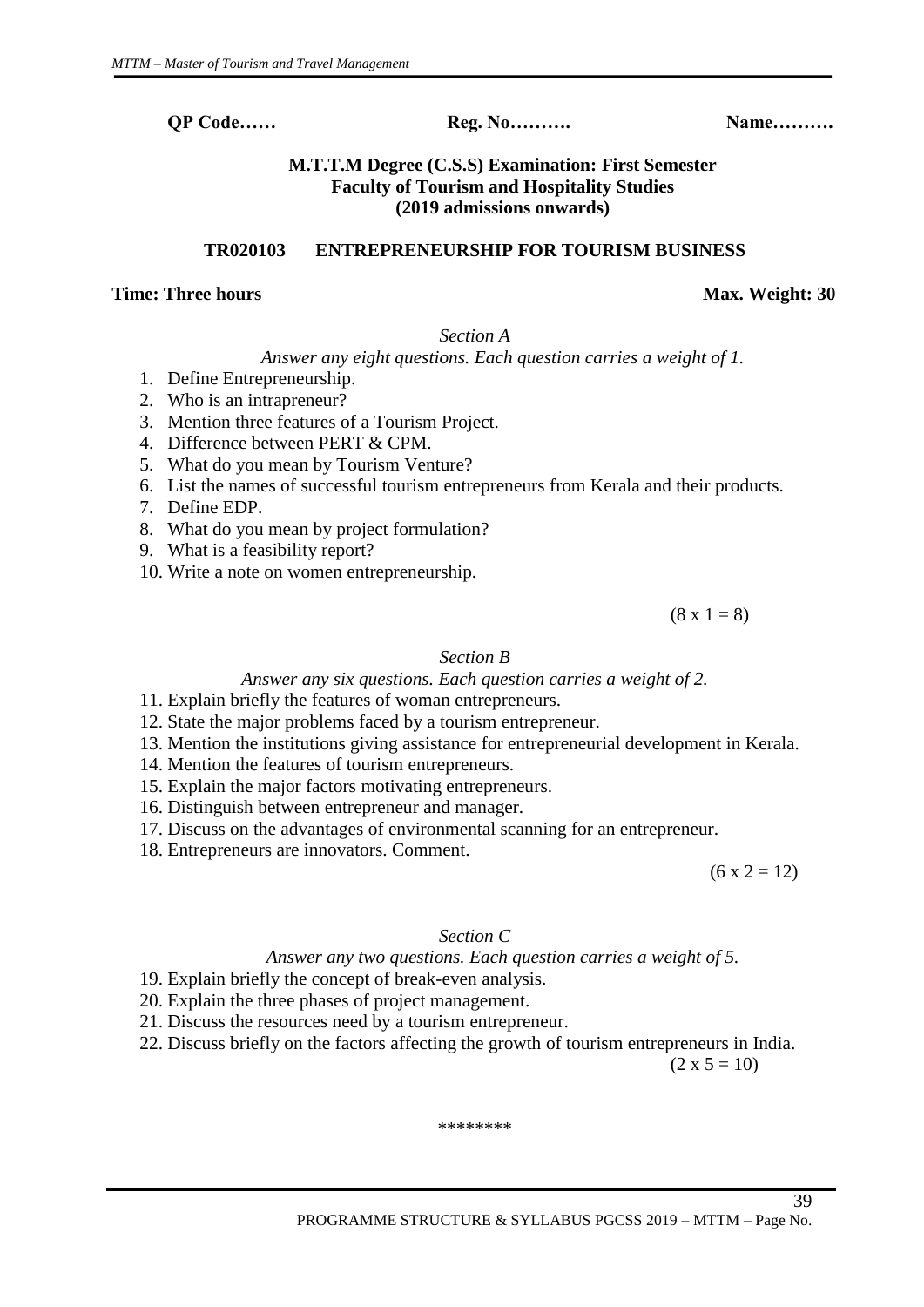**QP Code……** **Reg. No……….** **Name……….**

**M.T.T.M Degree (C.S.S) Examination: First Semester**
**Faculty of Tourism and Hospitality Studies**
**(2019 admissions onwards)**

**TR020103 ENTREPRENEURSHIP FOR TOURISM BUSINESS**

**Time: Three hours** **Max. Weight: 30**

*Section A*

*Answer any eight questions. Each question carries a weight of 1.*

1. Define Entrepreneurship.
2. Who is an intrapreneur?
3. Mention three features of a Tourism Project.
4. Difference between PERT & CPM.
5. What do you mean by Tourism Venture?
6. List the names of successful tourism entrepreneurs from Kerala and their products.
7. Define EDP.
8. What do you mean by project formulation?
9. What is a feasibility report?
10. Write a note on women entrepreneurship.

(8 x 1 = 8)

*Section B*

*Answer any six questions. Each question carries a weight of 2.*

11. Explain briefly the features of woman entrepreneurs.
12. State the major problems faced by a tourism entrepreneur.
13. Mention the institutions giving assistance for entrepreneurial development in Kerala.
14. Mention the features of tourism entrepreneurs.
15. Explain the major factors motivating entrepreneurs.
16. Distinguish between entrepreneur and manager.
17. Discuss on the advantages of environmental scanning for an entrepreneur.
18. Entrepreneurs are innovators. Comment.

(6 x 2 = 12)

*Section C*

*Answer any two questions. Each question carries a weight of 5.*

19. Explain briefly the concept of break-even analysis.
20. Explain the three phases of project management.
21. Discuss the resources need by a tourism entrepreneur.
22. Discuss briefly on the factors affecting the growth of tourism entrepreneurs in India.

(2 x 5 = 10)

********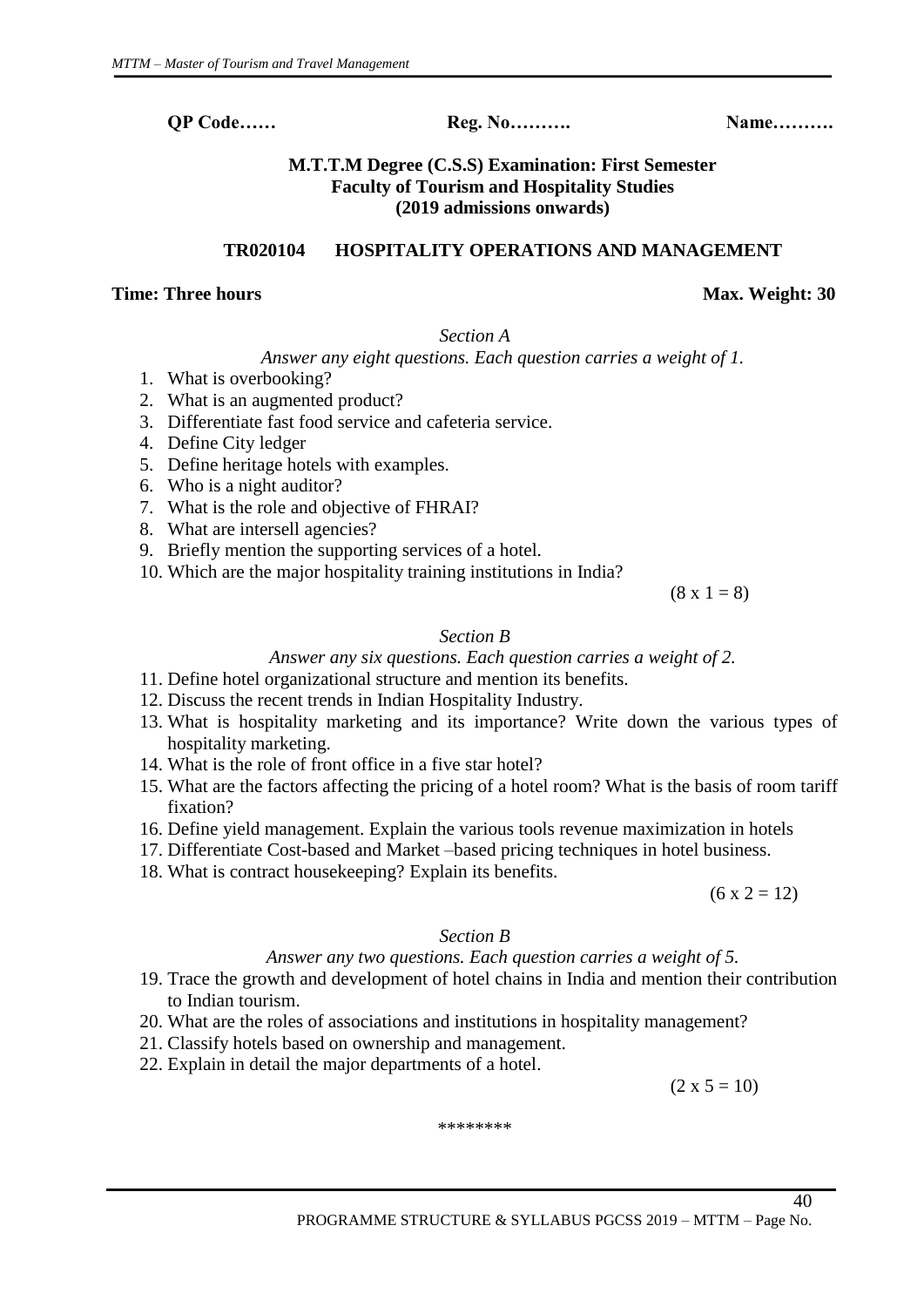**QP Code……** **Reg. No……….** **Name……….**

**M.T.T.M Degree (C.S.S) Examination: First Semester**
**Faculty of Tourism and Hospitality Studies**
**(2019 admissions onwards)**

**TR020104 HOSPITALITY OPERATIONS AND MANAGEMENT**

**Time: Three hours** **Max. Weight: 30**

*Section A*

*Answer any eight questions. Each question carries a weight of 1.*

1. What is overbooking?
2. What is an augmented product?
3. Differentiate fast food service and cafeteria service.
4. Define City ledger
5. Define heritage hotels with examples.
6. Who is a night auditor?
7. What is the role and objective of FHRAI?
8. What are intersell agencies?
9. Briefly mention the supporting services of a hotel.
10. Which are the major hospitality training institutions in India?

(8 x 1 = 8)

*Section B*

*Answer any six questions. Each question carries a weight of 2.*

11. Define hotel organizational structure and mention its benefits.
12. Discuss the recent trends in Indian Hospitality Industry.
13. What is hospitality marketing and its importance? Write down the various types of hospitality marketing.
14. What is the role of front office in a five star hotel?
15. What are the factors affecting the pricing of a hotel room? What is the basis of room tariff fixation?
16. Define yield management. Explain the various tools revenue maximization in hotels
17. Differentiate Cost-based and Market –based pricing techniques in hotel business.
18. What is contract housekeeping? Explain its benefits.

(6 x 2 = 12)

*Section B*

*Answer any two questions. Each question carries a weight of 5.*

19. Trace the growth and development of hotel chains in India and mention their contribution to Indian tourism.
20. What are the roles of associations and institutions in hospitality management?
21. Classify hotels based on ownership and management.
22. Explain in detail the major departments of a hotel.

(2 x 5 = 10)

********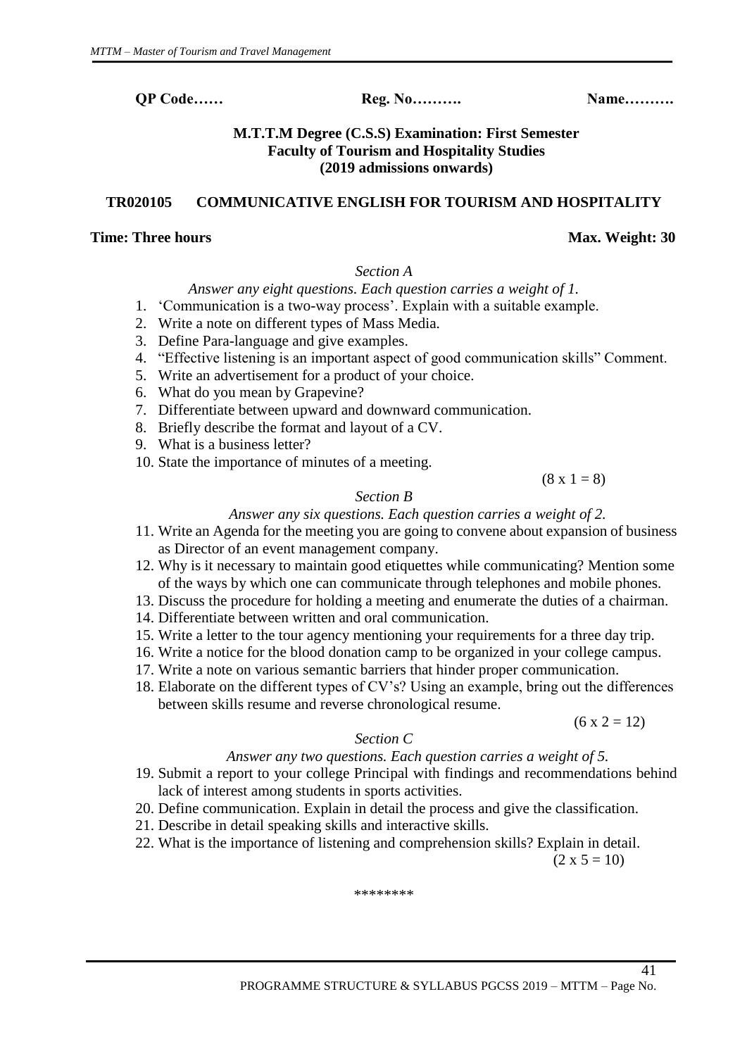**QP Code……** **Reg. No……….** **Name……….**

**M.T.T.M Degree (C.S.S) Examination: First Semester**
**Faculty of Tourism and Hospitality Studies**
**(2019 admissions onwards)**

**TR020105 COMMUNICATIVE ENGLISH FOR TOURISM AND HOSPITALITY**

**Time: Three hours** **Max. Weight: 30**

*Section A*

*Answer any eight questions. Each question carries a weight of 1.*

1. 'Communication is a two-way process'. Explain with a suitable example.
2. Write a note on different types of Mass Media.
3. Define Para-language and give examples.
4. "Effective listening is an important aspect of good communication skills" Comment.
5. Write an advertisement for a product of your choice.
6. What do you mean by Grapevine?
7. Differentiate between upward and downward communication.
8. Briefly describe the format and layout of a CV.
9. What is a business letter?
10. State the importance of minutes of a meeting.

(8 x 1 = 8)

*Section B*

*Answer any six questions. Each question carries a weight of 2.*

11. Write an Agenda for the meeting you are going to convene about expansion of business as Director of an event management company.
12. Why is it necessary to maintain good etiquettes while communicating? Mention some of the ways by which one can communicate through telephones and mobile phones.
13. Discuss the procedure for holding a meeting and enumerate the duties of a chairman.
14. Differentiate between written and oral communication.
15. Write a letter to the tour agency mentioning your requirements for a three day trip.
16. Write a notice for the blood donation camp to be organized in your college campus.
17. Write a note on various semantic barriers that hinder proper communication.
18. Elaborate on the different types of CV's? Using an example, bring out the differences between skills resume and reverse chronological resume.

(6 x 2 = 12)

*Section C*

*Answer any two questions. Each question carries a weight of 5.*

19. Submit a report to your college Principal with findings and recommendations behind lack of interest among students in sports activities.
20. Define communication. Explain in detail the process and give the classification.
21. Describe in detail speaking skills and interactive skills.
22. What is the importance of listening and comprehension skills? Explain in detail.

(2 x 5 = 10)

*******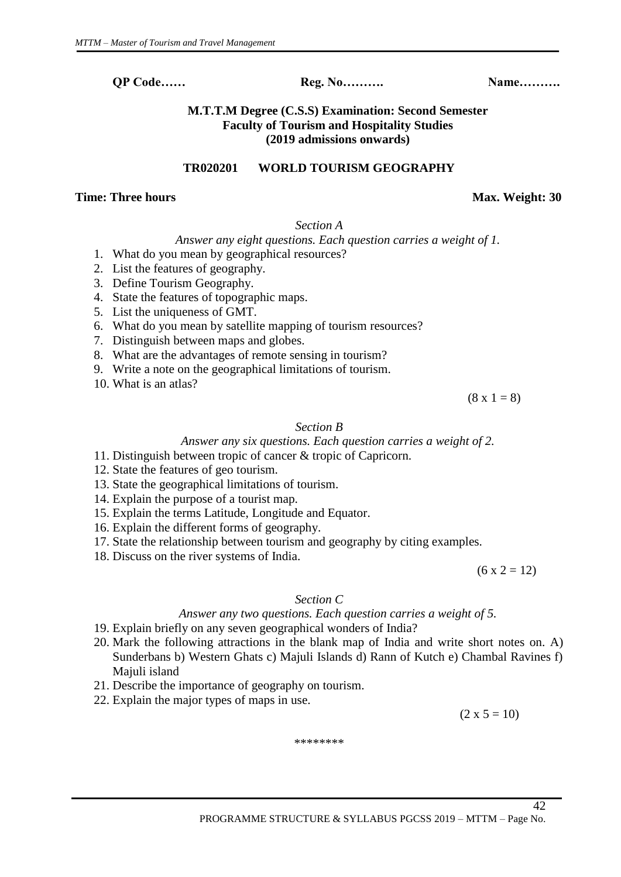**QP Code……** **Reg. No……….** **Name……….**

**M.T.T.M Degree (C.S.S) Examination: Second Semester**
**Faculty of Tourism and Hospitality Studies**
**(2019 admissions onwards)**

**TR020201 WORLD TOURISM GEOGRAPHY**

**Time: Three hours** **Max. Weight: 30**

*Section A*

*Answer any eight questions. Each question carries a weight of 1.*

1. What do you mean by geographical resources?
2. List the features of geography.
3. Define Tourism Geography.
4. State the features of topographic maps.
5. List the uniqueness of GMT.
6. What do you mean by satellite mapping of tourism resources?
7. Distinguish between maps and globes.
8. What are the advantages of remote sensing in tourism?
9. Write a note on the geographical limitations of tourism.
10. What is an atlas?

(8 x 1 = 8)

*Section B*

*Answer any six questions. Each question carries a weight of 2.*

11. Distinguish between tropic of cancer & tropic of Capricorn.
12. State the features of geo tourism.
13. State the geographical limitations of tourism.
14. Explain the purpose of a tourist map.
15. Explain the terms Latitude, Longitude and Equator.
16. Explain the different forms of geography.
17. State the relationship between tourism and geography by citing examples.
18. Discuss on the river systems of India.

(6 x 2 = 12)

*Section C*

*Answer any two questions. Each question carries a weight of 5.*

19. Explain briefly on any seven geographical wonders of India?
20. Mark the following attractions in the blank map of India and write short notes on. A) Sunderbans b) Western Ghats c) Majuli Islands d) Rann of Kutch e) Chambal Ravines f) Majuli island
21. Describe the importance of geography on tourism.
22. Explain the major types of maps in use.

(2 x 5 = 10)

\*\*\*\*\*\*\*\*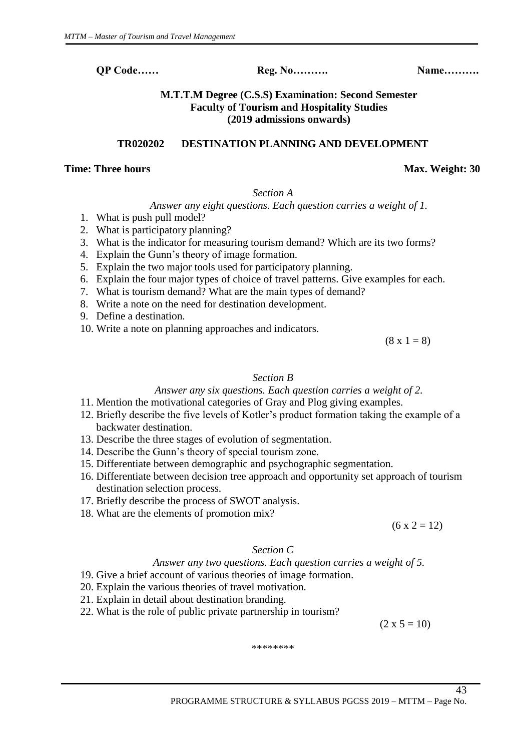**QP Code……** **Reg. No……….** **Name……….**

**M.T.T.M Degree (C.S.S) Examination: Second Semester**
**Faculty of Tourism and Hospitality Studies**
**(2019 admissions onwards)**

**TR020202 DESTINATION PLANNING AND DEVELOPMENT**

**Time: Three hours** **Max. Weight: 30**

*Section A*

*Answer any eight questions. Each question carries a weight of 1.*

1. What is push pull model?
2. What is participatory planning?
3. What is the indicator for measuring tourism demand? Which are its two forms?
4. Explain the Gunn's theory of image formation.
5. Explain the two major tools used for participatory planning.
6. Explain the four major types of choice of travel patterns. Give examples for each.
7. What is tourism demand? What are the main types of demand?
8. Write a note on the need for destination development.
9. Define a destination.
10. Write a note on planning approaches and indicators.

(8 x 1 = 8)

*Section B*

*Answer any six questions. Each question carries a weight of 2.*

11. Mention the motivational categories of Gray and Plog giving examples.
12. Briefly describe the five levels of Kotler's product formation taking the example of a backwater destination.
13. Describe the three stages of evolution of segmentation.
14. Describe the Gunn's theory of special tourism zone.
15. Differentiate between demographic and psychographic segmentation.
16. Differentiate between decision tree approach and opportunity set approach of tourism destination selection process.
17. Briefly describe the process of SWOT analysis.
18. What are the elements of promotion mix?

(6 x 2 = 12)

*Section C*

*Answer any two questions. Each question carries a weight of 5.*

19. Give a brief account of various theories of image formation.
20. Explain the various theories of travel motivation.
21. Explain in detail about destination branding.
22. What is the role of public private partnership in tourism?

(2 x 5 = 10)

********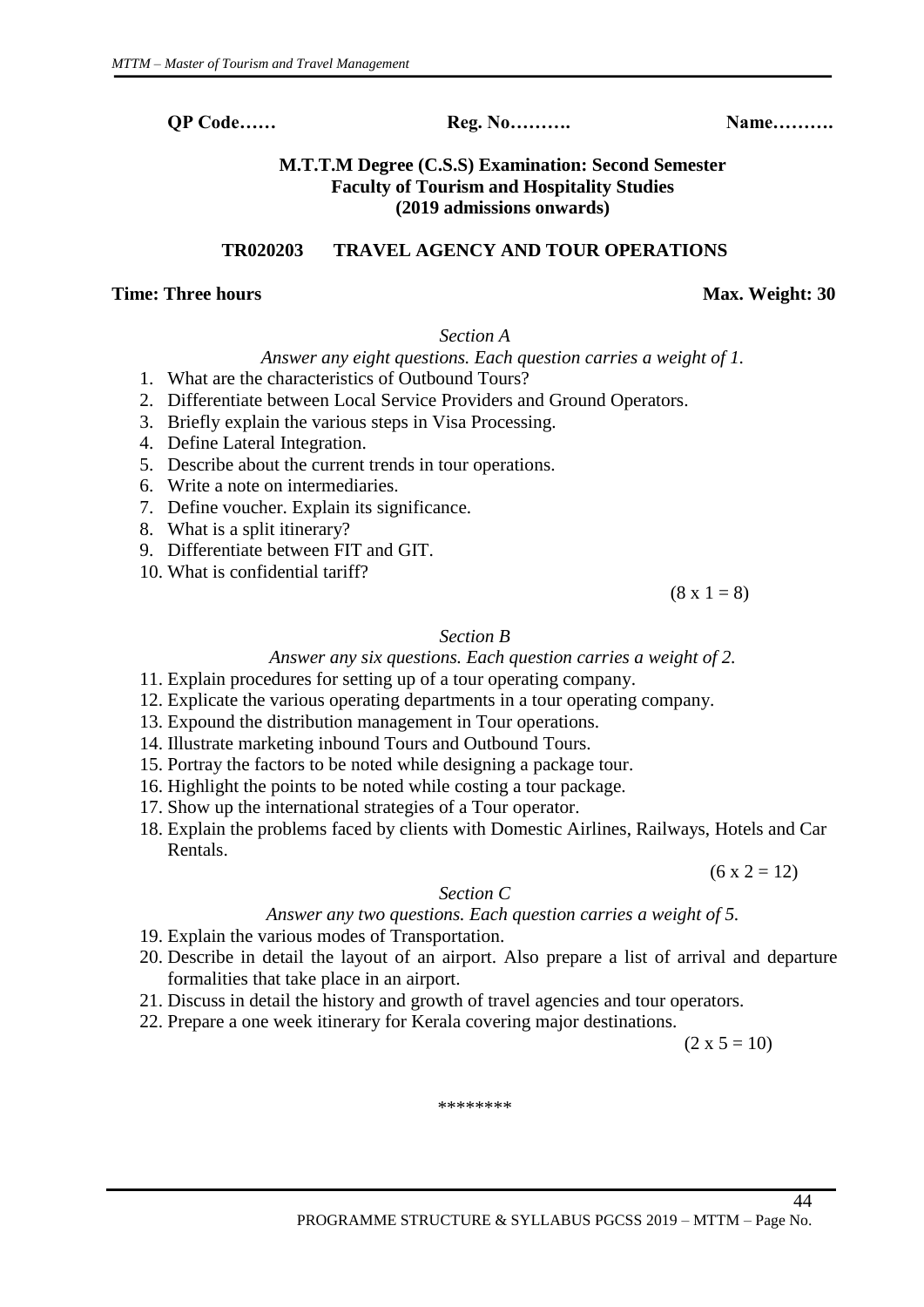**QP Code……  Reg. No……….  Name……….**

**M.T.T.M Degree (C.S.S) Examination: Second Semester**
**Faculty of Tourism and Hospitality Studies**
**(2019 admissions onwards)**

## TR020203 TRAVEL AGENCY AND TOUR OPERATIONS

**Time: Three hours** **Max. Weight: 30**

*Section A*

*Answer any eight questions. Each question carries a weight of 1.*

1. What are the characteristics of Outbound Tours?
2. Differentiate between Local Service Providers and Ground Operators.
3. Briefly explain the various steps in Visa Processing.
4. Define Lateral Integration.
5. Describe about the current trends in tour operations.
6. Write a note on intermediaries.
7. Define voucher. Explain its significance.
8. What is a split itinerary?
9. Differentiate between FIT and GIT.
10. What is confidential tariff?

(8 x 1 = 8)

*Section B*

*Answer any six questions. Each question carries a weight of 2.*

11. Explain procedures for setting up of a tour operating company.
12. Explicate the various operating departments in a tour operating company.
13. Expound the distribution management in Tour operations.
14. Illustrate marketing inbound Tours and Outbound Tours.
15. Portray the factors to be noted while designing a package tour.
16. Highlight the points to be noted while costing a tour package.
17. Show up the international strategies of a Tour operator.
18. Explain the problems faced by clients with Domestic Airlines, Railways, Hotels and Car Rentals.

(6 x 2 = 12)

*Section C*

*Answer any two questions. Each question carries a weight of 5.*

19. Explain the various modes of Transportation.
20. Describe in detail the layout of an airport. Also prepare a list of arrival and departure formalities that take place in an airport.
21. Discuss in detail the history and growth of travel agencies and tour operators.
22. Prepare a one week itinerary for Kerala covering major destinations.

(2 x 5 = 10)

********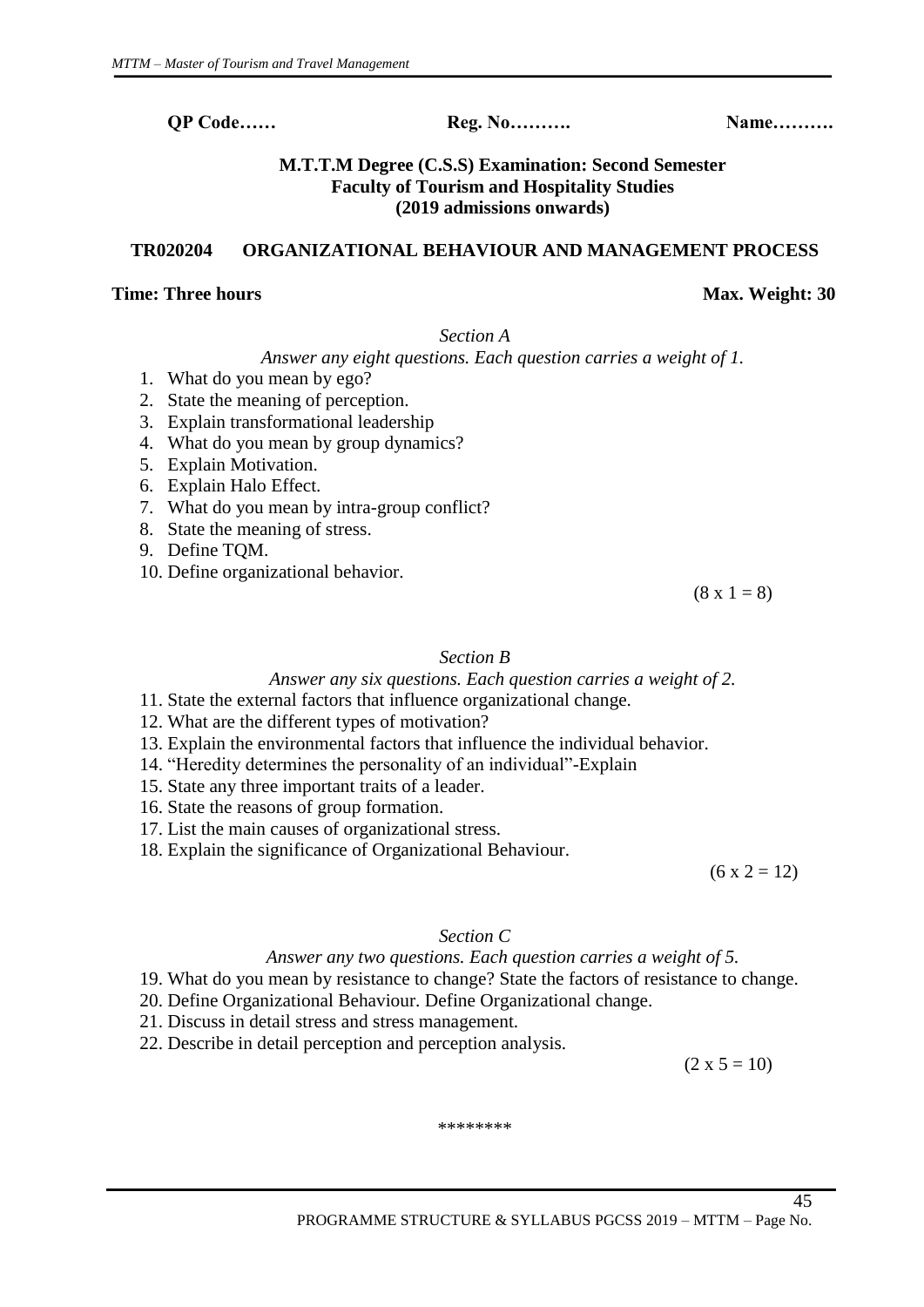**QP Code……** **Reg. No……….** **Name……….**

**M.T.T.M Degree (C.S.S) Examination: Second Semester**
**Faculty of Tourism and Hospitality Studies**
**(2019 admissions onwards)**

## TR020204 ORGANIZATIONAL BEHAVIOUR AND MANAGEMENT PROCESS

**Time: Three hours** **Max. Weight: 30**

### *Section A*

*Answer any eight questions. Each question carries a weight of 1.*

1. What do you mean by ego?
2. State the meaning of perception.
3. Explain transformational leadership
4. What do you mean by group dynamics?
5. Explain Motivation.
6. Explain Halo Effect.
7. What do you mean by intra-group conflict?
8. State the meaning of stress.
9. Define TQM.
10. Define organizational behavior.

(8 x 1 = 8)

### *Section B*

*Answer any six questions. Each question carries a weight of 2.*

11. State the external factors that influence organizational change.
12. What are the different types of motivation?
13. Explain the environmental factors that influence the individual behavior.
14. "Heredity determines the personality of an individual"-Explain
15. State any three important traits of a leader.
16. State the reasons of group formation.
17. List the main causes of organizational stress.
18. Explain the significance of Organizational Behaviour.

(6 x 2 = 12)

### *Section C*

*Answer any two questions. Each question carries a weight of 5.*

19. What do you mean by resistance to change? State the factors of resistance to change.
20. Define Organizational Behaviour. Define Organizational change.
21. Discuss in detail stress and stress management.
22. Describe in detail perception and perception analysis.

(2 x 5 = 10)

********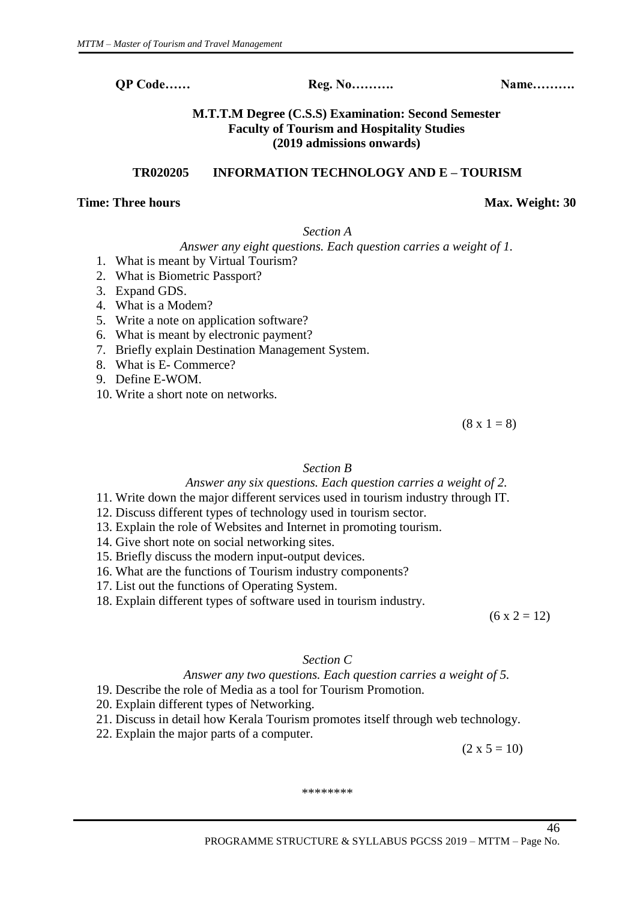**QP Code……** **Reg. No……….** **Name……….**

**M.T.T.M Degree (C.S.S) Examination: Second Semester**
**Faculty of Tourism and Hospitality Studies**
**(2019 admissions onwards)**

**TR020205 INFORMATION TECHNOLOGY AND E – TOURISM**

**Time: Three hours** **Max. Weight: 30**

*Section A*

*Answer any eight questions. Each question carries a weight of 1.*

1. What is meant by Virtual Tourism?
2. What is Biometric Passport?
3. Expand GDS.
4. What is a Modem?
5. Write a note on application software?
6. What is meant by electronic payment?
7. Briefly explain Destination Management System.
8. What is E- Commerce?
9. Define E-WOM.
10. Write a short note on networks.

(8 x 1 = 8)

*Section B*

*Answer any six questions. Each question carries a weight of 2.*

11. Write down the major different services used in tourism industry through IT.
12. Discuss different types of technology used in tourism sector.
13. Explain the role of Websites and Internet in promoting tourism.
14. Give short note on social networking sites.
15. Briefly discuss the modern input-output devices.
16. What are the functions of Tourism industry components?
17. List out the functions of Operating System.
18. Explain different types of software used in tourism industry.

(6 x 2 = 12)

*Section C*

*Answer any two questions. Each question carries a weight of 5.*

19. Describe the role of Media as a tool for Tourism Promotion.
20. Explain different types of Networking.
21. Discuss in detail how Kerala Tourism promotes itself through web technology.
22. Explain the major parts of a computer.

(2 x 5 = 10)

\*\*\*\*\*\*\*\*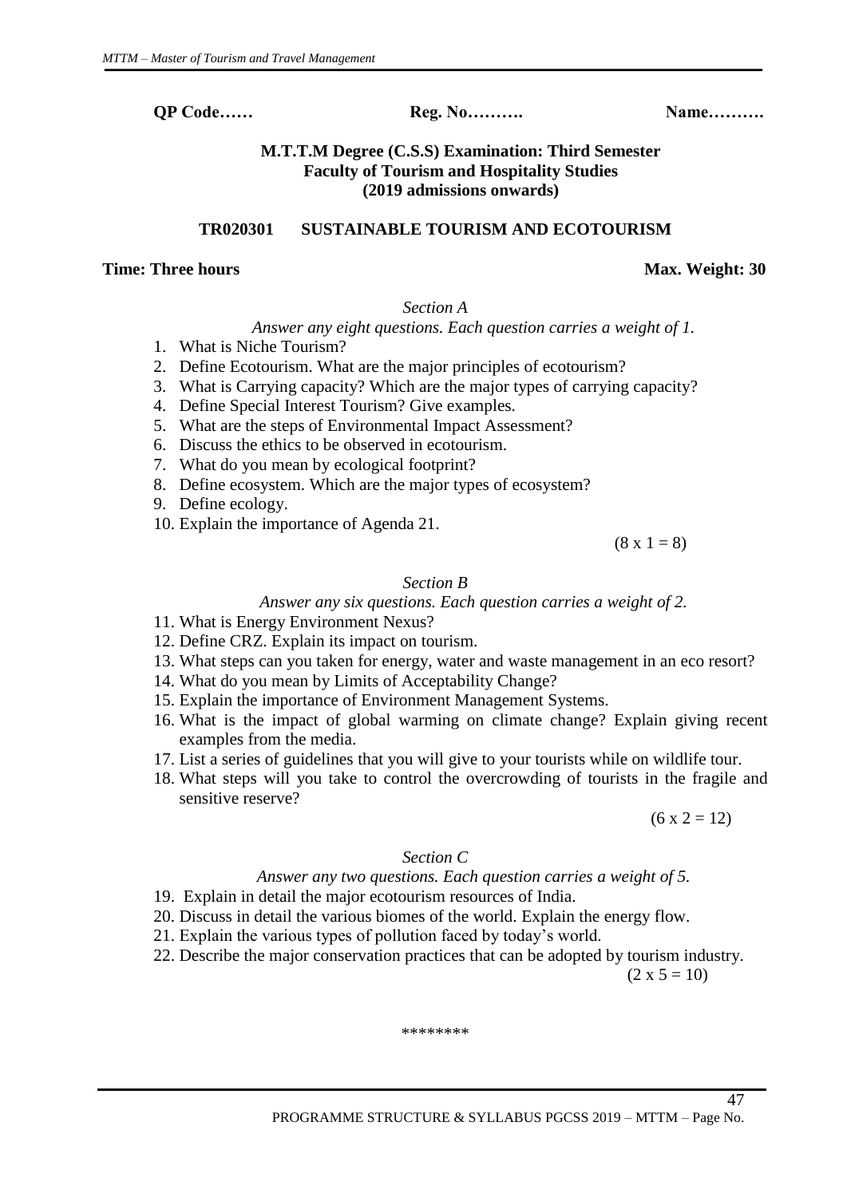**QP Code……** **Reg. No……….** **Name……….**

**M.T.T.M Degree (C.S.S) Examination: Third Semester**
**Faculty of Tourism and Hospitality Studies**
**(2019 admissions onwards)**

**TR020301 SUSTAINABLE TOURISM AND ECOTOURISM**

**Time: Three hours** **Max. Weight: 30**

*Section A*

*Answer any eight questions. Each question carries a weight of 1.*

1. What is Niche Tourism?
2. Define Ecotourism. What are the major principles of ecotourism?
3. What is Carrying capacity? Which are the major types of carrying capacity?
4. Define Special Interest Tourism? Give examples.
5. What are the steps of Environmental Impact Assessment?
6. Discuss the ethics to be observed in ecotourism.
7. What do you mean by ecological footprint?
8. Define ecosystem. Which are the major types of ecosystem?
9. Define ecology.
10. Explain the importance of Agenda 21.

(8 x 1 = 8)

*Section B*

*Answer any six questions. Each question carries a weight of 2.*

11. What is Energy Environment Nexus?
12. Define CRZ. Explain its impact on tourism.
13. What steps can you taken for energy, water and waste management in an eco resort?
14. What do you mean by Limits of Acceptability Change?
15. Explain the importance of Environment Management Systems.
16. What is the impact of global warming on climate change? Explain giving recent examples from the media.
17. List a series of guidelines that you will give to your tourists while on wildlife tour.
18. What steps will you take to control the overcrowding of tourists in the fragile and sensitive reserve?

(6 x 2 = 12)

*Section C*

*Answer any two questions. Each question carries a weight of 5.*

19. Explain in detail the major ecotourism resources of India.
20. Discuss in detail the various biomes of the world. Explain the energy flow.
21. Explain the various types of pollution faced by today's world.
22. Describe the major conservation practices that can be adopted by tourism industry.

(2 x 5 = 10)

********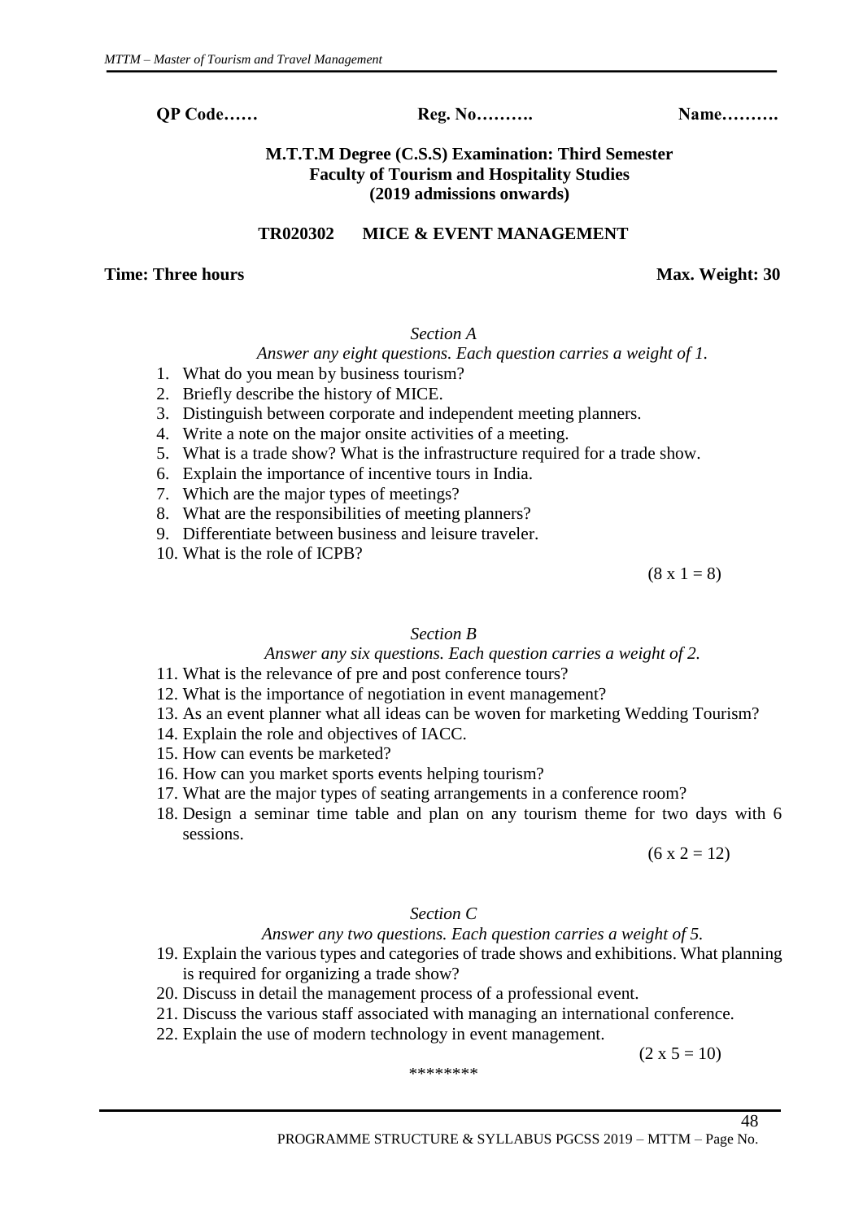**QP Code……** **Reg. No……….** **Name……….**

**M.T.T.M Degree (C.S.S) Examination: Third Semester**
**Faculty of Tourism and Hospitality Studies**
**(2019 admissions onwards)**

**TR020302 MICE & EVENT MANAGEMENT**

**Time: Three hours** **Max. Weight: 30**

*Section A*

*Answer any eight questions. Each question carries a weight of 1.*

1. What do you mean by business tourism?
2. Briefly describe the history of MICE.
3. Distinguish between corporate and independent meeting planners.
4. Write a note on the major onsite activities of a meeting.
5. What is a trade show? What is the infrastructure required for a trade show.
6. Explain the importance of incentive tours in India.
7. Which are the major types of meetings?
8. What are the responsibilities of meeting planners?
9. Differentiate between business and leisure traveler.
10. What is the role of ICPB?

(8 x 1 = 8)

*Section B*

*Answer any six questions. Each question carries a weight of 2.*

11. What is the relevance of pre and post conference tours?
12. What is the importance of negotiation in event management?
13. As an event planner what all ideas can be woven for marketing Wedding Tourism?
14. Explain the role and objectives of IACC.
15. How can events be marketed?
16. How can you market sports events helping tourism?
17. What are the major types of seating arrangements in a conference room?
18. Design a seminar time table and plan on any tourism theme for two days with 6 sessions.

(6 x 2 = 12)

*Section C*

*Answer any two questions. Each question carries a weight of 5.*

19. Explain the various types and categories of trade shows and exhibitions. What planning is required for organizing a trade show?
20. Discuss in detail the management process of a professional event.
21. Discuss the various staff associated with managing an international conference.
22. Explain the use of modern technology in event management.

(2 x 5 = 10)

*******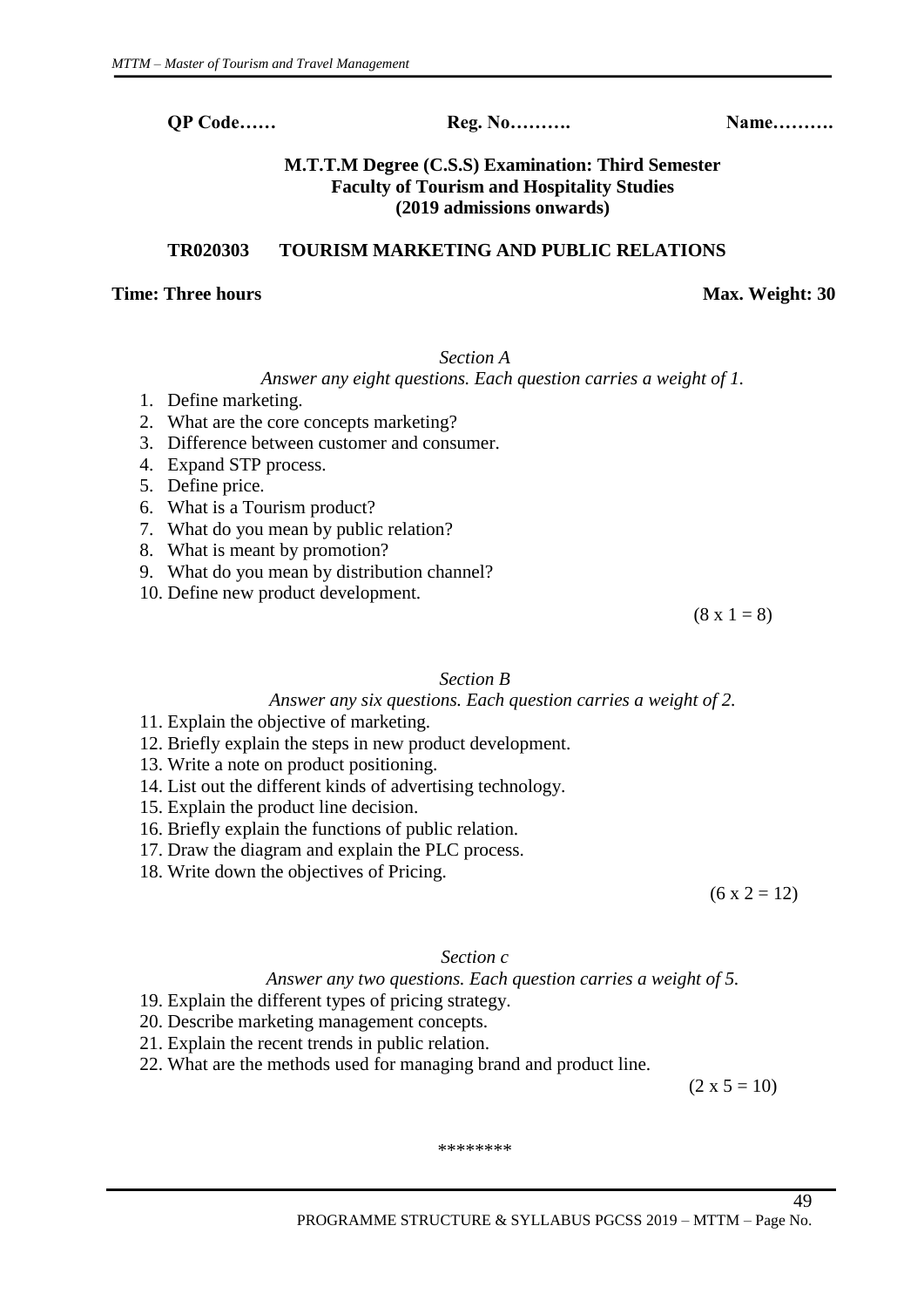**QP Code……** **Reg. No……….** **Name……….**

**M.T.T.M Degree (C.S.S) Examination: Third Semester**
**Faculty of Tourism and Hospitality Studies**
**(2019 admissions onwards)**

**TR020303 TOURISM MARKETING AND PUBLIC RELATIONS**

**Time: Three hours** **Max. Weight: 30**

*Section A*

*Answer any eight questions. Each question carries a weight of 1.*

1. Define marketing.
2. What are the core concepts marketing?
3. Difference between customer and consumer.
4. Expand STP process.
5. Define price.
6. What is a Tourism product?
7. What do you mean by public relation?
8. What is meant by promotion?
9. What do you mean by distribution channel?
10. Define new product development.

(8 x 1 = 8)

*Section B*

*Answer any six questions. Each question carries a weight of 2.*

11. Explain the objective of marketing.
12. Briefly explain the steps in new product development.
13. Write a note on product positioning.
14. List out the different kinds of advertising technology.
15. Explain the product line decision.
16. Briefly explain the functions of public relation.
17. Draw the diagram and explain the PLC process.
18. Write down the objectives of Pricing.

(6 x 2 = 12)

*Section c*

*Answer any two questions. Each question carries a weight of 5.*

19. Explain the different types of pricing strategy.
20. Describe marketing management concepts.
21. Explain the recent trends in public relation.
22. What are the methods used for managing brand and product line.

(2 x 5 = 10)

********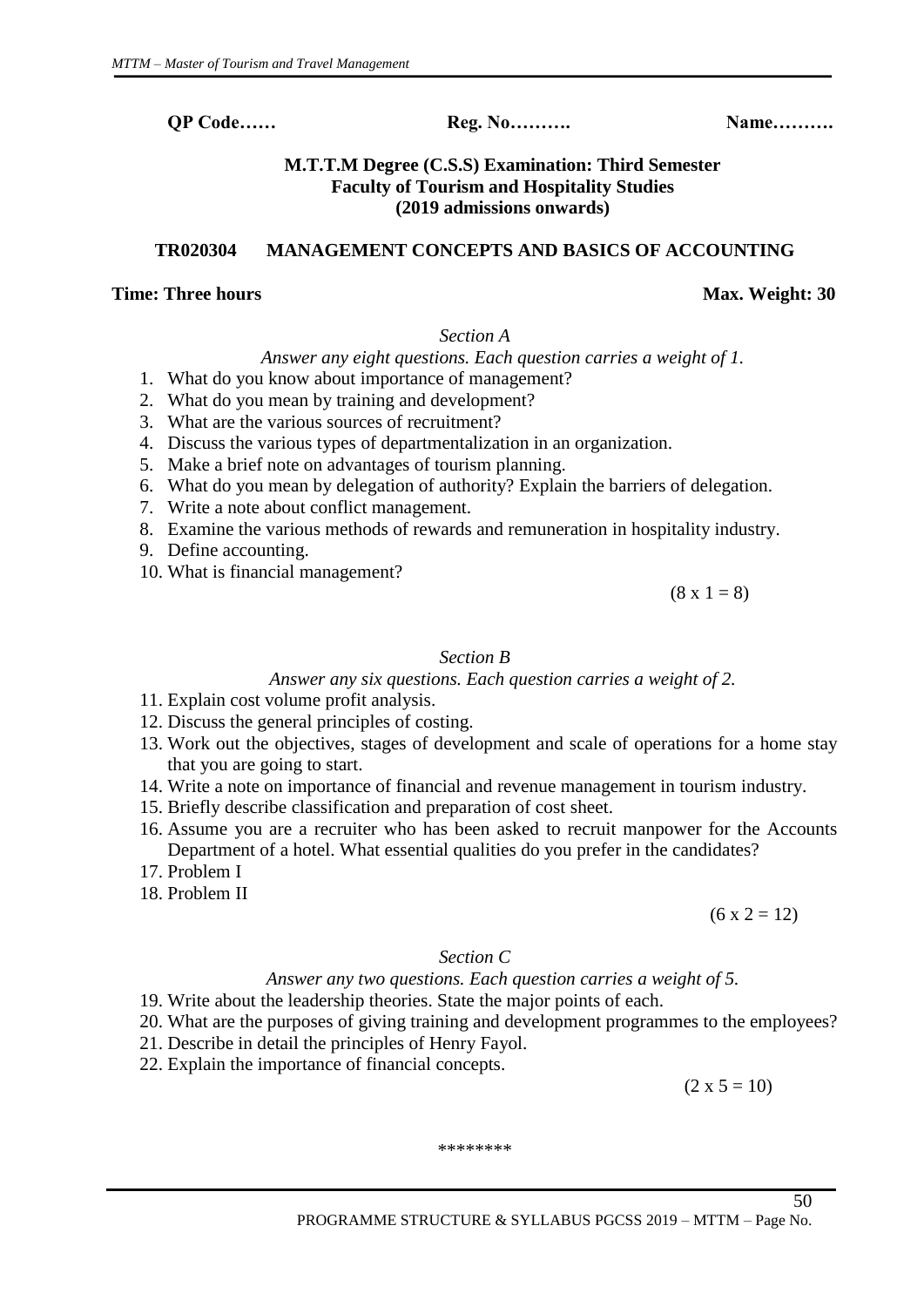**QP Code……** **Reg. No……….** **Name……….**

**M.T.T.M Degree (C.S.S) Examination: Third Semester**
**Faculty of Tourism and Hospitality Studies**
**(2019 admissions onwards)**

**TR020304 MANAGEMENT CONCEPTS AND BASICS OF ACCOUNTING**

**Time: Three hours** **Max. Weight: 30**

*Section A*

*Answer any eight questions. Each question carries a weight of 1.*

1. What do you know about importance of management?
2. What do you mean by training and development?
3. What are the various sources of recruitment?
4. Discuss the various types of departmentalization in an organization.
5. Make a brief note on advantages of tourism planning.
6. What do you mean by delegation of authority? Explain the barriers of delegation.
7. Write a note about conflict management.
8. Examine the various methods of rewards and remuneration in hospitality industry.
9. Define accounting.
10. What is financial management?

(8 x 1 = 8)

*Section B*

*Answer any six questions. Each question carries a weight of 2.*

11. Explain cost volume profit analysis.
12. Discuss the general principles of costing.
13. Work out the objectives, stages of development and scale of operations for a home stay that you are going to start.
14. Write a note on importance of financial and revenue management in tourism industry.
15. Briefly describe classification and preparation of cost sheet.
16. Assume you are a recruiter who has been asked to recruit manpower for the Accounts Department of a hotel. What essential qualities do you prefer in the candidates?
17. Problem I
18. Problem II

(6 x 2 = 12)

*Section C*

*Answer any two questions. Each question carries a weight of 5.*

19. Write about the leadership theories. State the major points of each.
20. What are the purposes of giving training and development programmes to the employees?
21. Describe in detail the principles of Henry Fayol.
22. Explain the importance of financial concepts.

(2 x 5 = 10)

*******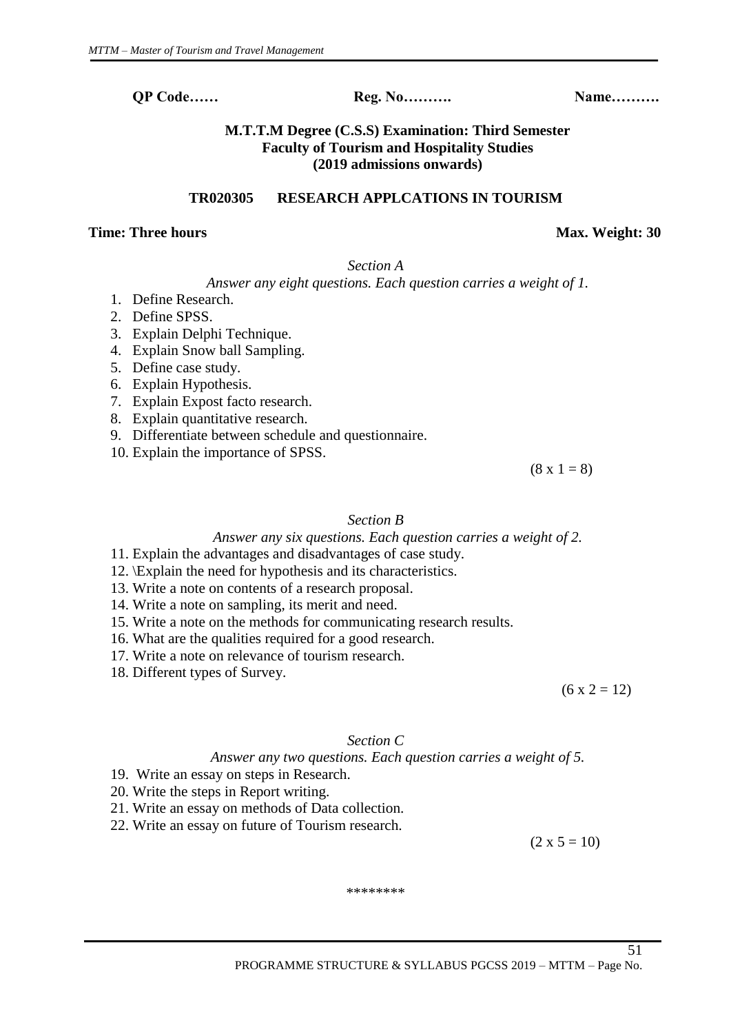**QP Code……** **Reg. No……….** **Name……….**

**M.T.T.M Degree (C.S.S) Examination: Third Semester**
**Faculty of Tourism and Hospitality Studies**
**(2019 admissions onwards)**

**TR020305 RESEARCH APPLCATIONS IN TOURISM**

**Time: Three hours** **Max. Weight: 30**

*Section A*

*Answer any eight questions. Each question carries a weight of 1.*

1. Define Research.
2. Define SPSS.
3. Explain Delphi Technique.
4. Explain Snow ball Sampling.
5. Define case study.
6. Explain Hypothesis.
7. Explain Expost facto research.
8. Explain quantitative research.
9. Differentiate between schedule and questionnaire.
10. Explain the importance of SPSS.

(8 x 1 = 8)

*Section B*

*Answer any six questions. Each question carries a weight of 2.*

11. Explain the advantages and disadvantages of case study.
12. \Explain the need for hypothesis and its characteristics.
13. Write a note on contents of a research proposal.
14. Write a note on sampling, its merit and need.
15. Write a note on the methods for communicating research results.
16. What are the qualities required for a good research.
17. Write a note on relevance of tourism research.
18. Different types of Survey.

(6 x 2 = 12)

*Section C*

*Answer any two questions. Each question carries a weight of 5.*

19. Write an essay on steps in Research.
20. Write the steps in Report writing.
21. Write an essay on methods of Data collection.
22. Write an essay on future of Tourism research.

(2 x 5 = 10)

********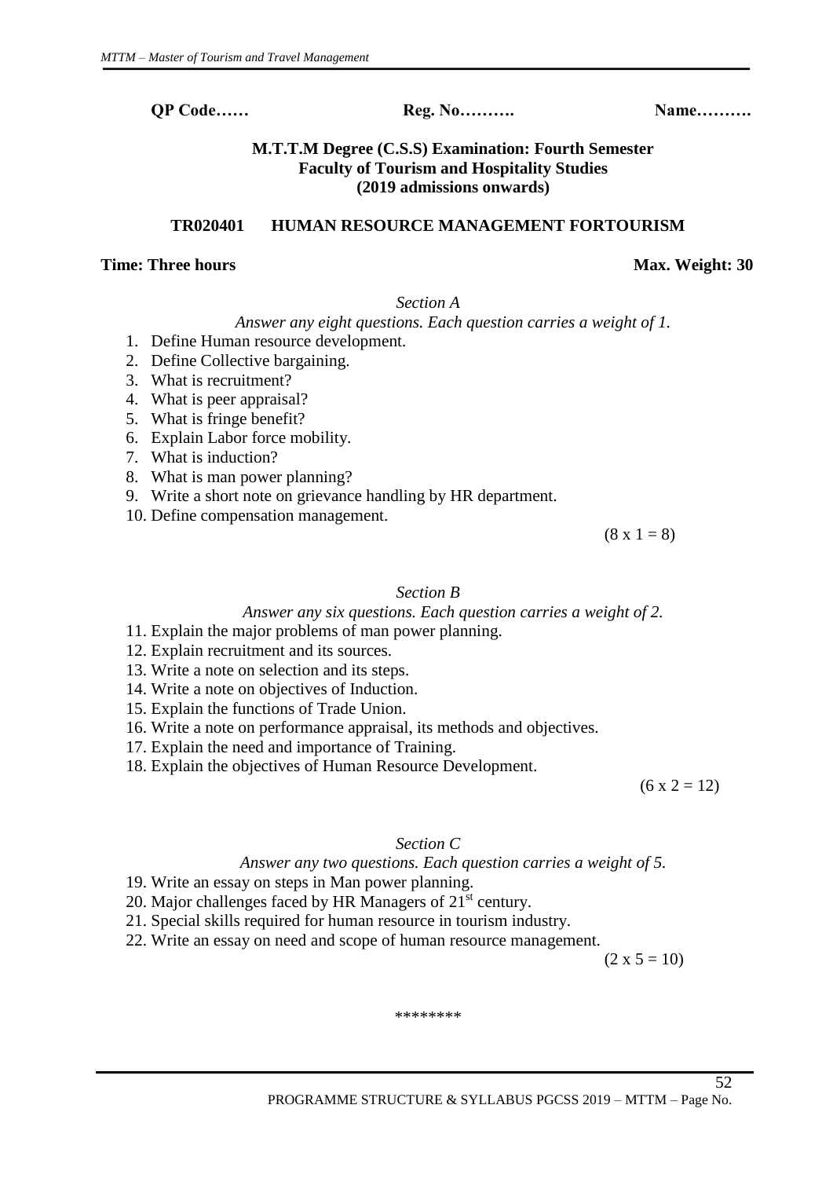**QP Code……** **Reg. No……….** **Name……….**

**M.T.T.M Degree (C.S.S) Examination: Fourth Semester**
**Faculty of Tourism and Hospitality Studies**
**(2019 admissions onwards)**

**TR020401 HUMAN RESOURCE MANAGEMENT FORTOURISM**

**Time: Three hours** **Max. Weight: 30**

*Section A*

*Answer any eight questions. Each question carries a weight of 1.*

1. Define Human resource development.
2. Define Collective bargaining.
3. What is recruitment?
4. What is peer appraisal?
5. What is fringe benefit?
6. Explain Labor force mobility.
7. What is induction?
8. What is man power planning?
9. Write a short note on grievance handling by HR department.
10. Define compensation management.

(8 x 1 = 8)

*Section B*

*Answer any six questions. Each question carries a weight of 2.*

11. Explain the major problems of man power planning.
12. Explain recruitment and its sources.
13. Write a note on selection and its steps.
14. Write a note on objectives of Induction.
15. Explain the functions of Trade Union.
16. Write a note on performance appraisal, its methods and objectives.
17. Explain the need and importance of Training.
18. Explain the objectives of Human Resource Development.

(6 x 2 = 12)

*Section C*

*Answer any two questions. Each question carries a weight of 5.*

19. Write an essay on steps in Man power planning.
20. Major challenges faced by HR Managers of 21st century.
21. Special skills required for human resource in tourism industry.
22. Write an essay on need and scope of human resource management.

(2 x 5 = 10)

********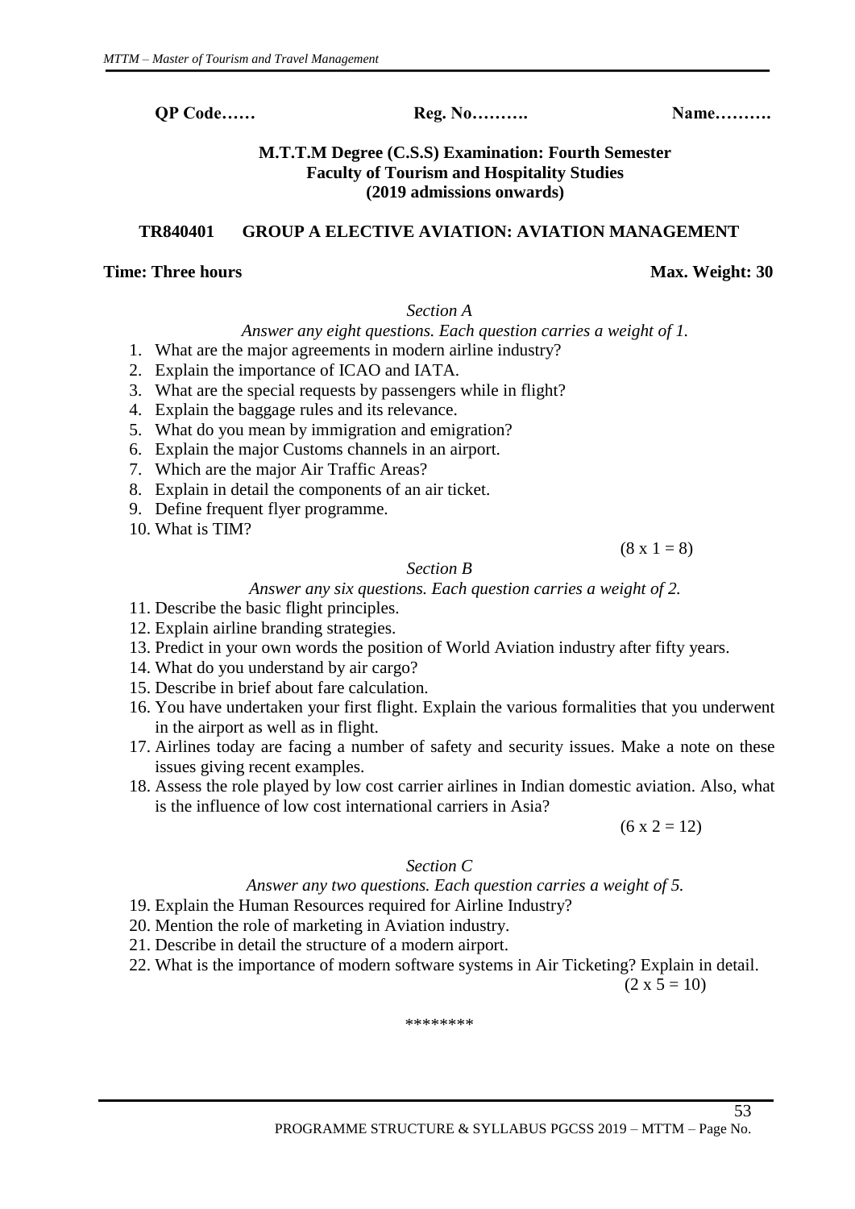**QP Code……** **Reg. No……….** **Name……….**

**M.T.T.M Degree (C.S.S) Examination: Fourth Semester**
**Faculty of Tourism and Hospitality Studies**
**(2019 admissions onwards)**

**TR840401 GROUP A ELECTIVE AVIATION: AVIATION MANAGEMENT**

**Time: Three hours** **Max. Weight: 30**

*Section A*

*Answer any eight questions. Each question carries a weight of 1.*

1. What are the major agreements in modern airline industry?
2. Explain the importance of ICAO and IATA.
3. What are the special requests by passengers while in flight?
4. Explain the baggage rules and its relevance.
5. What do you mean by immigration and emigration?
6. Explain the major Customs channels in an airport.
7. Which are the major Air Traffic Areas?
8. Explain in detail the components of an air ticket.
9. Define frequent flyer programme.
10. What is TIM?

(8 x 1 = 8)

*Section B*

*Answer any six questions. Each question carries a weight of 2.*

11. Describe the basic flight principles.
12. Explain airline branding strategies.
13. Predict in your own words the position of World Aviation industry after fifty years.
14. What do you understand by air cargo?
15. Describe in brief about fare calculation.
16. You have undertaken your first flight. Explain the various formalities that you underwent in the airport as well as in flight.
17. Airlines today are facing a number of safety and security issues. Make a note on these issues giving recent examples.
18. Assess the role played by low cost carrier airlines in Indian domestic aviation. Also, what is the influence of low cost international carriers in Asia?

(6 x 2 = 12)

*Section C*

*Answer any two questions. Each question carries a weight of 5.*

19. Explain the Human Resources required for Airline Industry?
20. Mention the role of marketing in Aviation industry.
21. Describe in detail the structure of a modern airport.
22. What is the importance of modern software systems in Air Ticketing? Explain in detail.

(2 x 5 = 10)

\*\*\*\*\*\*\*\*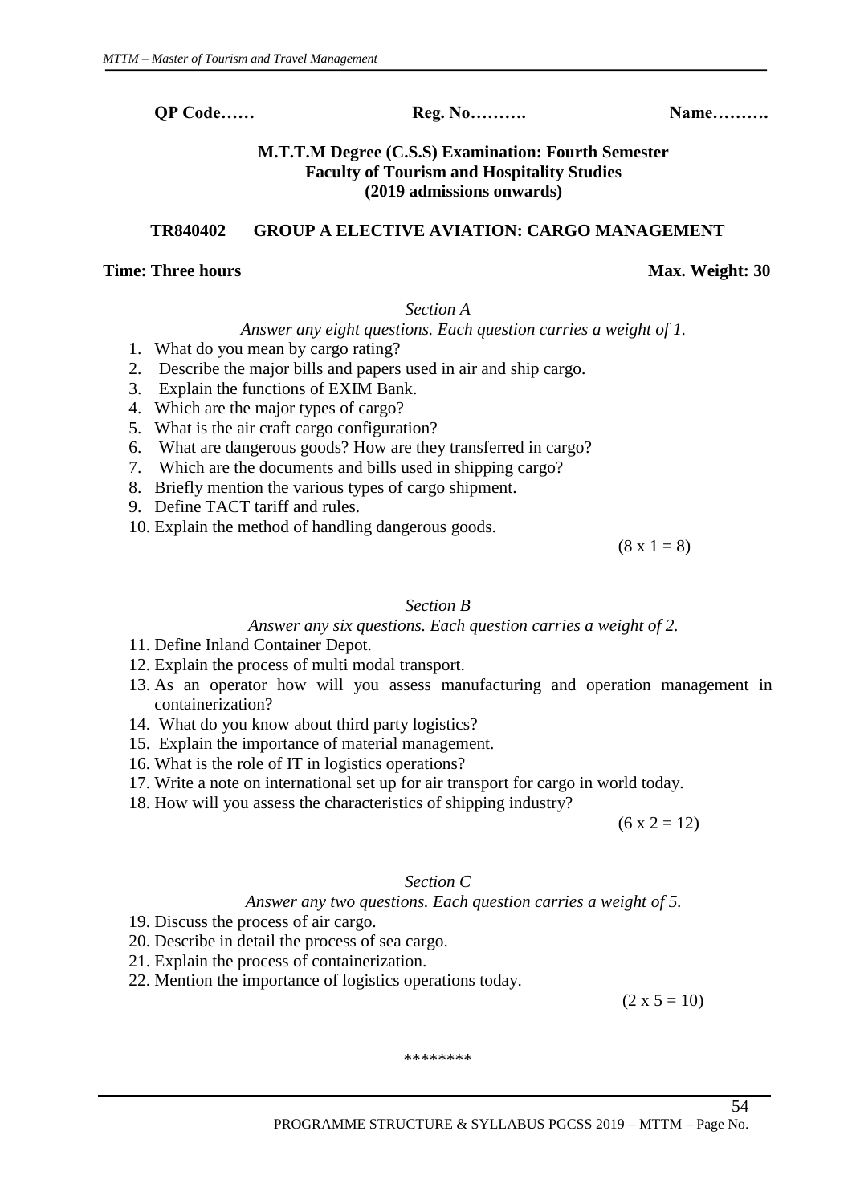**QP Code……   Reg. No……….   Name……….**

**M.T.T.M Degree (C.S.S) Examination: Fourth Semester**
**Faculty of Tourism and Hospitality Studies**
**(2019 admissions onwards)**

**TR840402 GROUP A ELECTIVE AVIATION: CARGO MANAGEMENT**

**Time: Three hours** **Max. Weight: 30**

*Section A*

*Answer any eight questions. Each question carries a weight of 1.*

1. What do you mean by cargo rating?
2. Describe the major bills and papers used in air and ship cargo.
3. Explain the functions of EXIM Bank.
4. Which are the major types of cargo?
5. What is the air craft cargo configuration?
6. What are dangerous goods? How are they transferred in cargo?
7. Which are the documents and bills used in shipping cargo?
8. Briefly mention the various types of cargo shipment.
9. Define TACT tariff and rules.
10. Explain the method of handling dangerous goods.

(8 x 1 = 8)

*Section B*

*Answer any six questions. Each question carries a weight of 2.*

11. Define Inland Container Depot.
12. Explain the process of multi modal transport.
13. As an operator how will you assess manufacturing and operation management in containerization?
14. What do you know about third party logistics?
15. Explain the importance of material management.
16. What is the role of IT in logistics operations?
17. Write a note on international set up for air transport for cargo in world today.
18. How will you assess the characteristics of shipping industry?

(6 x 2 = 12)

*Section C*

*Answer any two questions. Each question carries a weight of 5.*

19. Discuss the process of air cargo.
20. Describe in detail the process of sea cargo.
21. Explain the process of containerization.
22. Mention the importance of logistics operations today.

(2 x 5 = 10)

********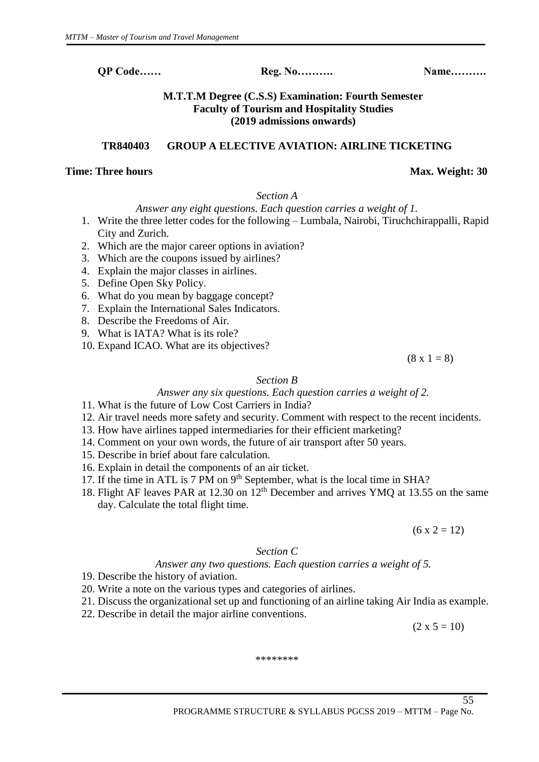**QP Code……** **Reg. No……….** **Name……….**

**M.T.T.M Degree (C.S.S) Examination: Fourth Semester**
**Faculty of Tourism and Hospitality Studies**
**(2019 admissions onwards)**

**TR840403 GROUP A ELECTIVE AVIATION: AIRLINE TICKETING**

**Time: Three hours** **Max. Weight: 30**

*Section A*

*Answer any eight questions. Each question carries a weight of 1.*

1. Write the three letter codes for the following – Lumbala, Nairobi, Tiruchchirappalli, Rapid City and Zurich.
2. Which are the major career options in aviation?
3. Which are the coupons issued by airlines?
4. Explain the major classes in airlines.
5. Define Open Sky Policy.
6. What do you mean by baggage concept?
7. Explain the International Sales Indicators.
8. Describe the Freedoms of Air.
9. What is IATA? What is its role?
10. Expand ICAO. What are its objectives?

(8 x 1 = 8)

*Section B*

*Answer any six questions. Each question carries a weight of 2.*

11. What is the future of Low Cost Carriers in India?
12. Air travel needs more safety and security. Comment with respect to the recent incidents.
13. How have airlines tapped intermediaries for their efficient marketing?
14. Comment on your own words, the future of air transport after 50 years.
15. Describe in brief about fare calculation.
16. Explain in detail the components of an air ticket.
17. If the time in ATL is 7 PM on 9th September, what is the local time in SHA?
18. Flight AF leaves PAR at 12.30 on 12th December and arrives YMQ at 13.55 on the same day. Calculate the total flight time.

(6 x 2 = 12)

*Section C*

*Answer any two questions. Each question carries a weight of 5.*

19. Describe the history of aviation.
20. Write a note on the various types and categories of airlines.
21. Discuss the organizational set up and functioning of an airline taking Air India as example.
22. Describe in detail the major airline conventions.

(2 x 5 = 10)

********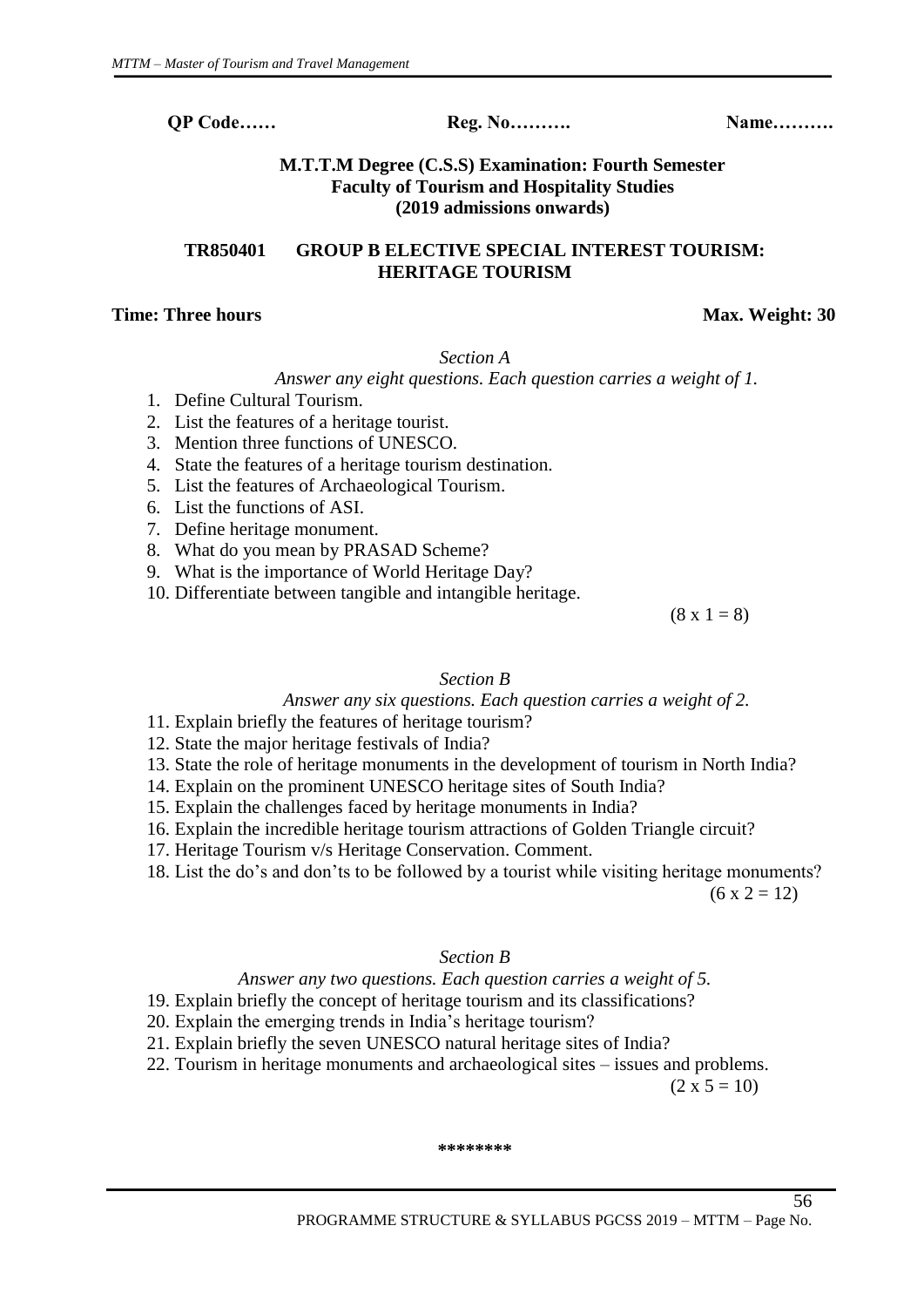**QP Code……** **Reg. No……….** **Name……….**

**M.T.T.M Degree (C.S.S) Examination: Fourth Semester**
**Faculty of Tourism and Hospitality Studies**
**(2019 admissions onwards)**

**TR850401 GROUP B ELECTIVE SPECIAL INTEREST TOURISM: HERITAGE TOURISM**

**Time: Three hours** **Max. Weight: 30**

*Section A*

*Answer any eight questions. Each question carries a weight of 1.*

1. Define Cultural Tourism.
2. List the features of a heritage tourist.
3. Mention three functions of UNESCO.
4. State the features of a heritage tourism destination.
5. List the features of Archaeological Tourism.
6. List the functions of ASI.
7. Define heritage monument.
8. What do you mean by PRASAD Scheme?
9. What is the importance of World Heritage Day?
10. Differentiate between tangible and intangible heritage.

(8 x 1 = 8)

*Section B*

*Answer any six questions. Each question carries a weight of 2.*

11. Explain briefly the features of heritage tourism?
12. State the major heritage festivals of India?
13. State the role of heritage monuments in the development of tourism in North India?
14. Explain on the prominent UNESCO heritage sites of South India?
15. Explain the challenges faced by heritage monuments in India?
16. Explain the incredible heritage tourism attractions of Golden Triangle circuit?
17. Heritage Tourism v/s Heritage Conservation. Comment.
18. List the do's and don'ts to be followed by a tourist while visiting heritage monuments?

(6 x 2 = 12)

*Section B*

*Answer any two questions. Each question carries a weight of 5.*

19. Explain briefly the concept of heritage tourism and its classifications?
20. Explain the emerging trends in India's heritage tourism?
21. Explain briefly the seven UNESCO natural heritage sites of India?
22. Tourism in heritage monuments and archaeological sites – issues and problems.

(2 x 5 = 10)

**\*\*\*\*\*\*\*\***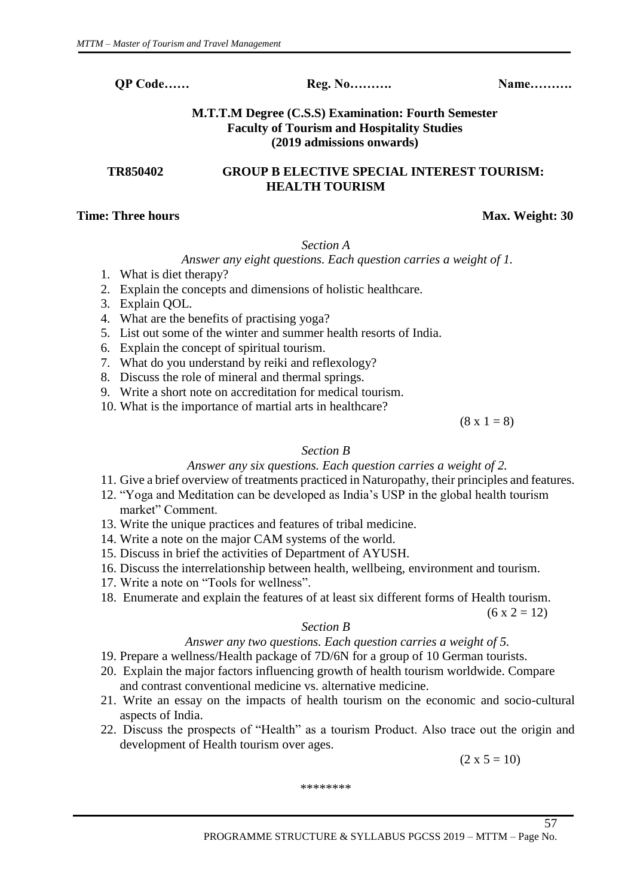**QP Code……** **Reg. No……….** **Name……….**

**M.T.T.M Degree (C.S.S) Examination: Fourth Semester**
**Faculty of Tourism and Hospitality Studies**
**(2019 admissions onwards)**

**TR850402 GROUP B ELECTIVE SPECIAL INTEREST TOURISM: HEALTH TOURISM**

**Time: Three hours** **Max. Weight: 30**

*Section A*

*Answer any eight questions. Each question carries a weight of 1.*

1. What is diet therapy?
2. Explain the concepts and dimensions of holistic healthcare.
3. Explain QOL.
4. What are the benefits of practising yoga?
5. List out some of the winter and summer health resorts of India.
6. Explain the concept of spiritual tourism.
7. What do you understand by reiki and reflexology?
8. Discuss the role of mineral and thermal springs.
9. Write a short note on accreditation for medical tourism.
10. What is the importance of martial arts in healthcare?

(8 x 1 = 8)

*Section B*

*Answer any six questions. Each question carries a weight of 2.*

11. Give a brief overview of treatments practiced in Naturopathy, their principles and features.
12. "Yoga and Meditation can be developed as India's USP in the global health tourism market" Comment.
13. Write the unique practices and features of tribal medicine.
14. Write a note on the major CAM systems of the world.
15. Discuss in brief the activities of Department of AYUSH.
16. Discuss the interrelationship between health, wellbeing, environment and tourism.
17. Write a note on "Tools for wellness".
18. Enumerate and explain the features of at least six different forms of Health tourism.

(6 x 2 = 12)

*Section B*

*Answer any two questions. Each question carries a weight of 5.*

19. Prepare a wellness/Health package of 7D/6N for a group of 10 German tourists.
20. Explain the major factors influencing growth of health tourism worldwide. Compare and contrast conventional medicine vs. alternative medicine.
21. Write an essay on the impacts of health tourism on the economic and socio-cultural aspects of India.
22. Discuss the prospects of "Health" as a tourism Product. Also trace out the origin and development of Health tourism over ages.

(2 x 5 = 10)

\*\*\*\*\*\*\*\*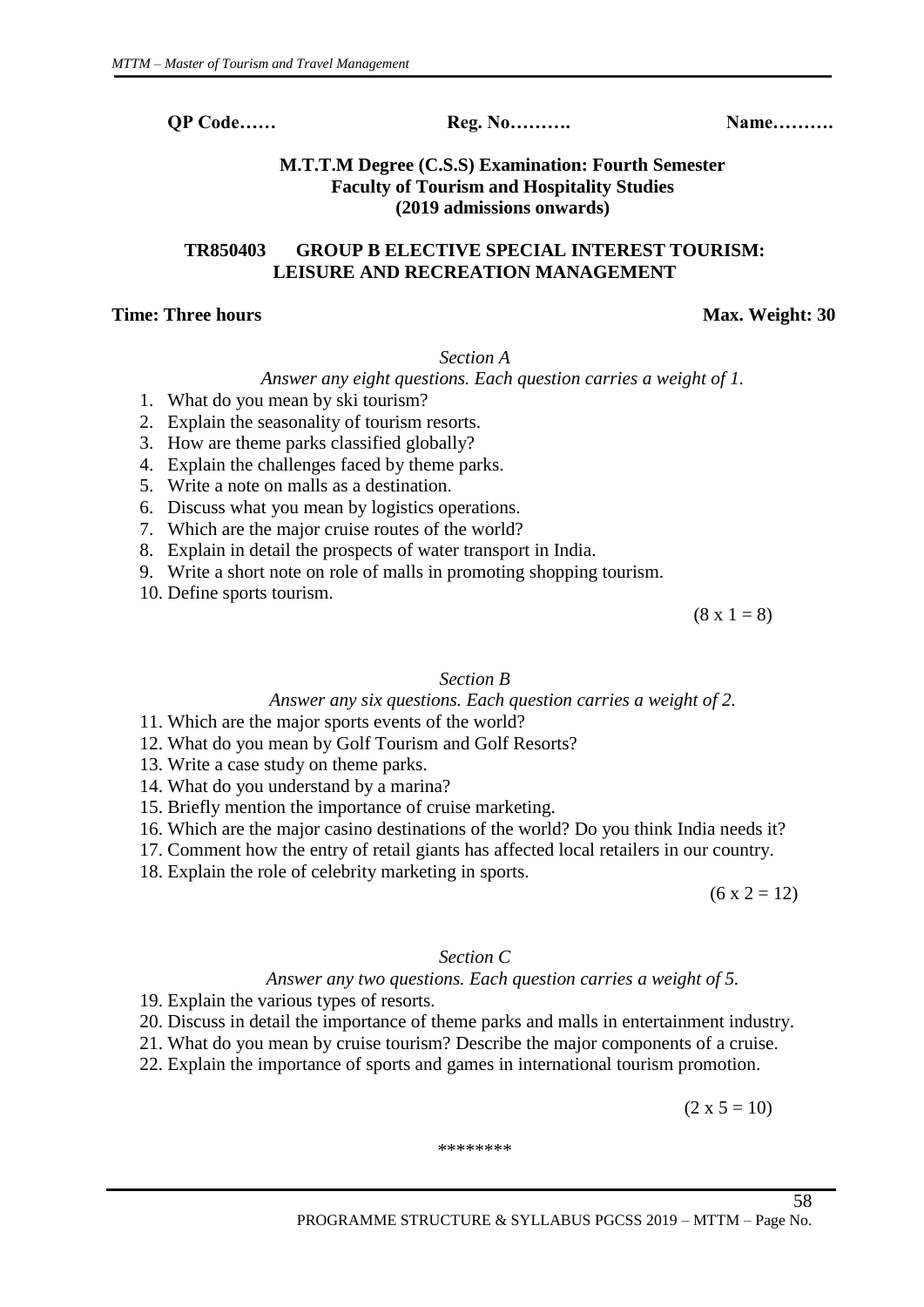**QP Code……** **Reg. No……….** **Name……….**

**M.T.T.M Degree (C.S.S) Examination: Fourth Semester**
**Faculty of Tourism and Hospitality Studies**
**(2019 admissions onwards)**

## TR850403 GROUP B ELECTIVE SPECIAL INTEREST TOURISM: LEISURE AND RECREATION MANAGEMENT

**Time: Three hours** **Max. Weight: 30**

*Section A*

*Answer any eight questions. Each question carries a weight of 1.*

1. What do you mean by ski tourism?
2. Explain the seasonality of tourism resorts.
3. How are theme parks classified globally?
4. Explain the challenges faced by theme parks.
5. Write a note on malls as a destination.
6. Discuss what you mean by logistics operations.
7. Which are the major cruise routes of the world?
8. Explain in detail the prospects of water transport in India.
9. Write a short note on role of malls in promoting shopping tourism.
10. Define sports tourism.

(8 x 1 = 8)

*Section B*

*Answer any six questions. Each question carries a weight of 2.*

11. Which are the major sports events of the world?
12. What do you mean by Golf Tourism and Golf Resorts?
13. Write a case study on theme parks.
14. What do you understand by a marina?
15. Briefly mention the importance of cruise marketing.
16. Which are the major casino destinations of the world? Do you think India needs it?
17. Comment how the entry of retail giants has affected local retailers in our country.
18. Explain the role of celebrity marketing in sports.

(6 x 2 = 12)

*Section C*

*Answer any two questions. Each question carries a weight of 5.*

19. Explain the various types of resorts.
20. Discuss in detail the importance of theme parks and malls in entertainment industry.
21. What do you mean by cruise tourism? Describe the major components of a cruise.
22. Explain the importance of sports and games in international tourism promotion.

(2 x 5 = 10)

*******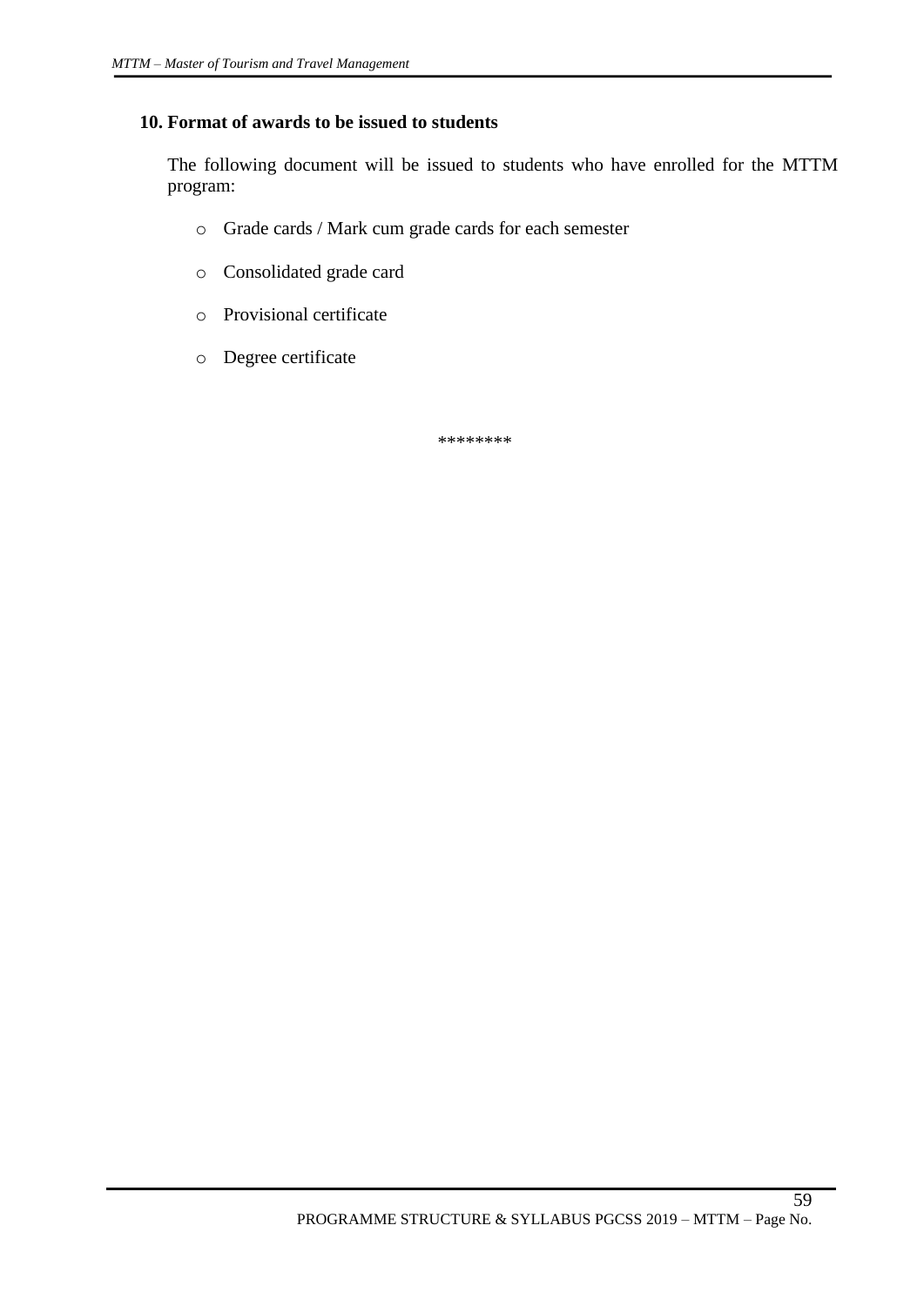### 10. Format of awards to be issued to students

The following document will be issued to students who have enrolled for the MTTM program:

- Grade cards / Mark cum grade cards for each semester
- Consolidated grade card
- Provisional certificate
- Degree certificate

********